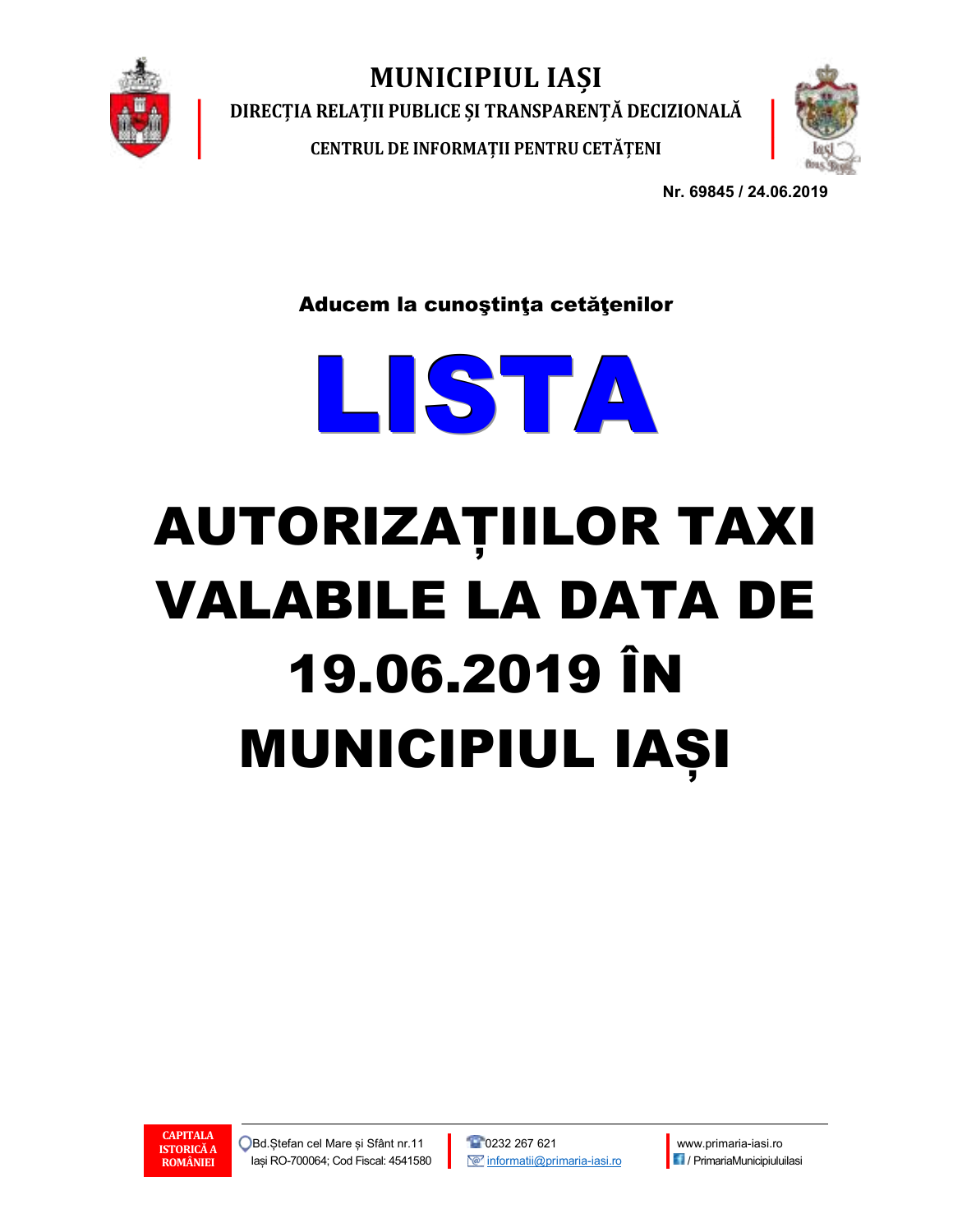# MUNICIPIUL IAȘI

## DIRECȚIA RELAȚII PUBLICE ȘI TRANSPARENȚĂ DECIZIONALĂ

### CENTRUL DE INFORMAȚII PENTRU CETĂȚENI

**Nr. 69845 / 24.06.2019**

**Aducem la cunoştinţa cetăţenilor**

# LISTA

# AUTORIZAȚIILOR TAXI VALABILE LA DATA DE 19.06.2019 ÎN MUNICIPIUL IAȘI

CAPITALA ISTORICĂ A ROMÂNIEI

Bd.Ștefan cel Mare și Sfânt nr.11
Iași RO-700064; Cod Fiscal: 4541580

0232 267 621
informatii@primaria-iasi.ro

www.primaria-iasi.ro
/ PrimariaMunicipiuluiIasi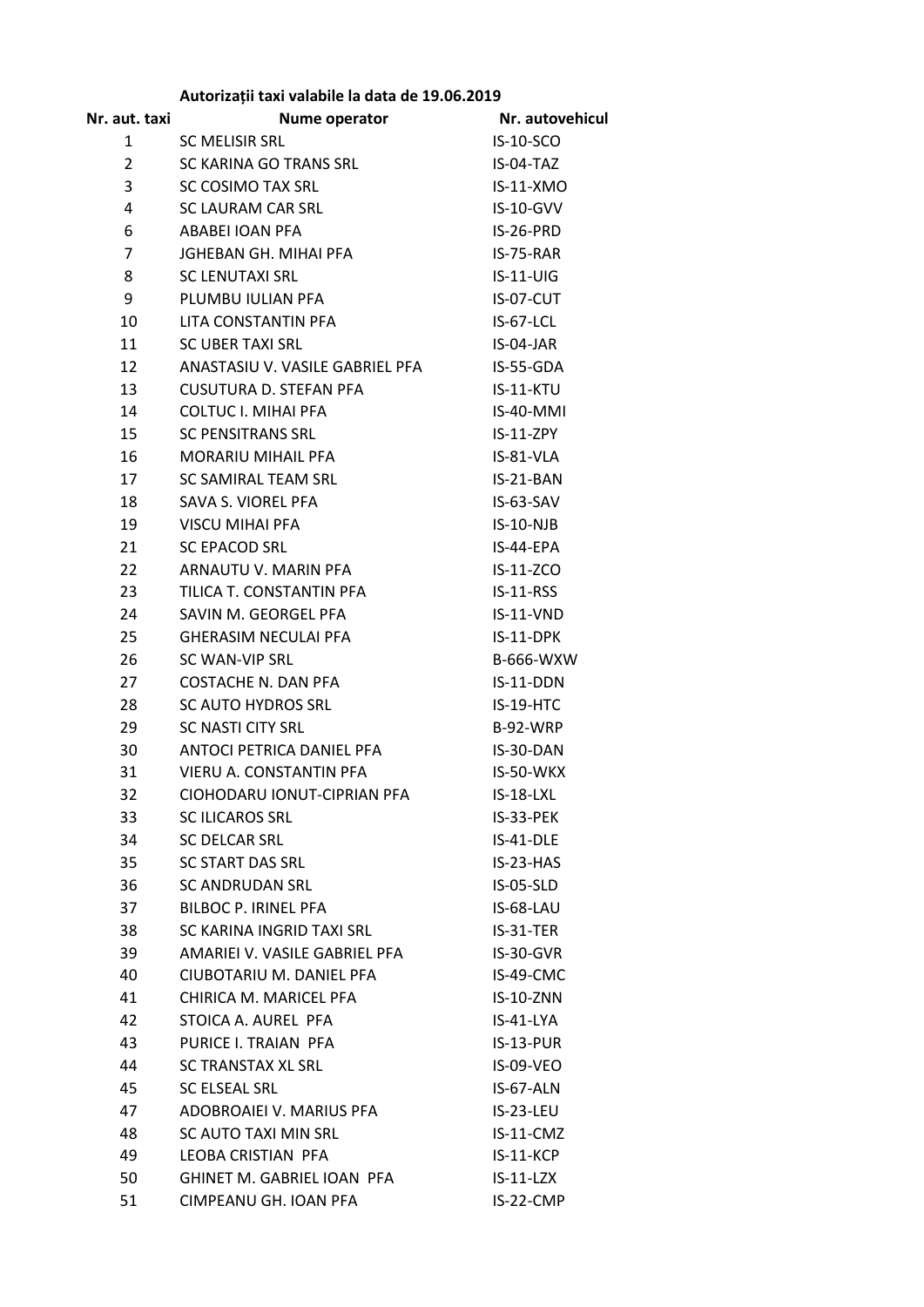**Autorizații taxi valabile la data de 19.06.2019**

| Nr. aut. taxi | Nume operator | Nr. autovehicul |
|---|---|---|
| 1 | SC MELISIR SRL | IS-10-SCO |
| 2 | SC KARINA GO TRANS SRL | IS-04-TAZ |
| 3 | SC COSIMO TAX SRL | IS-11-XMO |
| 4 | SC LAURAM CAR SRL | IS-10-GVV |
| 6 | ABABEI IOAN PFA | IS-26-PRD |
| 7 | JGHEBAN GH. MIHAI PFA | IS-75-RAR |
| 8 | SC LENUTAXI SRL | IS-11-UIG |
| 9 | PLUMBU IULIAN PFA | IS-07-CUT |
| 10 | LITA CONSTANTIN PFA | IS-67-LCL |
| 11 | SC UBER TAXI SRL | IS-04-JAR |
| 12 | ANASTASIU V. VASILE GABRIEL PFA | IS-55-GDA |
| 13 | CUSUTURA D. STEFAN PFA | IS-11-KTU |
| 14 | COLTUC I. MIHAI PFA | IS-40-MMI |
| 15 | SC PENSITRANS SRL | IS-11-ZPY |
| 16 | MORARIU MIHAIL PFA | IS-81-VLA |
| 17 | SC SAMIRAL TEAM SRL | IS-21-BAN |
| 18 | SAVA S. VIOREL PFA | IS-63-SAV |
| 19 | VISCU MIHAI PFA | IS-10-NJB |
| 21 | SC EPACOD SRL | IS-44-EPA |
| 22 | ARNAUTU V. MARIN PFA | IS-11-ZCO |
| 23 | TILICA T. CONSTANTIN PFA | IS-11-RSS |
| 24 | SAVIN M. GEORGEL PFA | IS-11-VND |
| 25 | GHERASIM NECULAI PFA | IS-11-DPK |
| 26 | SC WAN-VIP SRL | B-666-WXW |
| 27 | COSTACHE N. DAN PFA | IS-11-DDN |
| 28 | SC AUTO HYDROS SRL | IS-19-HTC |
| 29 | SC NASTI CITY SRL | B-92-WRP |
| 30 | ANTOCI PETRICA DANIEL PFA | IS-30-DAN |
| 31 | VIERU A. CONSTANTIN PFA | IS-50-WKX |
| 32 | CIOHODARU IONUT-CIPRIAN PFA | IS-18-LXL |
| 33 | SC ILICAROS SRL | IS-33-PEK |
| 34 | SC DELCAR SRL | IS-41-DLE |
| 35 | SC START DAS SRL | IS-23-HAS |
| 36 | SC ANDRUDAN SRL | IS-05-SLD |
| 37 | BILBOC P. IRINEL PFA | IS-68-LAU |
| 38 | SC KARINA INGRID TAXI SRL | IS-31-TER |
| 39 | AMARIEI V. VASILE GABRIEL PFA | IS-30-GVR |
| 40 | CIUBOTARIU M. DANIEL PFA | IS-49-CMC |
| 41 | CHIRICA M. MARICEL PFA | IS-10-ZNN |
| 42 | STOICA A. AUREL PFA | IS-41-LYA |
| 43 | PURICE I. TRAIAN PFA | IS-13-PUR |
| 44 | SC TRANSTAX XL SRL | IS-09-VEO |
| 45 | SC ELSEAL SRL | IS-67-ALN |
| 47 | ADOBROAIEI V. MARIUS PFA | IS-23-LEU |
| 48 | SC AUTO TAXI MIN SRL | IS-11-CMZ |
| 49 | LEOBA CRISTIAN PFA | IS-11-KCP |
| 50 | GHINET M. GABRIEL IOAN PFA | IS-11-LZX |
| 51 | CIMPEANU GH. IOAN PFA | IS-22-CMP |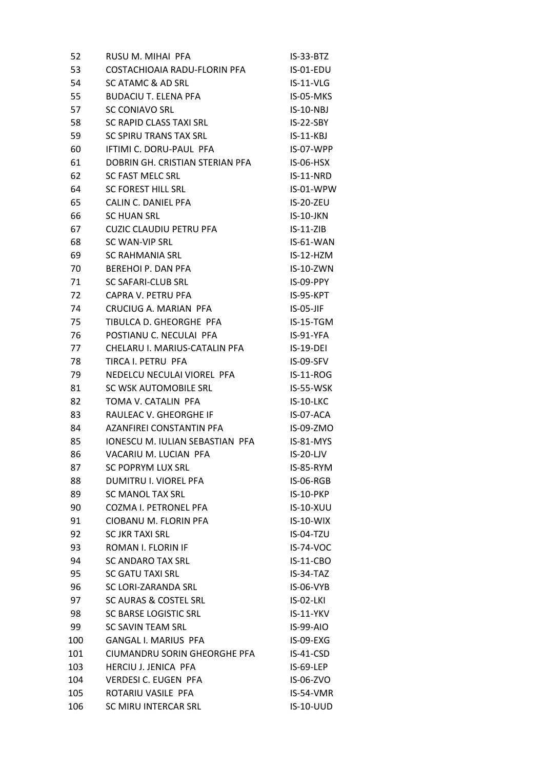| | | |
|---|---|---|
| 52 | RUSU M. MIHAI PFA | IS-33-BTZ |
| 53 | COSTACHIOAIA RADU-FLORIN PFA | IS-01-EDU |
| 54 | SC ATAMC & AD SRL | IS-11-VLG |
| 55 | BUDACIU T. ELENA PFA | IS-05-MKS |
| 57 | SC CONIAVO SRL | IS-10-NBJ |
| 58 | SC RAPID CLASS TAXI SRL | IS-22-SBY |
| 59 | SC SPIRU TRANS TAX SRL | IS-11-KBJ |
| 60 | IFTIMI C. DORU-PAUL PFA | IS-07-WPP |
| 61 | DOBRIN GH. CRISTIAN STERIAN PFA | IS-06-HSX |
| 62 | SC FAST MELC SRL | IS-11-NRD |
| 64 | SC FOREST HILL SRL | IS-01-WPW |
| 65 | CALIN C. DANIEL PFA | IS-20-ZEU |
| 66 | SC HUAN SRL | IS-10-JKN |
| 67 | CUZIC CLAUDIU PETRU PFA | IS-11-ZIB |
| 68 | SC WAN-VIP SRL | IS-61-WAN |
| 69 | SC RAHMANIA SRL | IS-12-HZM |
| 70 | BEREHOI P. DAN PFA | IS-10-ZWN |
| 71 | SC SAFARI-CLUB SRL | IS-09-PPY |
| 72 | CAPRA V. PETRU PFA | IS-95-KPT |
| 74 | CRUCIUG A. MARIAN PFA | IS-05-JIF |
| 75 | TIBULCA D. GHEORGHE PFA | IS-15-TGM |
| 76 | POSTIANU C. NECULAI PFA | IS-91-YFA |
| 77 | CHELARU I. MARIUS-CATALIN PFA | IS-19-DEI |
| 78 | TIRCA I. PETRU PFA | IS-09-SFV |
| 79 | NEDELCU NECULAI VIOREL PFA | IS-11-ROG |
| 81 | SC WSK AUTOMOBILE SRL | IS-55-WSK |
| 82 | TOMA V. CATALIN PFA | IS-10-LKC |
| 83 | RAULEAC V. GHEORGHE IF | IS-07-ACA |
| 84 | AZANFIREI CONSTANTIN PFA | IS-09-ZMO |
| 85 | IONESCU M. IULIAN SEBASTIAN PFA | IS-81-MYS |
| 86 | VACARIU M. LUCIAN PFA | IS-20-LJV |
| 87 | SC POPRYM LUX SRL | IS-85-RYM |
| 88 | DUMITRU I. VIOREL PFA | IS-06-RGB |
| 89 | SC MANOL TAX SRL | IS-10-PKP |
| 90 | COZMA I. PETRONEL PFA | IS-10-XUU |
| 91 | CIOBANU M. FLORIN PFA | IS-10-WIX |
| 92 | SC JKR TAXI SRL | IS-04-TZU |
| 93 | ROMAN I. FLORIN IF | IS-74-VOC |
| 94 | SC ANDARO TAX SRL | IS-11-CBO |
| 95 | SC GATU TAXI SRL | IS-34-TAZ |
| 96 | SC LORI-ZARANDA SRL | IS-06-VYB |
| 97 | SC AURAS & COSTEL SRL | IS-02-LKI |
| 98 | SC BARSE LOGISTIC SRL | IS-11-YKV |
| 99 | SC SAVIN TEAM SRL | IS-99-AIO |
| 100 | GANGAL I. MARIUS PFA | IS-09-EXG |
| 101 | CIUMANDRU SORIN GHEORGHE PFA | IS-41-CSD |
| 103 | HERCIU J. JENICA PFA | IS-69-LEP |
| 104 | VERDESI C. EUGEN PFA | IS-06-ZVO |
| 105 | ROTARIU VASILE PFA | IS-54-VMR |
| 106 | SC MIRU INTERCAR SRL | IS-10-UUD |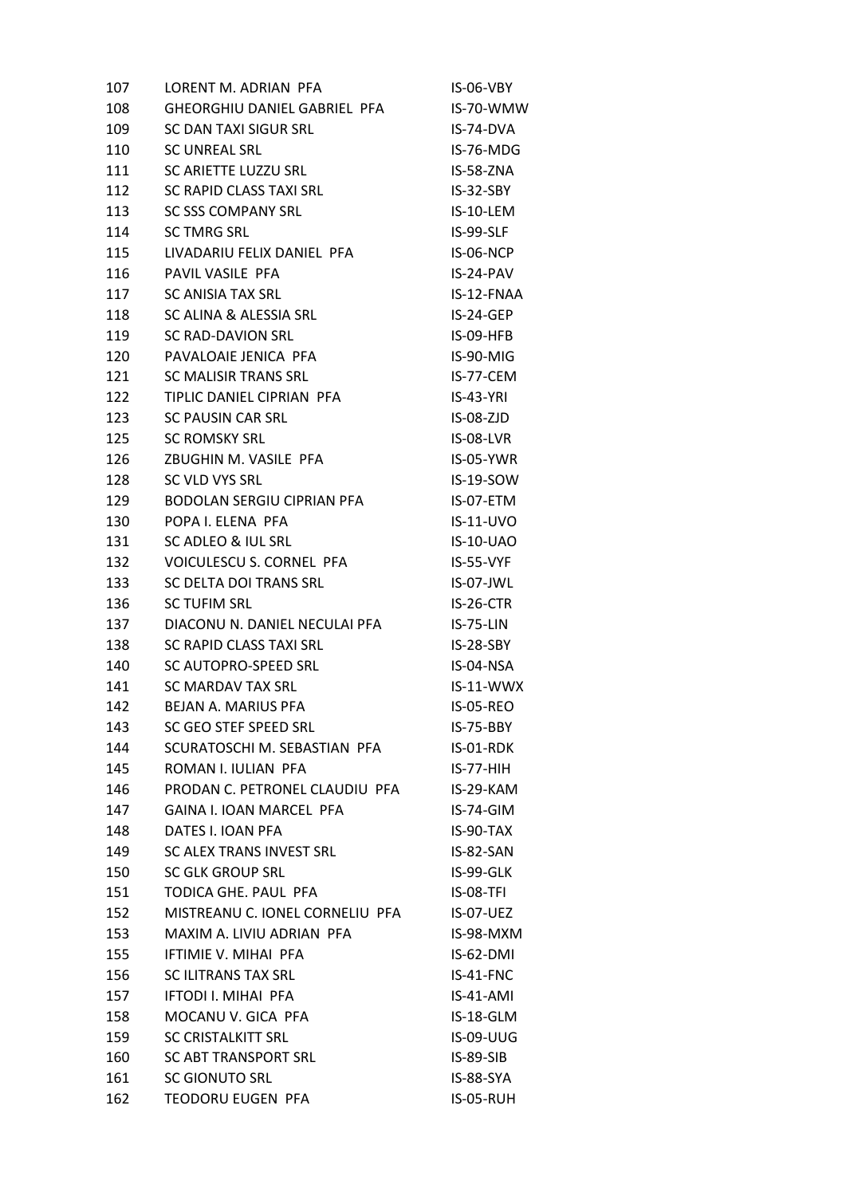| | | |
|---|---|---|
| 107 | LORENT M. ADRIAN PFA | IS-06-VBY |
| 108 | GHEORGHIU DANIEL GABRIEL PFA | IS-70-WMW |
| 109 | SC DAN TAXI SIGUR SRL | IS-74-DVA |
| 110 | SC UNREAL SRL | IS-76-MDG |
| 111 | SC ARIETTE LUZZU SRL | IS-58-ZNA |
| 112 | SC RAPID CLASS TAXI SRL | IS-32-SBY |
| 113 | SC SSS COMPANY SRL | IS-10-LEM |
| 114 | SC TMRG SRL | IS-99-SLF |
| 115 | LIVADARIU FELIX DANIEL PFA | IS-06-NCP |
| 116 | PAVIL VASILE PFA | IS-24-PAV |
| 117 | SC ANISIA TAX SRL | IS-12-FNAA |
| 118 | SC ALINA & ALESSIA SRL | IS-24-GEP |
| 119 | SC RAD-DAVION SRL | IS-09-HFB |
| 120 | PAVALOAIE JENICA PFA | IS-90-MIG |
| 121 | SC MALISIR TRANS SRL | IS-77-CEM |
| 122 | TIPLIC DANIEL CIPRIAN PFA | IS-43-YRI |
| 123 | SC PAUSIN CAR SRL | IS-08-ZJD |
| 125 | SC ROMSKY SRL | IS-08-LVR |
| 126 | ZBUGHIN M. VASILE PFA | IS-05-YWR |
| 128 | SC VLD VYS SRL | IS-19-SOW |
| 129 | BODOLAN SERGIU CIPRIAN PFA | IS-07-ETM |
| 130 | POPA I. ELENA PFA | IS-11-UVO |
| 131 | SC ADLEO & IUL SRL | IS-10-UAO |
| 132 | VOICULESCU S. CORNEL PFA | IS-55-VYF |
| 133 | SC DELTA DOI TRANS SRL | IS-07-JWL |
| 136 | SC TUFIM SRL | IS-26-CTR |
| 137 | DIACONU N. DANIEL NECULAI PFA | IS-75-LIN |
| 138 | SC RAPID CLASS TAXI SRL | IS-28-SBY |
| 140 | SC AUTOPRO-SPEED SRL | IS-04-NSA |
| 141 | SC MARDAV TAX SRL | IS-11-WWX |
| 142 | BEJAN A. MARIUS PFA | IS-05-REO |
| 143 | SC GEO STEF SPEED SRL | IS-75-BBY |
| 144 | SCURATOSCHI M. SEBASTIAN PFA | IS-01-RDK |
| 145 | ROMAN I. IULIAN PFA | IS-77-HIH |
| 146 | PRODAN C. PETRONEL CLAUDIU PFA | IS-29-KAM |
| 147 | GAINA I. IOAN MARCEL PFA | IS-74-GIM |
| 148 | DATES I. IOAN PFA | IS-90-TAX |
| 149 | SC ALEX TRANS INVEST SRL | IS-82-SAN |
| 150 | SC GLK GROUP SRL | IS-99-GLK |
| 151 | TODICA GHE. PAUL PFA | IS-08-TFI |
| 152 | MISTREANU C. IONEL CORNELIU PFA | IS-07-UEZ |
| 153 | MAXIM A. LIVIU ADRIAN PFA | IS-98-MXM |
| 155 | IFTIMIE V. MIHAI PFA | IS-62-DMI |
| 156 | SC ILITRANS TAX SRL | IS-41-FNC |
| 157 | IFTODI I. MIHAI PFA | IS-41-AMI |
| 158 | MOCANU V. GICA PFA | IS-18-GLM |
| 159 | SC CRISTALKITT SRL | IS-09-UUG |
| 160 | SC ABT TRANSPORT SRL | IS-89-SIB |
| 161 | SC GIONUTO SRL | IS-88-SYA |
| 162 | TEODORU EUGEN PFA | IS-05-RUH |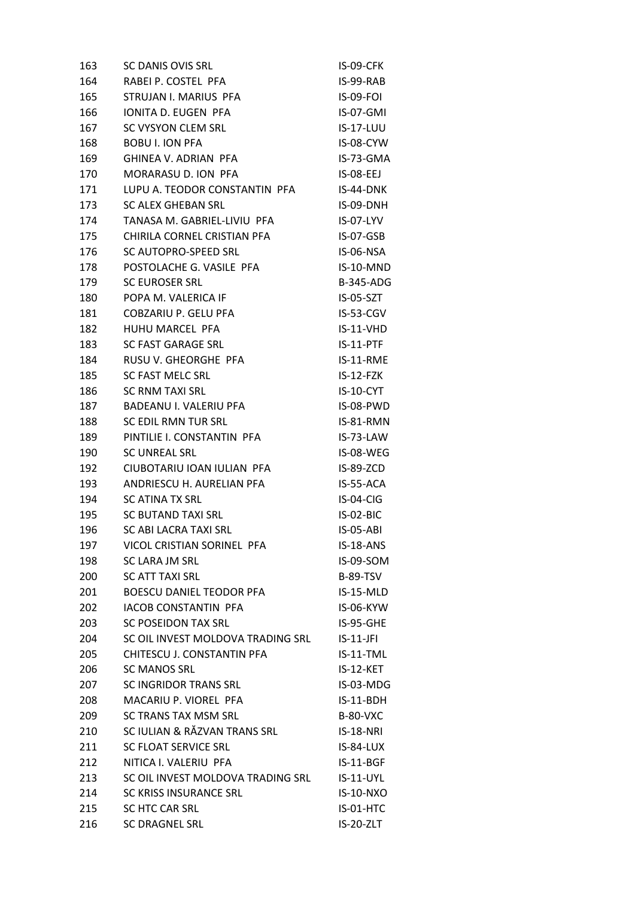| | | |
|---|---|---|
| 163 | SC DANIS OVIS SRL | IS-09-CFK |
| 164 | RABEI P. COSTEL PFA | IS-99-RAB |
| 165 | STRUJAN I. MARIUS PFA | IS-09-FOI |
| 166 | IONITA D. EUGEN PFA | IS-07-GMI |
| 167 | SC VYSYON CLEM SRL | IS-17-LUU |
| 168 | BOBU I. ION PFA | IS-08-CYW |
| 169 | GHINEA V. ADRIAN PFA | IS-73-GMA |
| 170 | MORARASU D. ION PFA | IS-08-EEJ |
| 171 | LUPU A. TEODOR CONSTANTIN PFA | IS-44-DNK |
| 173 | SC ALEX GHEBAN SRL | IS-09-DNH |
| 174 | TANASA M. GABRIEL-LIVIU PFA | IS-07-LYV |
| 175 | CHIRILA CORNEL CRISTIAN PFA | IS-07-GSB |
| 176 | SC AUTOPRO-SPEED SRL | IS-06-NSA |
| 178 | POSTOLACHE G. VASILE PFA | IS-10-MND |
| 179 | SC EUROSER SRL | B-345-ADG |
| 180 | POPA M. VALERICA IF | IS-05-SZT |
| 181 | COBZARIU P. GELU PFA | IS-53-CGV |
| 182 | HUHU MARCEL PFA | IS-11-VHD |
| 183 | SC FAST GARAGE SRL | IS-11-PTF |
| 184 | RUSU V. GHEORGHE PFA | IS-11-RME |
| 185 | SC FAST MELC SRL | IS-12-FZK |
| 186 | SC RNM TAXI SRL | IS-10-CYT |
| 187 | BADEANU I. VALERIU PFA | IS-08-PWD |
| 188 | SC EDIL RMN TUR SRL | IS-81-RMN |
| 189 | PINTILIE I. CONSTANTIN PFA | IS-73-LAW |
| 190 | SC UNREAL SRL | IS-08-WEG |
| 192 | CIUBOTARIU IOAN IULIAN PFA | IS-89-ZCD |
| 193 | ANDRIESCU H. AURELIAN PFA | IS-55-ACA |
| 194 | SC ATINA TX SRL | IS-04-CIG |
| 195 | SC BUTAND TAXI SRL | IS-02-BIC |
| 196 | SC ABI LACRA TAXI SRL | IS-05-ABI |
| 197 | VICOL CRISTIAN SORINEL PFA | IS-18-ANS |
| 198 | SC LARA JM SRL | IS-09-SOM |
| 200 | SC ATT TAXI SRL | B-89-TSV |
| 201 | BOESCU DANIEL TEODOR PFA | IS-15-MLD |
| 202 | IACOB CONSTANTIN PFA | IS-06-KYW |
| 203 | SC POSEIDON TAX SRL | IS-95-GHE |
| 204 | SC OIL INVEST MOLDOVA TRADING SRL | IS-11-JFI |
| 205 | CHITESCU J. CONSTANTIN PFA | IS-11-TML |
| 206 | SC MANOS SRL | IS-12-KET |
| 207 | SC INGRIDOR TRANS SRL | IS-03-MDG |
| 208 | MACARIU P. VIOREL PFA | IS-11-BDH |
| 209 | SC TRANS TAX MSM SRL | B-80-VXC |
| 210 | SC IULIAN & RĂZVAN TRANS SRL | IS-18-NRI |
| 211 | SC FLOAT SERVICE SRL | IS-84-LUX |
| 212 | NITICA I. VALERIU PFA | IS-11-BGF |
| 213 | SC OIL INVEST MOLDOVA TRADING SRL | IS-11-UYL |
| 214 | SC KRISS INSURANCE SRL | IS-10-NXO |
| 215 | SC HTC CAR SRL | IS-01-HTC |
| 216 | SC DRAGNEL SRL | IS-20-ZLT |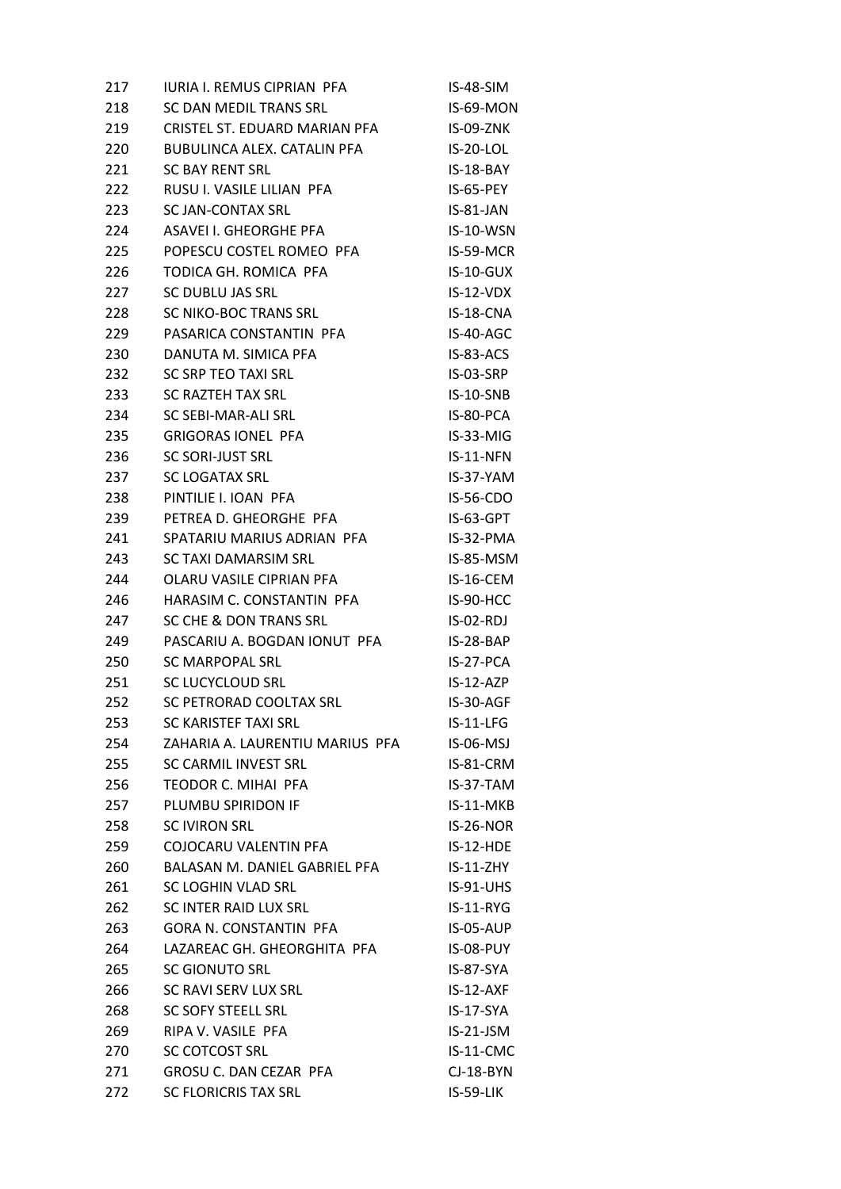| | | |
|---|---|---|
| 217 | IURIA I. REMUS CIPRIAN PFA | IS-48-SIM |
| 218 | SC DAN MEDIL TRANS SRL | IS-69-MON |
| 219 | CRISTEL ST. EDUARD MARIAN PFA | IS-09-ZNK |
| 220 | BUBULINCA ALEX. CATALIN PFA | IS-20-LOL |
| 221 | SC BAY RENT SRL | IS-18-BAY |
| 222 | RUSU I. VASILE LILIAN PFA | IS-65-PEY |
| 223 | SC JAN-CONTAX SRL | IS-81-JAN |
| 224 | ASAVEI I. GHEORGHE PFA | IS-10-WSN |
| 225 | POPESCU COSTEL ROMEO PFA | IS-59-MCR |
| 226 | TODICA GH. ROMICA PFA | IS-10-GUX |
| 227 | SC DUBLU JAS SRL | IS-12-VDX |
| 228 | SC NIKO-BOC TRANS SRL | IS-18-CNA |
| 229 | PASARICA CONSTANTIN PFA | IS-40-AGC |
| 230 | DANUTA M. SIMICA PFA | IS-83-ACS |
| 232 | SC SRP TEO TAXI SRL | IS-03-SRP |
| 233 | SC RAZTEH TAX SRL | IS-10-SNB |
| 234 | SC SEBI-MAR-ALI SRL | IS-80-PCA |
| 235 | GRIGORAS IONEL PFA | IS-33-MIG |
| 236 | SC SORI-JUST SRL | IS-11-NFN |
| 237 | SC LOGATAX SRL | IS-37-YAM |
| 238 | PINTILIE I. IOAN PFA | IS-56-CDO |
| 239 | PETREA D. GHEORGHE PFA | IS-63-GPT |
| 241 | SPATARIU MARIUS ADRIAN PFA | IS-32-PMA |
| 243 | SC TAXI DAMARSIM SRL | IS-85-MSM |
| 244 | OLARU VASILE CIPRIAN PFA | IS-16-CEM |
| 246 | HARASIM C. CONSTANTIN PFA | IS-90-HCC |
| 247 | SC CHE & DON TRANS SRL | IS-02-RDJ |
| 249 | PASCARIU A. BOGDAN IONUT PFA | IS-28-BAP |
| 250 | SC MARPOPAL SRL | IS-27-PCA |
| 251 | SC LUCYCLOUD SRL | IS-12-AZP |
| 252 | SC PETRORAD COOLTAX SRL | IS-30-AGF |
| 253 | SC KARISTEF TAXI SRL | IS-11-LFG |
| 254 | ZAHARIA A. LAURENTIU MARIUS PFA | IS-06-MSJ |
| 255 | SC CARMIL INVEST SRL | IS-81-CRM |
| 256 | TEODOR C. MIHAI PFA | IS-37-TAM |
| 257 | PLUMBU SPIRIDON IF | IS-11-MKB |
| 258 | SC IVIRON SRL | IS-26-NOR |
| 259 | COJOCARU VALENTIN PFA | IS-12-HDE |
| 260 | BALASAN M. DANIEL GABRIEL PFA | IS-11-ZHY |
| 261 | SC LOGHIN VLAD SRL | IS-91-UHS |
| 262 | SC INTER RAID LUX SRL | IS-11-RYG |
| 263 | GORA N. CONSTANTIN PFA | IS-05-AUP |
| 264 | LAZAREAC GH. GHEORGHITA PFA | IS-08-PUY |
| 265 | SC GIONUTO SRL | IS-87-SYA |
| 266 | SC RAVI SERV LUX SRL | IS-12-AXF |
| 268 | SC SOFY STEELL SRL | IS-17-SYA |
| 269 | RIPA V. VASILE PFA | IS-21-JSM |
| 270 | SC COTCOST SRL | IS-11-CMC |
| 271 | GROSU C. DAN CEZAR PFA | CJ-18-BYN |
| 272 | SC FLORICRIS TAX SRL | IS-59-LIK |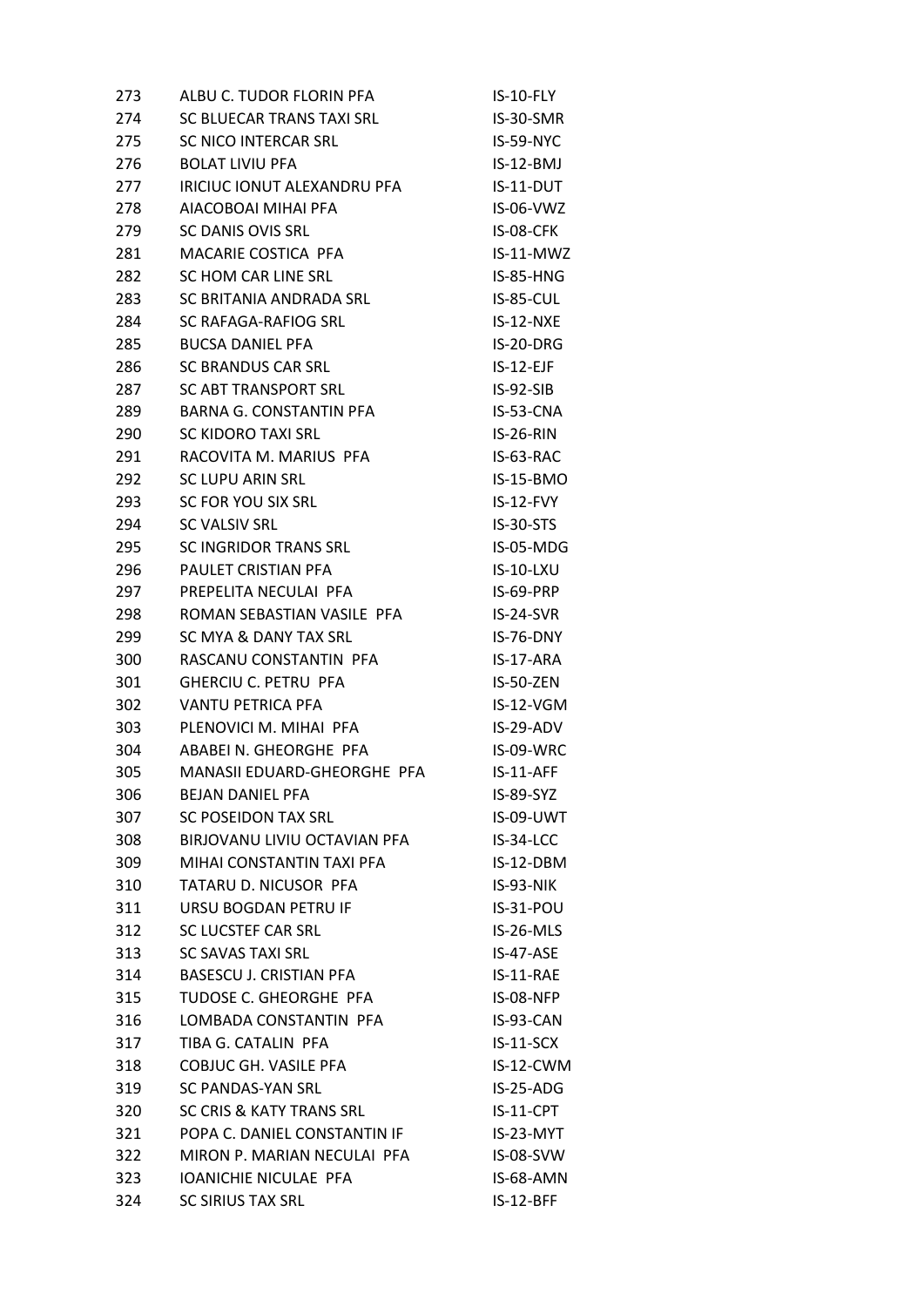| | | |
|---|---|---|
| 273 | ALBU C. TUDOR FLORIN PFA | IS-10-FLY |
| 274 | SC BLUECAR TRANS TAXI SRL | IS-30-SMR |
| 275 | SC NICO INTERCAR SRL | IS-59-NYC |
| 276 | BOLAT LIVIU PFA | IS-12-BMJ |
| 277 | IRICIUC IONUT ALEXANDRU PFA | IS-11-DUT |
| 278 | AIACOBOAI MIHAI PFA | IS-06-VWZ |
| 279 | SC DANIS OVIS SRL | IS-08-CFK |
| 281 | MACARIE COSTICA PFA | IS-11-MWZ |
| 282 | SC HOM CAR LINE SRL | IS-85-HNG |
| 283 | SC BRITANIA ANDRADA SRL | IS-85-CUL |
| 284 | SC RAFAGA-RAFIOG SRL | IS-12-NXE |
| 285 | BUCSA DANIEL PFA | IS-20-DRG |
| 286 | SC BRANDUS CAR SRL | IS-12-EJF |
| 287 | SC ABT TRANSPORT SRL | IS-92-SIB |
| 289 | BARNA G. CONSTANTIN PFA | IS-53-CNA |
| 290 | SC KIDORO TAXI SRL | IS-26-RIN |
| 291 | RACOVITA M. MARIUS PFA | IS-63-RAC |
| 292 | SC LUPU ARIN SRL | IS-15-BMO |
| 293 | SC FOR YOU SIX SRL | IS-12-FVY |
| 294 | SC VALSIV SRL | IS-30-STS |
| 295 | SC INGRIDOR TRANS SRL | IS-05-MDG |
| 296 | PAULET CRISTIAN PFA | IS-10-LXU |
| 297 | PREPELITA NECULAI PFA | IS-69-PRP |
| 298 | ROMAN SEBASTIAN VASILE PFA | IS-24-SVR |
| 299 | SC MYA & DANY TAX SRL | IS-76-DNY |
| 300 | RASCANU CONSTANTIN PFA | IS-17-ARA |
| 301 | GHERCIU C. PETRU PFA | IS-50-ZEN |
| 302 | VANTU PETRICA PFA | IS-12-VGM |
| 303 | PLENOVICI M. MIHAI PFA | IS-29-ADV |
| 304 | ABABEI N. GHEORGHE PFA | IS-09-WRC |
| 305 | MANASII EDUARD-GHEORGHE PFA | IS-11-AFF |
| 306 | BEJAN DANIEL PFA | IS-89-SYZ |
| 307 | SC POSEIDON TAX SRL | IS-09-UWT |
| 308 | BIRJOVANU LIVIU OCTAVIAN PFA | IS-34-LCC |
| 309 | MIHAI CONSTANTIN TAXI PFA | IS-12-DBM |
| 310 | TATARU D. NICUSOR PFA | IS-93-NIK |
| 311 | URSU BOGDAN PETRU IF | IS-31-POU |
| 312 | SC LUCSTEF CAR SRL | IS-26-MLS |
| 313 | SC SAVAS TAXI SRL | IS-47-ASE |
| 314 | BASESCU J. CRISTIAN PFA | IS-11-RAE |
| 315 | TUDOSE C. GHEORGHE PFA | IS-08-NFP |
| 316 | LOMBADA CONSTANTIN PFA | IS-93-CAN |
| 317 | TIBA G. CATALIN PFA | IS-11-SCX |
| 318 | COBJUC GH. VASILE PFA | IS-12-CWM |
| 319 | SC PANDAS-YAN SRL | IS-25-ADG |
| 320 | SC CRIS & KATY TRANS SRL | IS-11-CPT |
| 321 | POPA C. DANIEL CONSTANTIN IF | IS-23-MYT |
| 322 | MIRON P. MARIAN NECULAI PFA | IS-08-SVW |
| 323 | IOANICHIE NICULAE PFA | IS-68-AMN |
| 324 | SC SIRIUS TAX SRL | IS-12-BFF |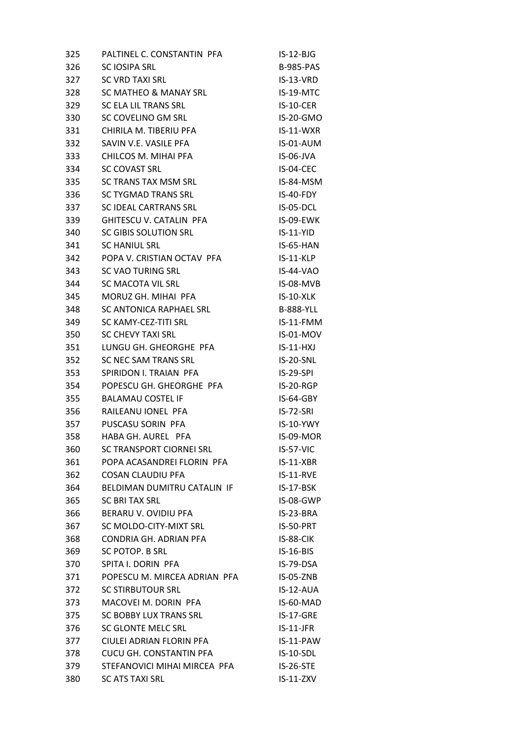| | | |
|---|---|---|
| 325 | PALTINEL C. CONSTANTIN PFA | IS-12-BJG |
| 326 | SC IOSIPA SRL | B-985-PAS |
| 327 | SC VRD TAXI SRL | IS-13-VRD |
| 328 | SC MATHEO & MANAY SRL | IS-19-MTC |
| 329 | SC ELA LIL TRANS SRL | IS-10-CER |
| 330 | SC COVELINO GM SRL | IS-20-GMO |
| 331 | CHIRILA M. TIBERIU PFA | IS-11-WXR |
| 332 | SAVIN V.E. VASILE PFA | IS-01-AUM |
| 333 | CHILCOS M. MIHAI PFA | IS-06-JVA |
| 334 | SC COVAST SRL | IS-04-CEC |
| 335 | SC TRANS TAX MSM SRL | IS-84-MSM |
| 336 | SC TYGMAD TRANS SRL | IS-40-FDY |
| 337 | SC IDEAL CARTRANS SRL | IS-05-DCL |
| 339 | GHITESCU V. CATALIN PFA | IS-09-EWK |
| 340 | SC GIBIS SOLUTION SRL | IS-11-YID |
| 341 | SC HANIUL SRL | IS-65-HAN |
| 342 | POPA V. CRISTIAN OCTAV PFA | IS-11-KLP |
| 343 | SC VAO TURING SRL | IS-44-VAO |
| 344 | SC MACOTA VIL SRL | IS-08-MVB |
| 345 | MORUZ GH. MIHAI PFA | IS-10-XLK |
| 348 | SC ANTONICA RAPHAEL SRL | B-888-YLL |
| 349 | SC KAMY-CEZ-TITI SRL | IS-11-FMM |
| 350 | SC CHEVY TAXI SRL | IS-01-MOV |
| 351 | LUNGU GH. GHEORGHE PFA | IS-11-HXJ |
| 352 | SC NEC SAM TRANS SRL | IS-20-SNL |
| 353 | SPIRIDON I. TRAIAN PFA | IS-29-SPI |
| 354 | POPESCU GH. GHEORGHE PFA | IS-20-RGP |
| 355 | BALAMAU COSTEL IF | IS-64-GBY |
| 356 | RAILEANU IONEL PFA | IS-72-SRI |
| 357 | PUSCASU SORIN PFA | IS-10-YWY |
| 358 | HABA GH. AUREL PFA | IS-09-MOR |
| 360 | SC TRANSPORT CIORNEI SRL | IS-57-VIC |
| 361 | POPA ACASANDREI FLORIN PFA | IS-11-XBR |
| 362 | COSAN CLAUDIU PFA | IS-11-RVE |
| 364 | BELDIMAN DUMITRU CATALIN IF | IS-17-BSK |
| 365 | SC BRI TAX SRL | IS-08-GWP |
| 366 | BERARU V. OVIDIU PFA | IS-23-BRA |
| 367 | SC MOLDO-CITY-MIXT SRL | IS-50-PRT |
| 368 | CONDRIA GH. ADRIAN PFA | IS-88-CIK |
| 369 | SC POTOP. B SRL | IS-16-BIS |
| 370 | SPITA I. DORIN PFA | IS-79-DSA |
| 371 | POPESCU M. MIRCEA ADRIAN PFA | IS-05-ZNB |
| 372 | SC STIRBUTOUR SRL | IS-12-AUA |
| 373 | MACOVEI M. DORIN PFA | IS-60-MAD |
| 375 | SC BOBBY LUX TRANS SRL | IS-17-GRE |
| 376 | SC GLONTE MELC SRL | IS-11-JFR |
| 377 | CIULEI ADRIAN FLORIN PFA | IS-11-PAW |
| 378 | CUCU GH. CONSTANTIN PFA | IS-10-SDL |
| 379 | STEFANOVICI MIHAI MIRCEA PFA | IS-26-STE |
| 380 | SC ATS TAXI SRL | IS-11-ZXV |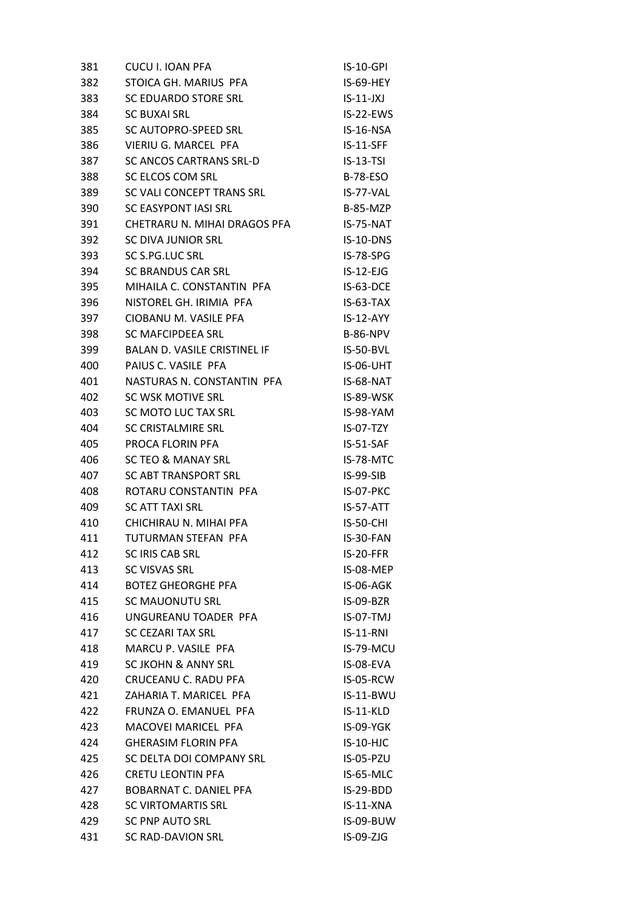| | | |
|---|---|---|
| 381 | CUCU I. IOAN PFA | IS-10-GPI |
| 382 | STOICA GH. MARIUS PFA | IS-69-HEY |
| 383 | SC EDUARDO STORE SRL | IS-11-JXJ |
| 384 | SC BUXAI SRL | IS-22-EWS |
| 385 | SC AUTOPRO-SPEED SRL | IS-16-NSA |
| 386 | VIERIU G. MARCEL PFA | IS-11-SFF |
| 387 | SC ANCOS CARTRANS SRL-D | IS-13-TSI |
| 388 | SC ELCOS COM SRL | B-78-ESO |
| 389 | SC VALI CONCEPT TRANS SRL | IS-77-VAL |
| 390 | SC EASYPONT IASI SRL | B-85-MZP |
| 391 | CHETRARU N. MIHAI DRAGOS PFA | IS-75-NAT |
| 392 | SC DIVA JUNIOR SRL | IS-10-DNS |
| 393 | SC S.PG.LUC SRL | IS-78-SPG |
| 394 | SC BRANDUS CAR SRL | IS-12-EJG |
| 395 | MIHAILA C. CONSTANTIN PFA | IS-63-DCE |
| 396 | NISTOREL GH. IRIMIA PFA | IS-63-TAX |
| 397 | CIOBANU M. VASILE PFA | IS-12-AYY |
| 398 | SC MAFCIPDEEA SRL | B-86-NPV |
| 399 | BALAN D. VASILE CRISTINEL IF | IS-50-BVL |
| 400 | PAIUS C. VASILE PFA | IS-06-UHT |
| 401 | NASTURAS N. CONSTANTIN PFA | IS-68-NAT |
| 402 | SC WSK MOTIVE SRL | IS-89-WSK |
| 403 | SC MOTO LUC TAX SRL | IS-98-YAM |
| 404 | SC CRISTALMIRE SRL | IS-07-TZY |
| 405 | PROCA FLORIN PFA | IS-51-SAF |
| 406 | SC TEO & MANAY SRL | IS-78-MTC |
| 407 | SC ABT TRANSPORT SRL | IS-99-SIB |
| 408 | ROTARU CONSTANTIN PFA | IS-07-PKC |
| 409 | SC ATT TAXI SRL | IS-57-ATT |
| 410 | CHICHIRAU N. MIHAI PFA | IS-50-CHI |
| 411 | TUTURMAN STEFAN PFA | IS-30-FAN |
| 412 | SC IRIS CAB SRL | IS-20-FFR |
| 413 | SC VISVAS SRL | IS-08-MEP |
| 414 | BOTEZ GHEORGHE PFA | IS-06-AGK |
| 415 | SC MAUONUTU SRL | IS-09-BZR |
| 416 | UNGUREANU TOADER PFA | IS-07-TMJ |
| 417 | SC CEZARI TAX SRL | IS-11-RNI |
| 418 | MARCU P. VASILE PFA | IS-79-MCU |
| 419 | SC JKOHN & ANNY SRL | IS-08-EVA |
| 420 | CRUCEANU C. RADU PFA | IS-05-RCW |
| 421 | ZAHARIA T. MARICEL PFA | IS-11-BWU |
| 422 | FRUNZA O. EMANUEL PFA | IS-11-KLD |
| 423 | MACOVEI MARICEL PFA | IS-09-YGK |
| 424 | GHERASIM FLORIN PFA | IS-10-HJC |
| 425 | SC DELTA DOI COMPANY SRL | IS-05-PZU |
| 426 | CRETU LEONTIN PFA | IS-65-MLC |
| 427 | BOBARNAT C. DANIEL PFA | IS-29-BDD |
| 428 | SC VIRTOMARTIS SRL | IS-11-XNA |
| 429 | SC PNP AUTO SRL | IS-09-BUW |
| 431 | SC RAD-DAVION SRL | IS-09-ZJG |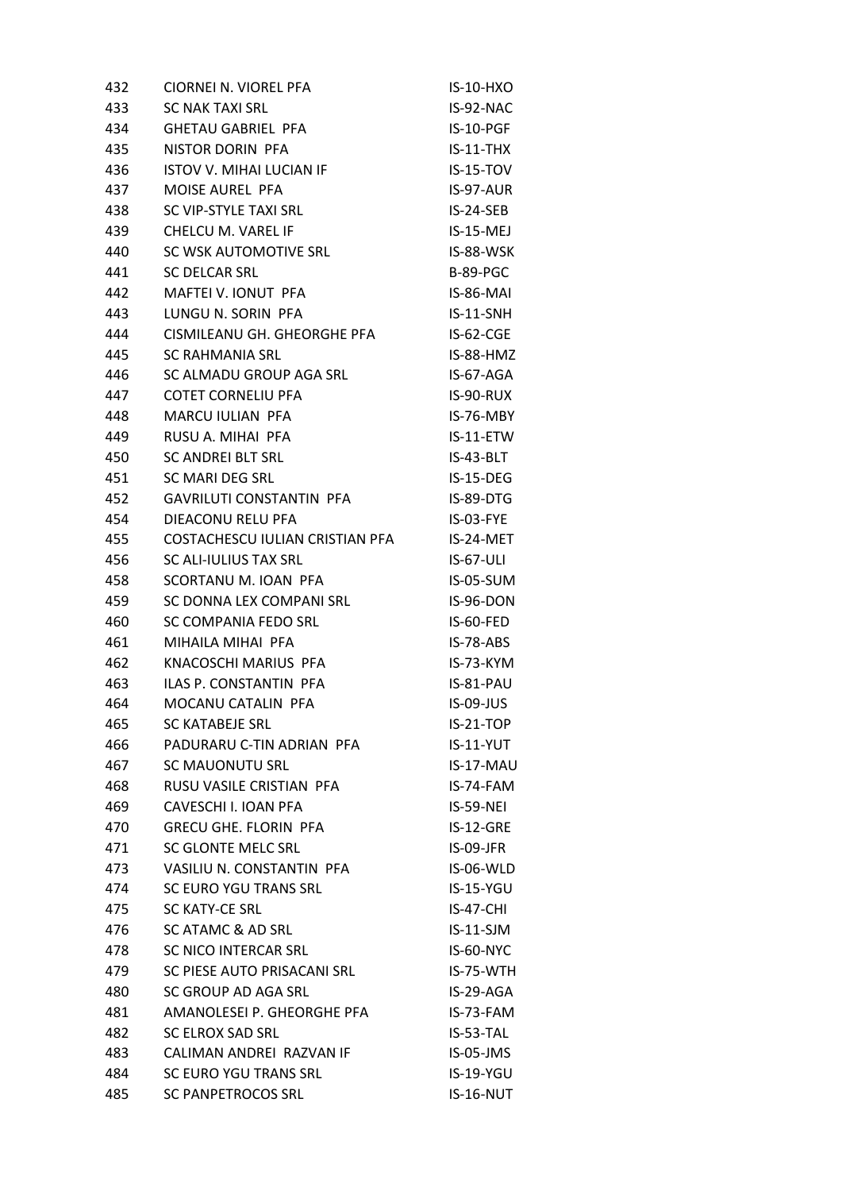| | | |
|---|---|---|
| 432 | CIORNEI N. VIOREL PFA | IS-10-HXO |
| 433 | SC NAK TAXI SRL | IS-92-NAC |
| 434 | GHETAU GABRIEL PFA | IS-10-PGF |
| 435 | NISTOR DORIN PFA | IS-11-THX |
| 436 | ISTOV V. MIHAI LUCIAN IF | IS-15-TOV |
| 437 | MOISE AUREL PFA | IS-97-AUR |
| 438 | SC VIP-STYLE TAXI SRL | IS-24-SEB |
| 439 | CHELCU M. VAREL IF | IS-15-MEJ |
| 440 | SC WSK AUTOMOTIVE SRL | IS-88-WSK |
| 441 | SC DELCAR SRL | B-89-PGC |
| 442 | MAFTEI V. IONUT PFA | IS-86-MAI |
| 443 | LUNGU N. SORIN PFA | IS-11-SNH |
| 444 | CISMILEANU GH. GHEORGHE PFA | IS-62-CGE |
| 445 | SC RAHMANIA SRL | IS-88-HMZ |
| 446 | SC ALMADU GROUP AGA SRL | IS-67-AGA |
| 447 | COTET CORNELIU PFA | IS-90-RUX |
| 448 | MARCU IULIAN PFA | IS-76-MBY |
| 449 | RUSU A. MIHAI PFA | IS-11-ETW |
| 450 | SC ANDREI BLT SRL | IS-43-BLT |
| 451 | SC MARI DEG SRL | IS-15-DEG |
| 452 | GAVRILUTI CONSTANTIN PFA | IS-89-DTG |
| 454 | DIEACONU RELU PFA | IS-03-FYE |
| 455 | COSTACHESCU IULIAN CRISTIAN PFA | IS-24-MET |
| 456 | SC ALI-IULIUS TAX SRL | IS-67-ULI |
| 458 | SCORTANU M. IOAN PFA | IS-05-SUM |
| 459 | SC DONNA LEX COMPANI SRL | IS-96-DON |
| 460 | SC COMPANIA FEDO SRL | IS-60-FED |
| 461 | MIHAILA MIHAI PFA | IS-78-ABS |
| 462 | KNACOSCHI MARIUS PFA | IS-73-KYM |
| 463 | ILAS P. CONSTANTIN PFA | IS-81-PAU |
| 464 | MOCANU CATALIN PFA | IS-09-JUS |
| 465 | SC KATABEJE SRL | IS-21-TOP |
| 466 | PADURARU C-TIN ADRIAN PFA | IS-11-YUT |
| 467 | SC MAUONUTU SRL | IS-17-MAU |
| 468 | RUSU VASILE CRISTIAN PFA | IS-74-FAM |
| 469 | CAVESCHI I. IOAN PFA | IS-59-NEI |
| 470 | GRECU GHE. FLORIN PFA | IS-12-GRE |
| 471 | SC GLONTE MELC SRL | IS-09-JFR |
| 473 | VASILIU N. CONSTANTIN PFA | IS-06-WLD |
| 474 | SC EURO YGU TRANS SRL | IS-15-YGU |
| 475 | SC KATY-CE SRL | IS-47-CHI |
| 476 | SC ATAMC & AD SRL | IS-11-SJM |
| 478 | SC NICO INTERCAR SRL | IS-60-NYC |
| 479 | SC PIESE AUTO PRISACANI SRL | IS-75-WTH |
| 480 | SC GROUP AD AGA SRL | IS-29-AGA |
| 481 | AMANOLESEI P. GHEORGHE PFA | IS-73-FAM |
| 482 | SC ELROX SAD SRL | IS-53-TAL |
| 483 | CALIMAN ANDREI RAZVAN IF | IS-05-JMS |
| 484 | SC EURO YGU TRANS SRL | IS-19-YGU |
| 485 | SC PANPETROCOS SRL | IS-16-NUT |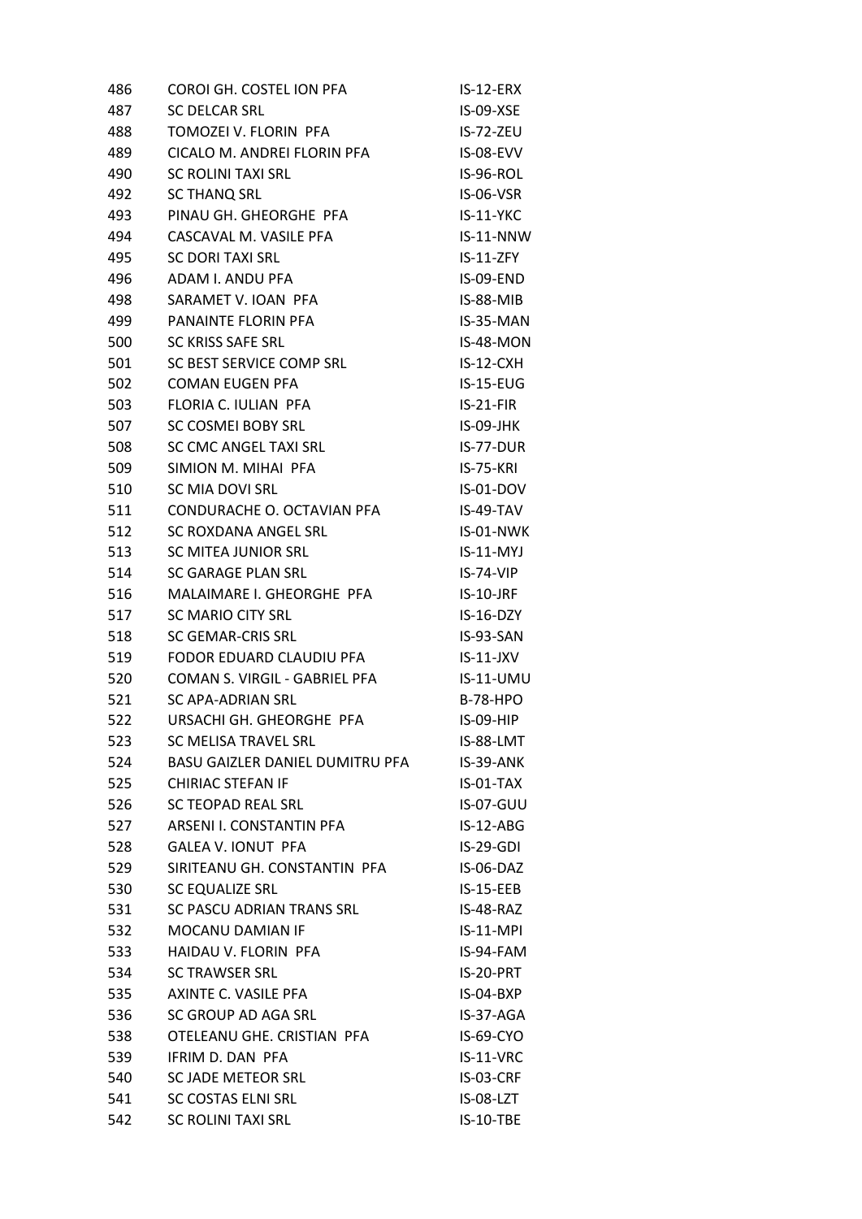| | | |
|---|---|---|
| 486 | COROI GH. COSTEL ION PFA | IS-12-ERX |
| 487 | SC DELCAR SRL | IS-09-XSE |
| 488 | TOMOZEI V. FLORIN PFA | IS-72-ZEU |
| 489 | CICALO M. ANDREI FLORIN PFA | IS-08-EVV |
| 490 | SC ROLINI TAXI SRL | IS-96-ROL |
| 492 | SC THANQ SRL | IS-06-VSR |
| 493 | PINAU GH. GHEORGHE PFA | IS-11-YKC |
| 494 | CASCAVAL M. VASILE PFA | IS-11-NNW |
| 495 | SC DORI TAXI SRL | IS-11-ZFY |
| 496 | ADAM I. ANDU PFA | IS-09-END |
| 498 | SARAMET V. IOAN PFA | IS-88-MIB |
| 499 | PANAINTE FLORIN PFA | IS-35-MAN |
| 500 | SC KRISS SAFE SRL | IS-48-MON |
| 501 | SC BEST SERVICE COMP SRL | IS-12-CXH |
| 502 | COMAN EUGEN PFA | IS-15-EUG |
| 503 | FLORIA C. IULIAN PFA | IS-21-FIR |
| 507 | SC COSMEI BOBY SRL | IS-09-JHK |
| 508 | SC CMC ANGEL TAXI SRL | IS-77-DUR |
| 509 | SIMION M. MIHAI PFA | IS-75-KRI |
| 510 | SC MIA DOVI SRL | IS-01-DOV |
| 511 | CONDURACHE O. OCTAVIAN PFA | IS-49-TAV |
| 512 | SC ROXDANA ANGEL SRL | IS-01-NWK |
| 513 | SC MITEA JUNIOR SRL | IS-11-MYJ |
| 514 | SC GARAGE PLAN SRL | IS-74-VIP |
| 516 | MALAIMARE I. GHEORGHE PFA | IS-10-JRF |
| 517 | SC MARIO CITY SRL | IS-16-DZY |
| 518 | SC GEMAR-CRIS SRL | IS-93-SAN |
| 519 | FODOR EDUARD CLAUDIU PFA | IS-11-JXV |
| 520 | COMAN S. VIRGIL - GABRIEL PFA | IS-11-UMU |
| 521 | SC APA-ADRIAN SRL | B-78-HPO |
| 522 | URSACHI GH. GHEORGHE PFA | IS-09-HIP |
| 523 | SC MELISA TRAVEL SRL | IS-88-LMT |
| 524 | BASU GAIZLER DANIEL DUMITRU PFA | IS-39-ANK |
| 525 | CHIRIAC STEFAN IF | IS-01-TAX |
| 526 | SC TEOPAD REAL SRL | IS-07-GUU |
| 527 | ARSENI I. CONSTANTIN PFA | IS-12-ABG |
| 528 | GALEA V. IONUT PFA | IS-29-GDI |
| 529 | SIRITEANU GH. CONSTANTIN PFA | IS-06-DAZ |
| 530 | SC EQUALIZE SRL | IS-15-EEB |
| 531 | SC PASCU ADRIAN TRANS SRL | IS-48-RAZ |
| 532 | MOCANU DAMIAN IF | IS-11-MPI |
| 533 | HAIDAU V. FLORIN PFA | IS-94-FAM |
| 534 | SC TRAWSER SRL | IS-20-PRT |
| 535 | AXINTE C. VASILE PFA | IS-04-BXP |
| 536 | SC GROUP AD AGA SRL | IS-37-AGA |
| 538 | OTELEANU GHE. CRISTIAN PFA | IS-69-CYO |
| 539 | IFRIM D. DAN PFA | IS-11-VRC |
| 540 | SC JADE METEOR SRL | IS-03-CRF |
| 541 | SC COSTAS ELNI SRL | IS-08-LZT |
| 542 | SC ROLINI TAXI SRL | IS-10-TBE |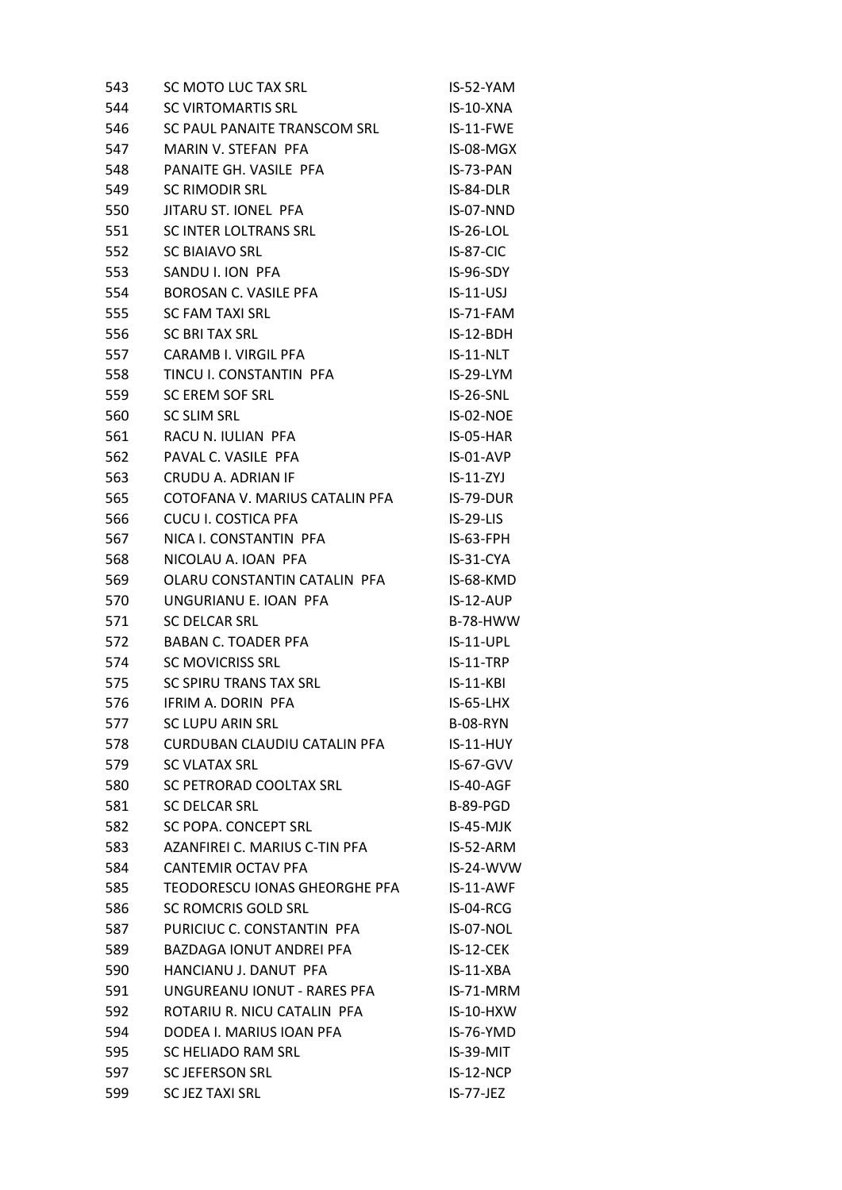| | | |
|---|---|---|
| 543 | SC MOTO LUC TAX SRL | IS-52-YAM |
| 544 | SC VIRTOMARTIS SRL | IS-10-XNA |
| 546 | SC PAUL PANAITE TRANSCOM SRL | IS-11-FWE |
| 547 | MARIN V. STEFAN PFA | IS-08-MGX |
| 548 | PANAITE GH. VASILE PFA | IS-73-PAN |
| 549 | SC RIMODIR SRL | IS-84-DLR |
| 550 | JITARU ST. IONEL PFA | IS-07-NND |
| 551 | SC INTER LOLTRANS SRL | IS-26-LOL |
| 552 | SC BIAIAVO SRL | IS-87-CIC |
| 553 | SANDU I. ION PFA | IS-96-SDY |
| 554 | BOROSAN C. VASILE PFA | IS-11-USJ |
| 555 | SC FAM TAXI SRL | IS-71-FAM |
| 556 | SC BRI TAX SRL | IS-12-BDH |
| 557 | CARAMB I. VIRGIL PFA | IS-11-NLT |
| 558 | TINCU I. CONSTANTIN PFA | IS-29-LYM |
| 559 | SC EREM SOF SRL | IS-26-SNL |
| 560 | SC SLIM SRL | IS-02-NOE |
| 561 | RACU N. IULIAN PFA | IS-05-HAR |
| 562 | PAVAL C. VASILE PFA | IS-01-AVP |
| 563 | CRUDU A. ADRIAN IF | IS-11-ZYJ |
| 565 | COTOFANA V. MARIUS CATALIN PFA | IS-79-DUR |
| 566 | CUCU I. COSTICA PFA | IS-29-LIS |
| 567 | NICA I. CONSTANTIN PFA | IS-63-FPH |
| 568 | NICOLAU A. IOAN PFA | IS-31-CYA |
| 569 | OLARU CONSTANTIN CATALIN PFA | IS-68-KMD |
| 570 | UNGURIANU E. IOAN PFA | IS-12-AUP |
| 571 | SC DELCAR SRL | B-78-HWW |
| 572 | BABAN C. TOADER PFA | IS-11-UPL |
| 574 | SC MOVICRISS SRL | IS-11-TRP |
| 575 | SC SPIRU TRANS TAX SRL | IS-11-KBI |
| 576 | IFRIM A. DORIN PFA | IS-65-LHX |
| 577 | SC LUPU ARIN SRL | B-08-RYN |
| 578 | CURDUBAN CLAUDIU CATALIN PFA | IS-11-HUY |
| 579 | SC VLATAX SRL | IS-67-GVV |
| 580 | SC PETRORAD COOLTAX SRL | IS-40-AGF |
| 581 | SC DELCAR SRL | B-89-PGD |
| 582 | SC POPA. CONCEPT SRL | IS-45-MJK |
| 583 | AZANFIREI C. MARIUS C-TIN PFA | IS-52-ARM |
| 584 | CANTEMIR OCTAV PFA | IS-24-WVW |
| 585 | TEODORESCU IONAS GHEORGHE PFA | IS-11-AWF |
| 586 | SC ROMCRIS GOLD SRL | IS-04-RCG |
| 587 | PURICIUC C. CONSTANTIN PFA | IS-07-NOL |
| 589 | BAZDAGA IONUT ANDREI PFA | IS-12-CEK |
| 590 | HANCIANU J. DANUT PFA | IS-11-XBA |
| 591 | UNGUREANU IONUT - RARES PFA | IS-71-MRM |
| 592 | ROTARIU R. NICU CATALIN PFA | IS-10-HXW |
| 594 | DODEA I. MARIUS IOAN PFA | IS-76-YMD |
| 595 | SC HELIADO RAM SRL | IS-39-MIT |
| 597 | SC JEFERSON SRL | IS-12-NCP |
| 599 | SC JEZ TAXI SRL | IS-77-JEZ |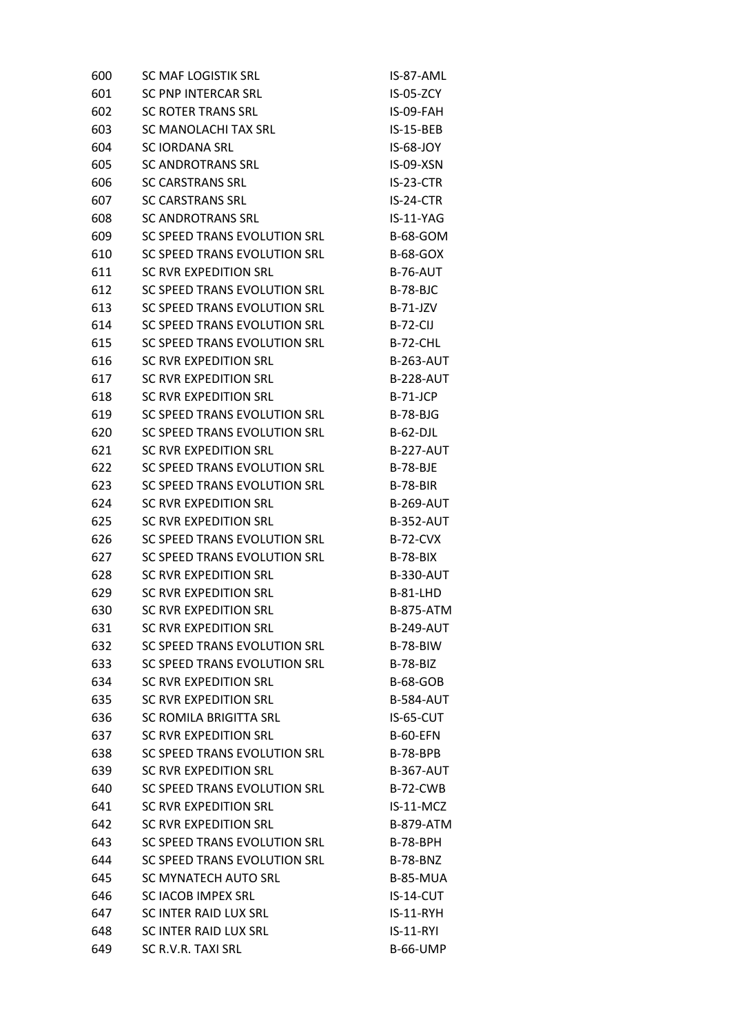| | | |
|---|---|---|
| 600 | SC MAF LOGISTIK SRL | IS-87-AML |
| 601 | SC PNP INTERCAR SRL | IS-05-ZCY |
| 602 | SC ROTER TRANS SRL | IS-09-FAH |
| 603 | SC MANOLACHI TAX SRL | IS-15-BEB |
| 604 | SC IORDANA SRL | IS-68-JOY |
| 605 | SC ANDROTRANS SRL | IS-09-XSN |
| 606 | SC CARSTRANS SRL | IS-23-CTR |
| 607 | SC CARSTRANS SRL | IS-24-CTR |
| 608 | SC ANDROTRANS SRL | IS-11-YAG |
| 609 | SC SPEED TRANS EVOLUTION SRL | B-68-GOM |
| 610 | SC SPEED TRANS EVOLUTION SRL | B-68-GOX |
| 611 | SC RVR EXPEDITION SRL | B-76-AUT |
| 612 | SC SPEED TRANS EVOLUTION SRL | B-78-BJC |
| 613 | SC SPEED TRANS EVOLUTION SRL | B-71-JZV |
| 614 | SC SPEED TRANS EVOLUTION SRL | B-72-CIJ |
| 615 | SC SPEED TRANS EVOLUTION SRL | B-72-CHL |
| 616 | SC RVR EXPEDITION SRL | B-263-AUT |
| 617 | SC RVR EXPEDITION SRL | B-228-AUT |
| 618 | SC RVR EXPEDITION SRL | B-71-JCP |
| 619 | SC SPEED TRANS EVOLUTION SRL | B-78-BJG |
| 620 | SC SPEED TRANS EVOLUTION SRL | B-62-DJL |
| 621 | SC RVR EXPEDITION SRL | B-227-AUT |
| 622 | SC SPEED TRANS EVOLUTION SRL | B-78-BJE |
| 623 | SC SPEED TRANS EVOLUTION SRL | B-78-BIR |
| 624 | SC RVR EXPEDITION SRL | B-269-AUT |
| 625 | SC RVR EXPEDITION SRL | B-352-AUT |
| 626 | SC SPEED TRANS EVOLUTION SRL | B-72-CVX |
| 627 | SC SPEED TRANS EVOLUTION SRL | B-78-BIX |
| 628 | SC RVR EXPEDITION SRL | B-330-AUT |
| 629 | SC RVR EXPEDITION SRL | B-81-LHD |
| 630 | SC RVR EXPEDITION SRL | B-875-ATM |
| 631 | SC RVR EXPEDITION SRL | B-249-AUT |
| 632 | SC SPEED TRANS EVOLUTION SRL | B-78-BIW |
| 633 | SC SPEED TRANS EVOLUTION SRL | B-78-BIZ |
| 634 | SC RVR EXPEDITION SRL | B-68-GOB |
| 635 | SC RVR EXPEDITION SRL | B-584-AUT |
| 636 | SC ROMILA BRIGITTA SRL | IS-65-CUT |
| 637 | SC RVR EXPEDITION SRL | B-60-EFN |
| 638 | SC SPEED TRANS EVOLUTION SRL | B-78-BPB |
| 639 | SC RVR EXPEDITION SRL | B-367-AUT |
| 640 | SC SPEED TRANS EVOLUTION SRL | B-72-CWB |
| 641 | SC RVR EXPEDITION SRL | IS-11-MCZ |
| 642 | SC RVR EXPEDITION SRL | B-879-ATM |
| 643 | SC SPEED TRANS EVOLUTION SRL | B-78-BPH |
| 644 | SC SPEED TRANS EVOLUTION SRL | B-78-BNZ |
| 645 | SC MYNATECH AUTO SRL | B-85-MUA |
| 646 | SC IACOB IMPEX SRL | IS-14-CUT |
| 647 | SC INTER RAID LUX SRL | IS-11-RYH |
| 648 | SC INTER RAID LUX SRL | IS-11-RYI |
| 649 | SC R.V.R. TAXI SRL | B-66-UMP |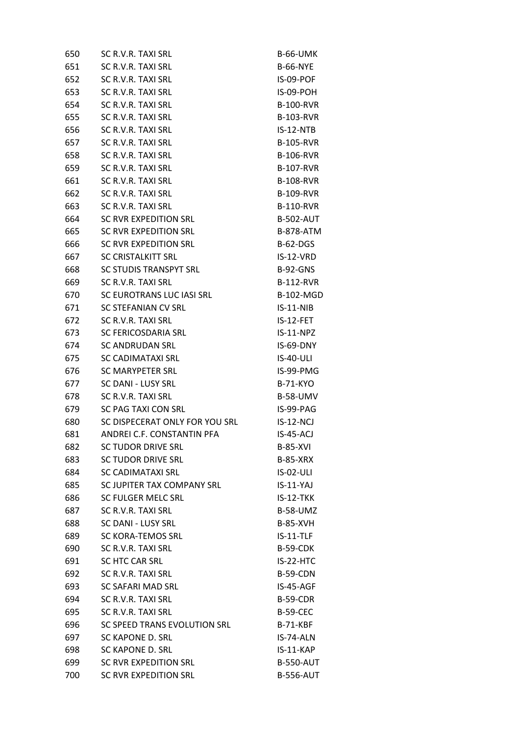| | | |
|---|---|---|
| 650 | SC R.V.R. TAXI SRL | B-66-UMK |
| 651 | SC R.V.R. TAXI SRL | B-66-NYE |
| 652 | SC R.V.R. TAXI SRL | IS-09-POF |
| 653 | SC R.V.R. TAXI SRL | IS-09-POH |
| 654 | SC R.V.R. TAXI SRL | B-100-RVR |
| 655 | SC R.V.R. TAXI SRL | B-103-RVR |
| 656 | SC R.V.R. TAXI SRL | IS-12-NTB |
| 657 | SC R.V.R. TAXI SRL | B-105-RVR |
| 658 | SC R.V.R. TAXI SRL | B-106-RVR |
| 659 | SC R.V.R. TAXI SRL | B-107-RVR |
| 661 | SC R.V.R. TAXI SRL | B-108-RVR |
| 662 | SC R.V.R. TAXI SRL | B-109-RVR |
| 663 | SC R.V.R. TAXI SRL | B-110-RVR |
| 664 | SC RVR EXPEDITION SRL | B-502-AUT |
| 665 | SC RVR EXPEDITION SRL | B-878-ATM |
| 666 | SC RVR EXPEDITION SRL | B-62-DGS |
| 667 | SC CRISTALKITT SRL | IS-12-VRD |
| 668 | SC STUDIS TRANSPYT SRL | B-92-GNS |
| 669 | SC R.V.R. TAXI SRL | B-112-RVR |
| 670 | SC EUROTRANS LUC IASI SRL | B-102-MGD |
| 671 | SC STEFANIAN CV SRL | IS-11-NIB |
| 672 | SC R.V.R. TAXI SRL | IS-12-FET |
| 673 | SC FERICOSDARIA SRL | IS-11-NPZ |
| 674 | SC ANDRUDAN SRL | IS-69-DNY |
| 675 | SC CADIMATAXI SRL | IS-40-ULI |
| 676 | SC MARYPETER SRL | IS-99-PMG |
| 677 | SC DANI - LUSY SRL | B-71-KYO |
| 678 | SC R.V.R. TAXI SRL | B-58-UMV |
| 679 | SC PAG TAXI CON SRL | IS-99-PAG |
| 680 | SC DISPECERAT ONLY FOR YOU SRL | IS-12-NCJ |
| 681 | ANDREI C.F. CONSTANTIN PFA | IS-45-ACJ |
| 682 | SC TUDOR DRIVE SRL | B-85-XVI |
| 683 | SC TUDOR DRIVE SRL | B-85-XRX |
| 684 | SC CADIMATAXI SRL | IS-02-ULI |
| 685 | SC JUPITER TAX COMPANY SRL | IS-11-YAJ |
| 686 | SC FULGER MELC SRL | IS-12-TKK |
| 687 | SC R.V.R. TAXI SRL | B-58-UMZ |
| 688 | SC DANI - LUSY SRL | B-85-XVH |
| 689 | SC KORA-TEMOS SRL | IS-11-TLF |
| 690 | SC R.V.R. TAXI SRL | B-59-CDK |
| 691 | SC HTC CAR SRL | IS-22-HTC |
| 692 | SC R.V.R. TAXI SRL | B-59-CDN |
| 693 | SC SAFARI MAD SRL | IS-45-AGF |
| 694 | SC R.V.R. TAXI SRL | B-59-CDR |
| 695 | SC R.V.R. TAXI SRL | B-59-CEC |
| 696 | SC SPEED TRANS EVOLUTION SRL | B-71-KBF |
| 697 | SC KAPONE D. SRL | IS-74-ALN |
| 698 | SC KAPONE D. SRL | IS-11-KAP |
| 699 | SC RVR EXPEDITION SRL | B-550-AUT |
| 700 | SC RVR EXPEDITION SRL | B-556-AUT |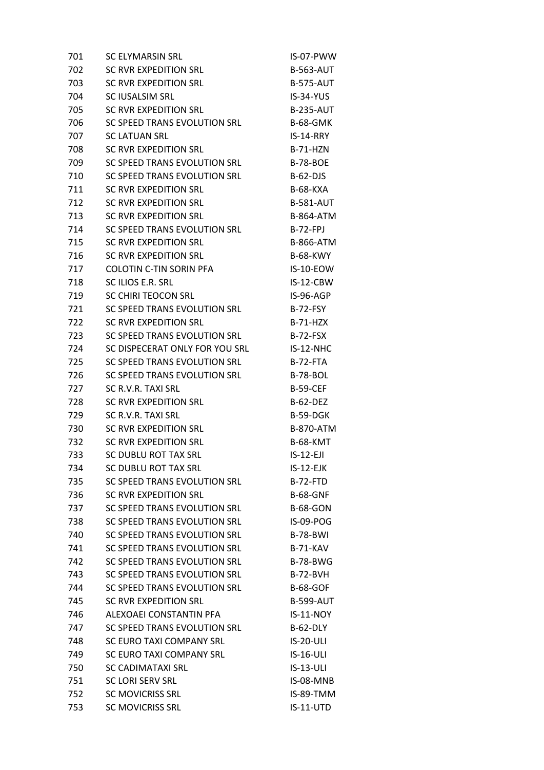| | | |
|---|---|---|
| 701 | SC ELYMARSIN SRL | IS-07-PWW |
| 702 | SC RVR EXPEDITION SRL | B-563-AUT |
| 703 | SC RVR EXPEDITION SRL | B-575-AUT |
| 704 | SC IUSALSIM SRL | IS-34-YUS |
| 705 | SC RVR EXPEDITION SRL | B-235-AUT |
| 706 | SC SPEED TRANS EVOLUTION SRL | B-68-GMK |
| 707 | SC LATUAN SRL | IS-14-RRY |
| 708 | SC RVR EXPEDITION SRL | B-71-HZN |
| 709 | SC SPEED TRANS EVOLUTION SRL | B-78-BOE |
| 710 | SC SPEED TRANS EVOLUTION SRL | B-62-DJS |
| 711 | SC RVR EXPEDITION SRL | B-68-KXA |
| 712 | SC RVR EXPEDITION SRL | B-581-AUT |
| 713 | SC RVR EXPEDITION SRL | B-864-ATM |
| 714 | SC SPEED TRANS EVOLUTION SRL | B-72-FPJ |
| 715 | SC RVR EXPEDITION SRL | B-866-ATM |
| 716 | SC RVR EXPEDITION SRL | B-68-KWY |
| 717 | COLOTIN C-TIN SORIN PFA | IS-10-EOW |
| 718 | SC ILIOS E.R. SRL | IS-12-CBW |
| 719 | SC CHIRI TEOCON SRL | IS-96-AGP |
| 721 | SC SPEED TRANS EVOLUTION SRL | B-72-FSY |
| 722 | SC RVR EXPEDITION SRL | B-71-HZX |
| 723 | SC SPEED TRANS EVOLUTION SRL | B-72-FSX |
| 724 | SC DISPECERAT ONLY FOR YOU SRL | IS-12-NHC |
| 725 | SC SPEED TRANS EVOLUTION SRL | B-72-FTA |
| 726 | SC SPEED TRANS EVOLUTION SRL | B-78-BOL |
| 727 | SC R.V.R. TAXI SRL | B-59-CEF |
| 728 | SC RVR EXPEDITION SRL | B-62-DEZ |
| 729 | SC R.V.R. TAXI SRL | B-59-DGK |
| 730 | SC RVR EXPEDITION SRL | B-870-ATM |
| 732 | SC RVR EXPEDITION SRL | B-68-KMT |
| 733 | SC DUBLU ROT TAX SRL | IS-12-EJI |
| 734 | SC DUBLU ROT TAX SRL | IS-12-EJK |
| 735 | SC SPEED TRANS EVOLUTION SRL | B-72-FTD |
| 736 | SC RVR EXPEDITION SRL | B-68-GNF |
| 737 | SC SPEED TRANS EVOLUTION SRL | B-68-GON |
| 738 | SC SPEED TRANS EVOLUTION SRL | IS-09-POG |
| 740 | SC SPEED TRANS EVOLUTION SRL | B-78-BWI |
| 741 | SC SPEED TRANS EVOLUTION SRL | B-71-KAV |
| 742 | SC SPEED TRANS EVOLUTION SRL | B-78-BWG |
| 743 | SC SPEED TRANS EVOLUTION SRL | B-72-BVH |
| 744 | SC SPEED TRANS EVOLUTION SRL | B-68-GOF |
| 745 | SC RVR EXPEDITION SRL | B-599-AUT |
| 746 | ALEXOAEI CONSTANTIN PFA | IS-11-NOY |
| 747 | SC SPEED TRANS EVOLUTION SRL | B-62-DLY |
| 748 | SC EURO TAXI COMPANY SRL | IS-20-ULI |
| 749 | SC EURO TAXI COMPANY SRL | IS-16-ULI |
| 750 | SC CADIMATAXI SRL | IS-13-ULI |
| 751 | SC LORI SERV SRL | IS-08-MNB |
| 752 | SC MOVICRISS SRL | IS-89-TMM |
| 753 | SC MOVICRISS SRL | IS-11-UTD |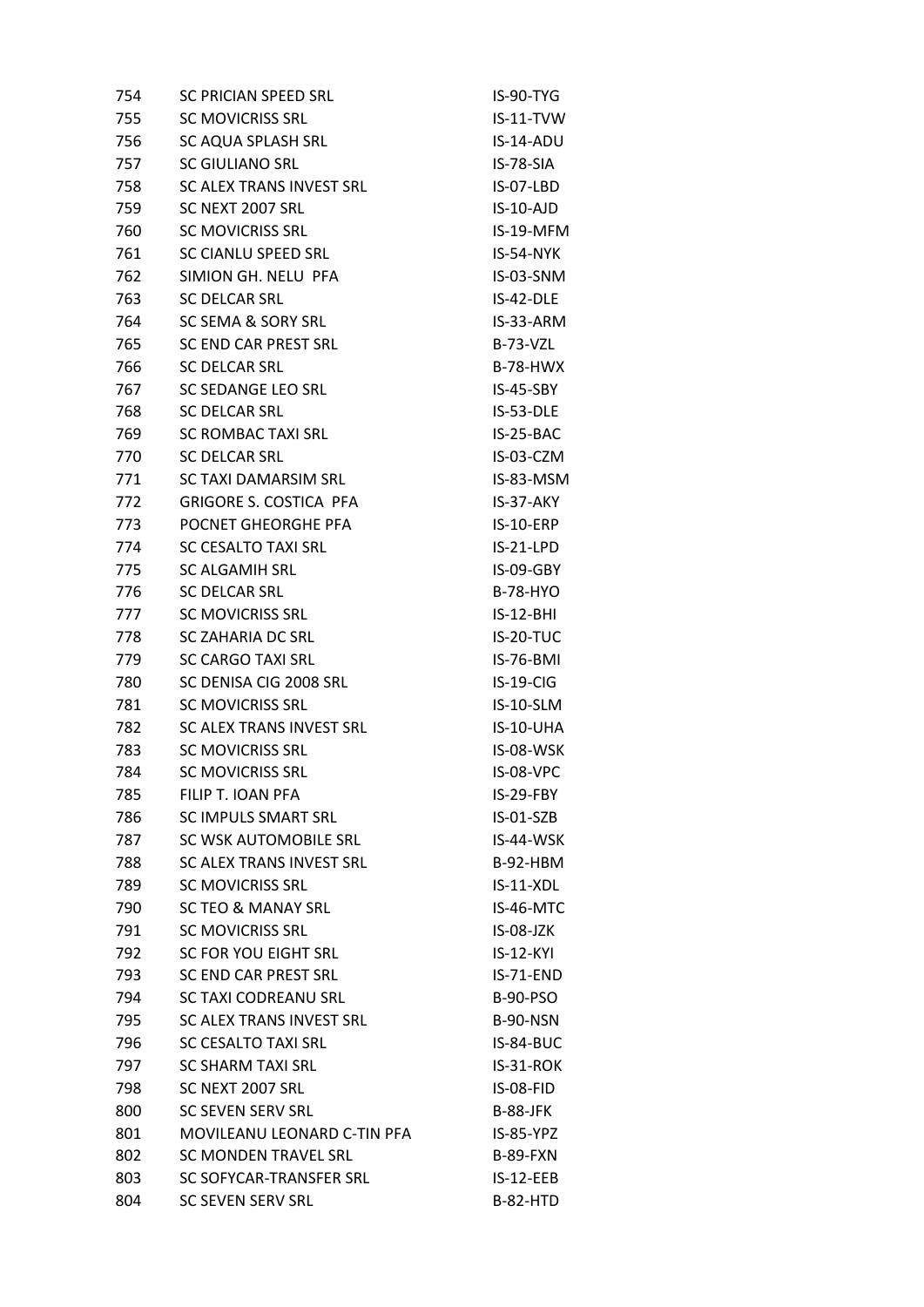| | | |
|---|---|---|
| 754 | SC PRICIAN SPEED SRL | IS-90-TYG |
| 755 | SC MOVICRISS SRL | IS-11-TVW |
| 756 | SC AQUA SPLASH SRL | IS-14-ADU |
| 757 | SC GIULIANO SRL | IS-78-SIA |
| 758 | SC ALEX TRANS INVEST SRL | IS-07-LBD |
| 759 | SC NEXT 2007 SRL | IS-10-AJD |
| 760 | SC MOVICRISS SRL | IS-19-MFM |
| 761 | SC CIANLU SPEED SRL | IS-54-NYK |
| 762 | SIMION GH. NELU PFA | IS-03-SNM |
| 763 | SC DELCAR SRL | IS-42-DLE |
| 764 | SC SEMA & SORY SRL | IS-33-ARM |
| 765 | SC END CAR PREST SRL | B-73-VZL |
| 766 | SC DELCAR SRL | B-78-HWX |
| 767 | SC SEDANGE LEO SRL | IS-45-SBY |
| 768 | SC DELCAR SRL | IS-53-DLE |
| 769 | SC ROMBAC TAXI SRL | IS-25-BAC |
| 770 | SC DELCAR SRL | IS-03-CZM |
| 771 | SC TAXI DAMARSIM SRL | IS-83-MSM |
| 772 | GRIGORE S. COSTICA PFA | IS-37-AKY |
| 773 | POCNET GHEORGHE PFA | IS-10-ERP |
| 774 | SC CESALTO TAXI SRL | IS-21-LPD |
| 775 | SC ALGAMIH SRL | IS-09-GBY |
| 776 | SC DELCAR SRL | B-78-HYO |
| 777 | SC MOVICRISS SRL | IS-12-BHI |
| 778 | SC ZAHARIA DC SRL | IS-20-TUC |
| 779 | SC CARGO TAXI SRL | IS-76-BMI |
| 780 | SC DENISA CIG 2008 SRL | IS-19-CIG |
| 781 | SC MOVICRISS SRL | IS-10-SLM |
| 782 | SC ALEX TRANS INVEST SRL | IS-10-UHA |
| 783 | SC MOVICRISS SRL | IS-08-WSK |
| 784 | SC MOVICRISS SRL | IS-08-VPC |
| 785 | FILIP T. IOAN PFA | IS-29-FBY |
| 786 | SC IMPULS SMART SRL | IS-01-SZB |
| 787 | SC WSK AUTOMOBILE SRL | IS-44-WSK |
| 788 | SC ALEX TRANS INVEST SRL | B-92-HBM |
| 789 | SC MOVICRISS SRL | IS-11-XDL |
| 790 | SC TEO & MANAY SRL | IS-46-MTC |
| 791 | SC MOVICRISS SRL | IS-08-JZK |
| 792 | SC FOR YOU EIGHT SRL | IS-12-KYI |
| 793 | SC END CAR PREST SRL | IS-71-END |
| 794 | SC TAXI CODREANU SRL | B-90-PSO |
| 795 | SC ALEX TRANS INVEST SRL | B-90-NSN |
| 796 | SC CESALTO TAXI SRL | IS-84-BUC |
| 797 | SC SHARM TAXI SRL | IS-31-ROK |
| 798 | SC NEXT 2007 SRL | IS-08-FID |
| 800 | SC SEVEN SERV SRL | B-88-JFK |
| 801 | MOVILEANU LEONARD C-TIN PFA | IS-85-YPZ |
| 802 | SC MONDEN TRAVEL SRL | B-89-FXN |
| 803 | SC SOFYCAR-TRANSFER SRL | IS-12-EEB |
| 804 | SC SEVEN SERV SRL | B-82-HTD |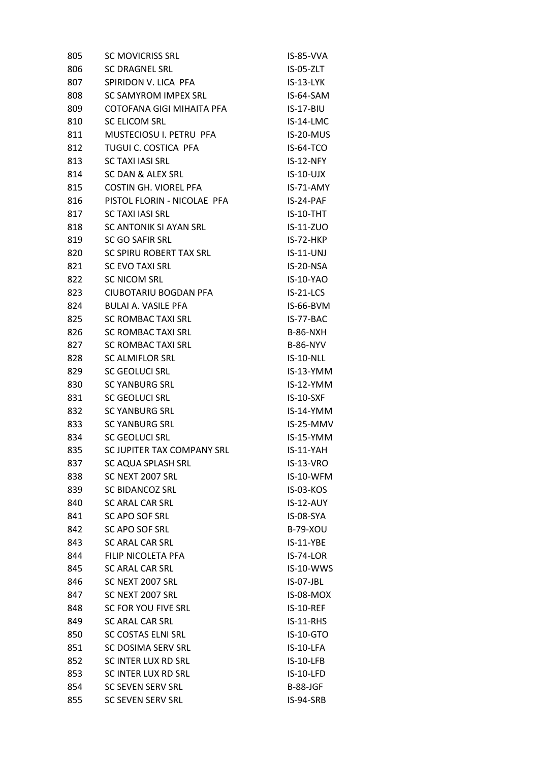| | | |
|---|---|---|
| 805 | SC MOVICRISS SRL | IS-85-VVA |
| 806 | SC DRAGNEL SRL | IS-05-ZLT |
| 807 | SPIRIDON V. LICA PFA | IS-13-LYK |
| 808 | SC SAMYROM IMPEX SRL | IS-64-SAM |
| 809 | COTOFANA GIGI MIHAITA PFA | IS-17-BIU |
| 810 | SC ELICOM SRL | IS-14-LMC |
| 811 | MUSTECIOSU I. PETRU PFA | IS-20-MUS |
| 812 | TUGUI C. COSTICA PFA | IS-64-TCO |
| 813 | SC TAXI IASI SRL | IS-12-NFY |
| 814 | SC DAN & ALEX SRL | IS-10-UJX |
| 815 | COSTIN GH. VIOREL PFA | IS-71-AMY |
| 816 | PISTOL FLORIN - NICOLAE PFA | IS-24-PAF |
| 817 | SC TAXI IASI SRL | IS-10-THT |
| 818 | SC ANTONIK SI AYAN SRL | IS-11-ZUO |
| 819 | SC GO SAFIR SRL | IS-72-HKP |
| 820 | SC SPIRU ROBERT TAX SRL | IS-11-UNJ |
| 821 | SC EVO TAXI SRL | IS-20-NSA |
| 822 | SC NICOM SRL | IS-10-YAO |
| 823 | CIUBOTARIU BOGDAN PFA | IS-21-LCS |
| 824 | BULAI A. VASILE PFA | IS-66-BVM |
| 825 | SC ROMBAC TAXI SRL | IS-77-BAC |
| 826 | SC ROMBAC TAXI SRL | B-86-NXH |
| 827 | SC ROMBAC TAXI SRL | B-86-NYV |
| 828 | SC ALMIFLOR SRL | IS-10-NLL |
| 829 | SC GEOLUCI SRL | IS-13-YMM |
| 830 | SC YANBURG SRL | IS-12-YMM |
| 831 | SC GEOLUCI SRL | IS-10-SXF |
| 832 | SC YANBURG SRL | IS-14-YMM |
| 833 | SC YANBURG SRL | IS-25-MMV |
| 834 | SC GEOLUCI SRL | IS-15-YMM |
| 835 | SC JUPITER TAX COMPANY SRL | IS-11-YAH |
| 837 | SC AQUA SPLASH SRL | IS-13-VRO |
| 838 | SC NEXT 2007 SRL | IS-10-WFM |
| 839 | SC BIDANCOZ SRL | IS-03-KOS |
| 840 | SC ARAL CAR SRL | IS-12-AUY |
| 841 | SC APO SOF SRL | IS-08-SYA |
| 842 | SC APO SOF SRL | B-79-XOU |
| 843 | SC ARAL CAR SRL | IS-11-YBE |
| 844 | FILIP NICOLETA PFA | IS-74-LOR |
| 845 | SC ARAL CAR SRL | IS-10-WWS |
| 846 | SC NEXT 2007 SRL | IS-07-JBL |
| 847 | SC NEXT 2007 SRL | IS-08-MOX |
| 848 | SC FOR YOU FIVE SRL | IS-10-REF |
| 849 | SC ARAL CAR SRL | IS-11-RHS |
| 850 | SC COSTAS ELNI SRL | IS-10-GTO |
| 851 | SC DOSIMA SERV SRL | IS-10-LFA |
| 852 | SC INTER LUX RD SRL | IS-10-LFB |
| 853 | SC INTER LUX RD SRL | IS-10-LFD |
| 854 | SC SEVEN SERV SRL | B-88-JGF |
| 855 | SC SEVEN SERV SRL | IS-94-SRB |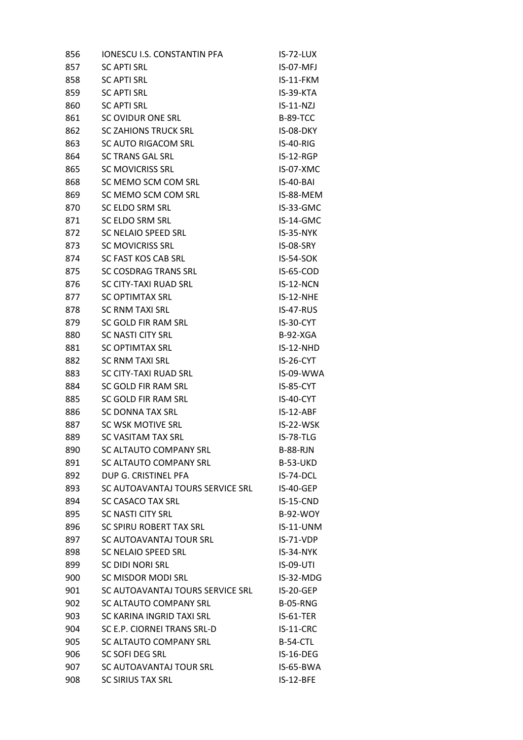| | | |
|---|---|---|
| 856 | IONESCU I.S. CONSTANTIN PFA | IS-72-LUX |
| 857 | SC APTI SRL | IS-07-MFJ |
| 858 | SC APTI SRL | IS-11-FKM |
| 859 | SC APTI SRL | IS-39-KTA |
| 860 | SC APTI SRL | IS-11-NZJ |
| 861 | SC OVIDUR ONE SRL | B-89-TCC |
| 862 | SC ZAHIONS TRUCK SRL | IS-08-DKY |
| 863 | SC AUTO RIGACOM SRL | IS-40-RIG |
| 864 | SC TRANS GAL SRL | IS-12-RGP |
| 865 | SC MOVICRISS SRL | IS-07-XMC |
| 868 | SC MEMO SCM COM SRL | IS-40-BAI |
| 869 | SC MEMO SCM COM SRL | IS-88-MEM |
| 870 | SC ELDO SRM SRL | IS-33-GMC |
| 871 | SC ELDO SRM SRL | IS-14-GMC |
| 872 | SC NELAIO SPEED SRL | IS-35-NYK |
| 873 | SC MOVICRISS SRL | IS-08-SRY |
| 874 | SC FAST KOS CAB SRL | IS-54-SOK |
| 875 | SC COSDRAG TRANS SRL | IS-65-COD |
| 876 | SC CITY-TAXI RUAD SRL | IS-12-NCN |
| 877 | SC OPTIMTAX SRL | IS-12-NHE |
| 878 | SC RNM TAXI SRL | IS-47-RUS |
| 879 | SC GOLD FIR RAM SRL | IS-30-CYT |
| 880 | SC NASTI CITY SRL | B-92-XGA |
| 881 | SC OPTIMTAX SRL | IS-12-NHD |
| 882 | SC RNM TAXI SRL | IS-26-CYT |
| 883 | SC CITY-TAXI RUAD SRL | IS-09-WWA |
| 884 | SC GOLD FIR RAM SRL | IS-85-CYT |
| 885 | SC GOLD FIR RAM SRL | IS-40-CYT |
| 886 | SC DONNA TAX SRL | IS-12-ABF |
| 887 | SC WSK MOTIVE SRL | IS-22-WSK |
| 889 | SC VASITAM TAX SRL | IS-78-TLG |
| 890 | SC ALTAUTO COMPANY SRL | B-88-RJN |
| 891 | SC ALTAUTO COMPANY SRL | B-53-UKD |
| 892 | DUP G. CRISTINEL PFA | IS-74-DCL |
| 893 | SC AUTOAVANTAJ TOURS SERVICE SRL | IS-40-GEP |
| 894 | SC CASACO TAX SRL | IS-15-CND |
| 895 | SC NASTI CITY SRL | B-92-WOY |
| 896 | SC SPIRU ROBERT TAX SRL | IS-11-UNM |
| 897 | SC AUTOAVANTAJ TOUR SRL | IS-71-VDP |
| 898 | SC NELAIO SPEED SRL | IS-34-NYK |
| 899 | SC DIDI NORI SRL | IS-09-UTI |
| 900 | SC MISDOR MODI SRL | IS-32-MDG |
| 901 | SC AUTOAVANTAJ TOURS SERVICE SRL | IS-20-GEP |
| 902 | SC ALTAUTO COMPANY SRL | B-05-RNG |
| 903 | SC KARINA INGRID TAXI SRL | IS-61-TER |
| 904 | SC E.P. CIORNEI TRANS SRL-D | IS-11-CRC |
| 905 | SC ALTAUTO COMPANY SRL | B-54-CTL |
| 906 | SC SOFI DEG SRL | IS-16-DEG |
| 907 | SC AUTOAVANTAJ TOUR SRL | IS-65-BWA |
| 908 | SC SIRIUS TAX SRL | IS-12-BFE |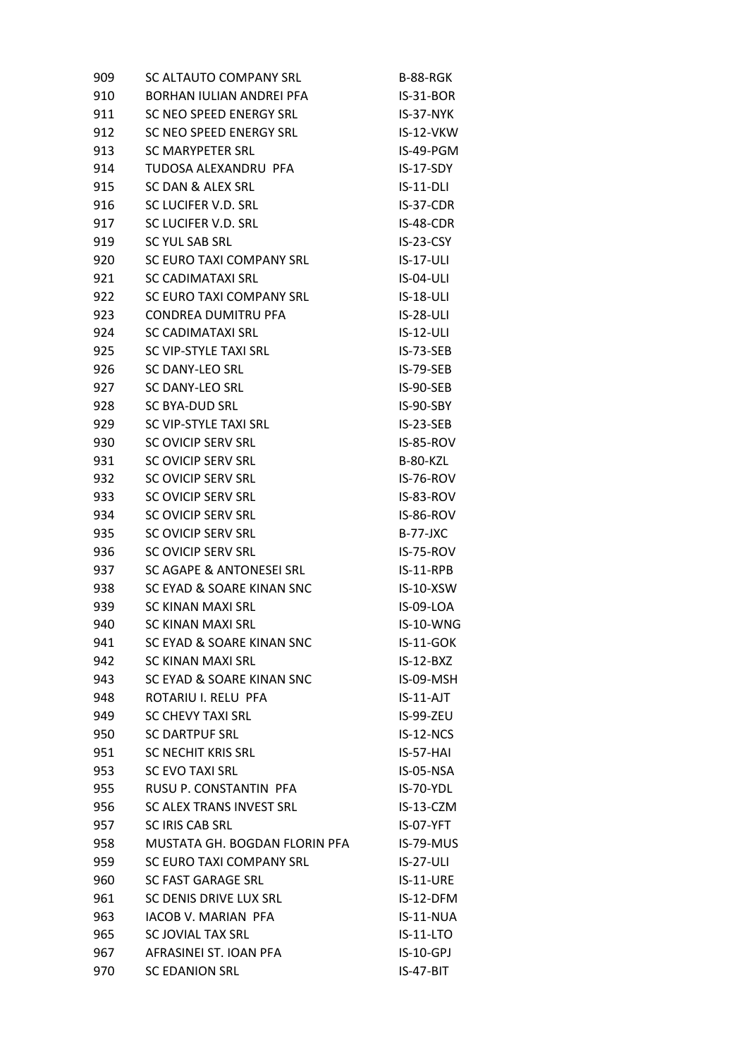| | | |
|---|---|---|
| 909 | SC ALTAUTO COMPANY SRL | B-88-RGK |
| 910 | BORHAN IULIAN ANDREI PFA | IS-31-BOR |
| 911 | SC NEO SPEED ENERGY SRL | IS-37-NYK |
| 912 | SC NEO SPEED ENERGY SRL | IS-12-VKW |
| 913 | SC MARYPETER SRL | IS-49-PGM |
| 914 | TUDOSA ALEXANDRU PFA | IS-17-SDY |
| 915 | SC DAN & ALEX SRL | IS-11-DLI |
| 916 | SC LUCIFER V.D. SRL | IS-37-CDR |
| 917 | SC LUCIFER V.D. SRL | IS-48-CDR |
| 919 | SC YUL SAB SRL | IS-23-CSY |
| 920 | SC EURO TAXI COMPANY SRL | IS-17-ULI |
| 921 | SC CADIMATAXI SRL | IS-04-ULI |
| 922 | SC EURO TAXI COMPANY SRL | IS-18-ULI |
| 923 | CONDREA DUMITRU PFA | IS-28-ULI |
| 924 | SC CADIMATAXI SRL | IS-12-ULI |
| 925 | SC VIP-STYLE TAXI SRL | IS-73-SEB |
| 926 | SC DANY-LEO SRL | IS-79-SEB |
| 927 | SC DANY-LEO SRL | IS-90-SEB |
| 928 | SC BYA-DUD SRL | IS-90-SBY |
| 929 | SC VIP-STYLE TAXI SRL | IS-23-SEB |
| 930 | SC OVICIP SERV SRL | IS-85-ROV |
| 931 | SC OVICIP SERV SRL | B-80-KZL |
| 932 | SC OVICIP SERV SRL | IS-76-ROV |
| 933 | SC OVICIP SERV SRL | IS-83-ROV |
| 934 | SC OVICIP SERV SRL | IS-86-ROV |
| 935 | SC OVICIP SERV SRL | B-77-JXC |
| 936 | SC OVICIP SERV SRL | IS-75-ROV |
| 937 | SC AGAPE & ANTONESEI SRL | IS-11-RPB |
| 938 | SC EYAD & SOARE KINAN SNC | IS-10-XSW |
| 939 | SC KINAN MAXI SRL | IS-09-LOA |
| 940 | SC KINAN MAXI SRL | IS-10-WNG |
| 941 | SC EYAD & SOARE KINAN SNC | IS-11-GOK |
| 942 | SC KINAN MAXI SRL | IS-12-BXZ |
| 943 | SC EYAD & SOARE KINAN SNC | IS-09-MSH |
| 948 | ROTARIU I. RELU PFA | IS-11-AJT |
| 949 | SC CHEVY TAXI SRL | IS-99-ZEU |
| 950 | SC DARTPUF SRL | IS-12-NCS |
| 951 | SC NECHIT KRIS SRL | IS-57-HAI |
| 953 | SC EVO TAXI SRL | IS-05-NSA |
| 955 | RUSU P. CONSTANTIN PFA | IS-70-YDL |
| 956 | SC ALEX TRANS INVEST SRL | IS-13-CZM |
| 957 | SC IRIS CAB SRL | IS-07-YFT |
| 958 | MUSTATA GH. BOGDAN FLORIN PFA | IS-79-MUS |
| 959 | SC EURO TAXI COMPANY SRL | IS-27-ULI |
| 960 | SC FAST GARAGE SRL | IS-11-URE |
| 961 | SC DENIS DRIVE LUX SRL | IS-12-DFM |
| 963 | IACOB V. MARIAN PFA | IS-11-NUA |
| 965 | SC JOVIAL TAX SRL | IS-11-LTO |
| 967 | AFRASINEI ST. IOAN PFA | IS-10-GPJ |
| 970 | SC EDANION SRL | IS-47-BIT |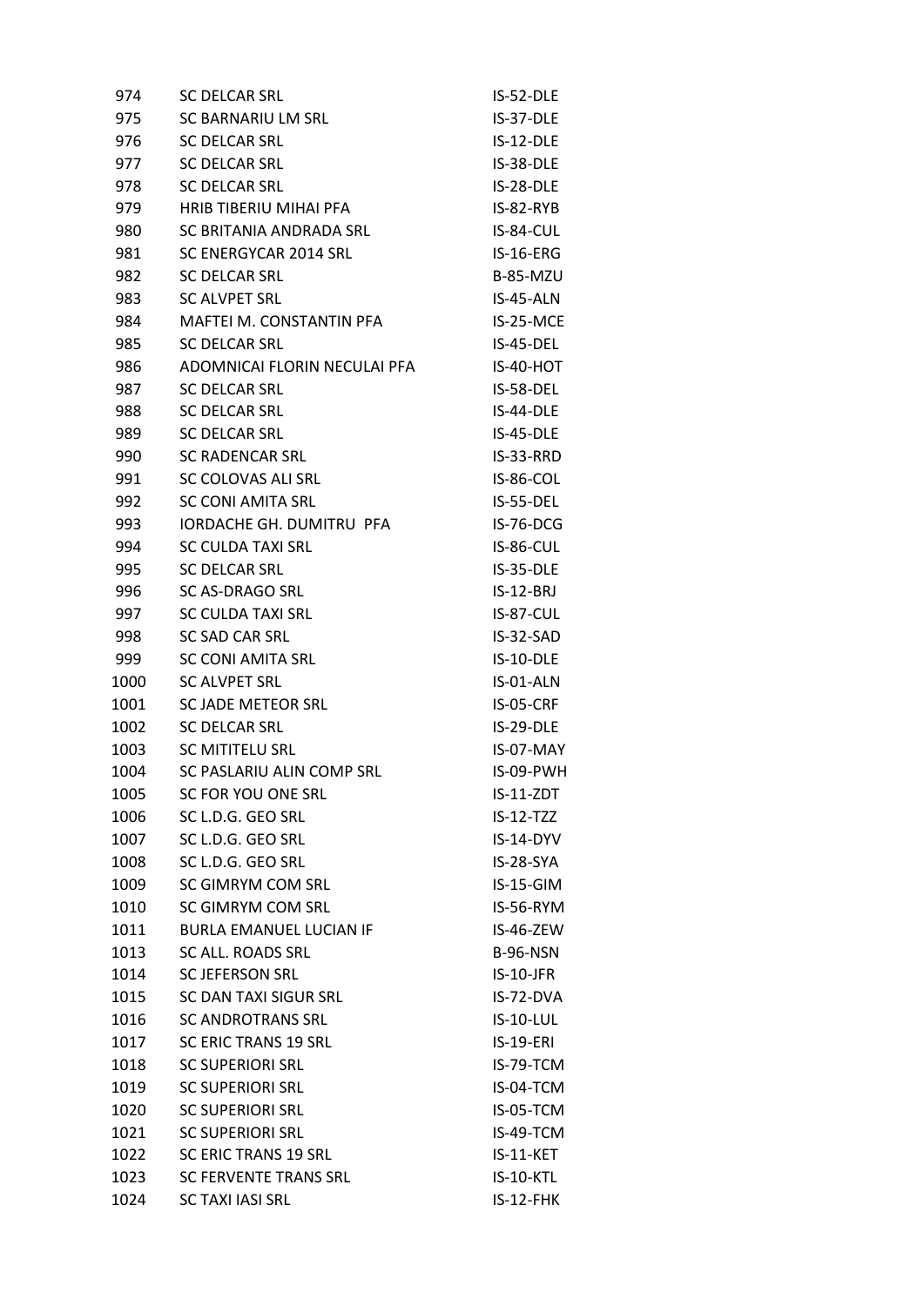| 974 | SC DELCAR SRL | IS-52-DLE |
|---|---|---|
| 975 | SC BARNARIU LM SRL | IS-37-DLE |
| 976 | SC DELCAR SRL | IS-12-DLE |
| 977 | SC DELCAR SRL | IS-38-DLE |
| 978 | SC DELCAR SRL | IS-28-DLE |
| 979 | HRIB TIBERIU MIHAI PFA | IS-82-RYB |
| 980 | SC BRITANIA ANDRADA SRL | IS-84-CUL |
| 981 | SC ENERGYCAR 2014 SRL | IS-16-ERG |
| 982 | SC DELCAR SRL | B-85-MZU |
| 983 | SC ALVPET SRL | IS-45-ALN |
| 984 | MAFTEI M. CONSTANTIN PFA | IS-25-MCE |
| 985 | SC DELCAR SRL | IS-45-DEL |
| 986 | ADOMNICAI FLORIN NECULAI PFA | IS-40-HOT |
| 987 | SC DELCAR SRL | IS-58-DEL |
| 988 | SC DELCAR SRL | IS-44-DLE |
| 989 | SC DELCAR SRL | IS-45-DLE |
| 990 | SC RADENCAR SRL | IS-33-RRD |
| 991 | SC COLOVAS ALI SRL | IS-86-COL |
| 992 | SC CONI AMITA SRL | IS-55-DEL |
| 993 | IORDACHE GH. DUMITRU PFA | IS-76-DCG |
| 994 | SC CULDA TAXI SRL | IS-86-CUL |
| 995 | SC DELCAR SRL | IS-35-DLE |
| 996 | SC AS-DRAGO SRL | IS-12-BRJ |
| 997 | SC CULDA TAXI SRL | IS-87-CUL |
| 998 | SC SAD CAR SRL | IS-32-SAD |
| 999 | SC CONI AMITA SRL | IS-10-DLE |
| 1000 | SC ALVPET SRL | IS-01-ALN |
| 1001 | SC JADE METEOR SRL | IS-05-CRF |
| 1002 | SC DELCAR SRL | IS-29-DLE |
| 1003 | SC MITITELU SRL | IS-07-MAY |
| 1004 | SC PASLARIU ALIN COMP SRL | IS-09-PWH |
| 1005 | SC FOR YOU ONE SRL | IS-11-ZDT |
| 1006 | SC L.D.G. GEO SRL | IS-12-TZZ |
| 1007 | SC L.D.G. GEO SRL | IS-14-DYV |
| 1008 | SC L.D.G. GEO SRL | IS-28-SYA |
| 1009 | SC GIMRYM COM SRL | IS-15-GIM |
| 1010 | SC GIMRYM COM SRL | IS-56-RYM |
| 1011 | BURLA EMANUEL LUCIAN IF | IS-46-ZEW |
| 1013 | SC ALL. ROADS SRL | B-96-NSN |
| 1014 | SC JEFERSON SRL | IS-10-JFR |
| 1015 | SC DAN TAXI SIGUR SRL | IS-72-DVA |
| 1016 | SC ANDROTRANS SRL | IS-10-LUL |
| 1017 | SC ERIC TRANS 19 SRL | IS-19-ERI |
| 1018 | SC SUPERIORI SRL | IS-79-TCM |
| 1019 | SC SUPERIORI SRL | IS-04-TCM |
| 1020 | SC SUPERIORI SRL | IS-05-TCM |
| 1021 | SC SUPERIORI SRL | IS-49-TCM |
| 1022 | SC ERIC TRANS 19 SRL | IS-11-KET |
| 1023 | SC FERVENTE TRANS SRL | IS-10-KTL |
| 1024 | SC TAXI IASI SRL | IS-12-FHK |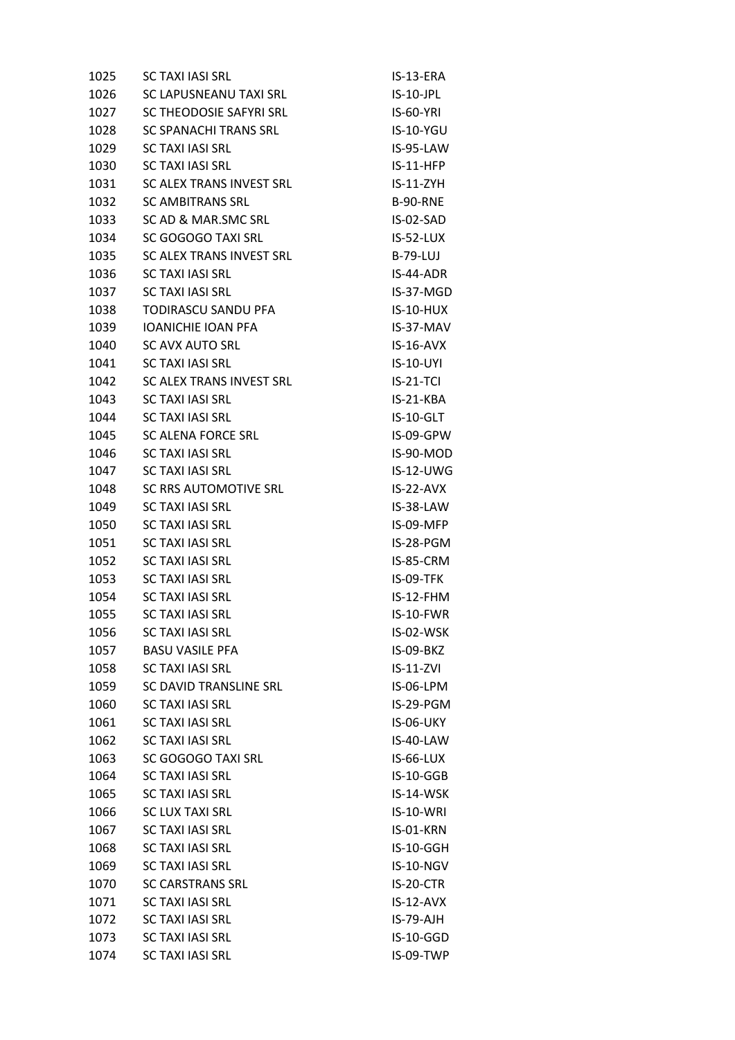| | | |
|---|---|---|
| 1025 | SC TAXI IASI SRL | IS-13-ERA |
| 1026 | SC LAPUSNEANU TAXI SRL | IS-10-JPL |
| 1027 | SC THEODOSIE SAFYRI SRL | IS-60-YRI |
| 1028 | SC SPANACHI TRANS SRL | IS-10-YGU |
| 1029 | SC TAXI IASI SRL | IS-95-LAW |
| 1030 | SC TAXI IASI SRL | IS-11-HFP |
| 1031 | SC ALEX TRANS INVEST SRL | IS-11-ZYH |
| 1032 | SC AMBITRANS SRL | B-90-RNE |
| 1033 | SC AD & MAR.SMC SRL | IS-02-SAD |
| 1034 | SC GOGOGO TAXI SRL | IS-52-LUX |
| 1035 | SC ALEX TRANS INVEST SRL | B-79-LUJ |
| 1036 | SC TAXI IASI SRL | IS-44-ADR |
| 1037 | SC TAXI IASI SRL | IS-37-MGD |
| 1038 | TODIRASCU SANDU PFA | IS-10-HUX |
| 1039 | IOANICHIE IOAN PFA | IS-37-MAV |
| 1040 | SC AVX AUTO SRL | IS-16-AVX |
| 1041 | SC TAXI IASI SRL | IS-10-UYI |
| 1042 | SC ALEX TRANS INVEST SRL | IS-21-TCI |
| 1043 | SC TAXI IASI SRL | IS-21-KBA |
| 1044 | SC TAXI IASI SRL | IS-10-GLT |
| 1045 | SC ALENA FORCE SRL | IS-09-GPW |
| 1046 | SC TAXI IASI SRL | IS-90-MOD |
| 1047 | SC TAXI IASI SRL | IS-12-UWG |
| 1048 | SC RRS AUTOMOTIVE SRL | IS-22-AVX |
| 1049 | SC TAXI IASI SRL | IS-38-LAW |
| 1050 | SC TAXI IASI SRL | IS-09-MFP |
| 1051 | SC TAXI IASI SRL | IS-28-PGM |
| 1052 | SC TAXI IASI SRL | IS-85-CRM |
| 1053 | SC TAXI IASI SRL | IS-09-TFK |
| 1054 | SC TAXI IASI SRL | IS-12-FHM |
| 1055 | SC TAXI IASI SRL | IS-10-FWR |
| 1056 | SC TAXI IASI SRL | IS-02-WSK |
| 1057 | BASU VASILE PFA | IS-09-BKZ |
| 1058 | SC TAXI IASI SRL | IS-11-ZVI |
| 1059 | SC DAVID TRANSLINE SRL | IS-06-LPM |
| 1060 | SC TAXI IASI SRL | IS-29-PGM |
| 1061 | SC TAXI IASI SRL | IS-06-UKY |
| 1062 | SC TAXI IASI SRL | IS-40-LAW |
| 1063 | SC GOGOGO TAXI SRL | IS-66-LUX |
| 1064 | SC TAXI IASI SRL | IS-10-GGB |
| 1065 | SC TAXI IASI SRL | IS-14-WSK |
| 1066 | SC LUX TAXI SRL | IS-10-WRI |
| 1067 | SC TAXI IASI SRL | IS-01-KRN |
| 1068 | SC TAXI IASI SRL | IS-10-GGH |
| 1069 | SC TAXI IASI SRL | IS-10-NGV |
| 1070 | SC CARSTRANS SRL | IS-20-CTR |
| 1071 | SC TAXI IASI SRL | IS-12-AVX |
| 1072 | SC TAXI IASI SRL | IS-79-AJH |
| 1073 | SC TAXI IASI SRL | IS-10-GGD |
| 1074 | SC TAXI IASI SRL | IS-09-TWP |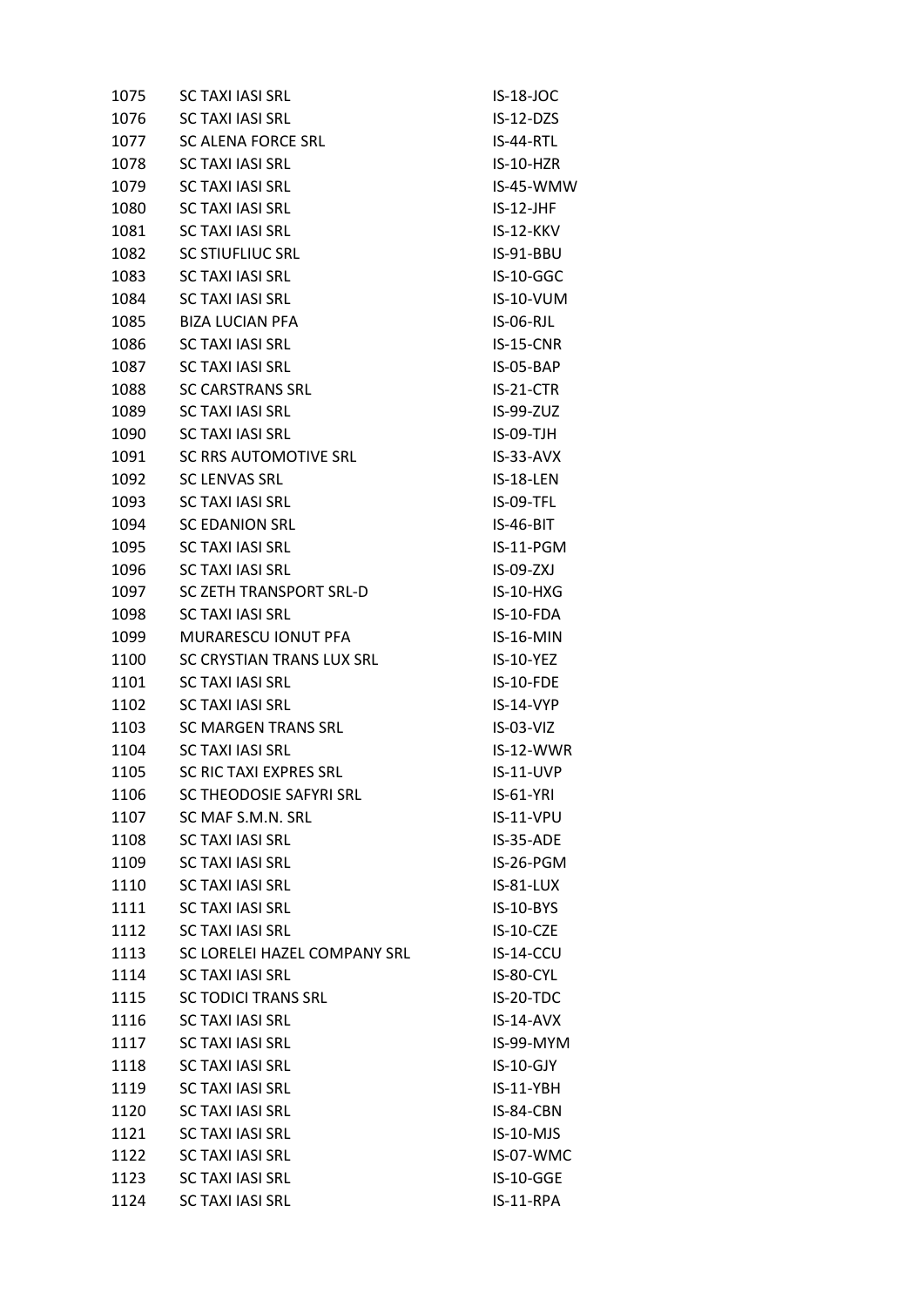| | | |
|---|---|---|
| 1075 | SC TAXI IASI SRL | IS-18-JOC |
| 1076 | SC TAXI IASI SRL | IS-12-DZS |
| 1077 | SC ALENA FORCE SRL | IS-44-RTL |
| 1078 | SC TAXI IASI SRL | IS-10-HZR |
| 1079 | SC TAXI IASI SRL | IS-45-WMW |
| 1080 | SC TAXI IASI SRL | IS-12-JHF |
| 1081 | SC TAXI IASI SRL | IS-12-KKV |
| 1082 | SC STIUFLIUC SRL | IS-91-BBU |
| 1083 | SC TAXI IASI SRL | IS-10-GGC |
| 1084 | SC TAXI IASI SRL | IS-10-VUM |
| 1085 | BIZA LUCIAN PFA | IS-06-RJL |
| 1086 | SC TAXI IASI SRL | IS-15-CNR |
| 1087 | SC TAXI IASI SRL | IS-05-BAP |
| 1088 | SC CARSTRANS SRL | IS-21-CTR |
| 1089 | SC TAXI IASI SRL | IS-99-ZUZ |
| 1090 | SC TAXI IASI SRL | IS-09-TJH |
| 1091 | SC RRS AUTOMOTIVE SRL | IS-33-AVX |
| 1092 | SC LENVAS SRL | IS-18-LEN |
| 1093 | SC TAXI IASI SRL | IS-09-TFL |
| 1094 | SC EDANION SRL | IS-46-BIT |
| 1095 | SC TAXI IASI SRL | IS-11-PGM |
| 1096 | SC TAXI IASI SRL | IS-09-ZXJ |
| 1097 | SC ZETH TRANSPORT SRL-D | IS-10-HXG |
| 1098 | SC TAXI IASI SRL | IS-10-FDA |
| 1099 | MURARESCU IONUT PFA | IS-16-MIN |
| 1100 | SC CRYSTIAN TRANS LUX SRL | IS-10-YEZ |
| 1101 | SC TAXI IASI SRL | IS-10-FDE |
| 1102 | SC TAXI IASI SRL | IS-14-VYP |
| 1103 | SC MARGEN TRANS SRL | IS-03-VIZ |
| 1104 | SC TAXI IASI SRL | IS-12-WWR |
| 1105 | SC RIC TAXI EXPRES SRL | IS-11-UVP |
| 1106 | SC THEODOSIE SAFYRI SRL | IS-61-YRI |
| 1107 | SC MAF S.M.N. SRL | IS-11-VPU |
| 1108 | SC TAXI IASI SRL | IS-35-ADE |
| 1109 | SC TAXI IASI SRL | IS-26-PGM |
| 1110 | SC TAXI IASI SRL | IS-81-LUX |
| 1111 | SC TAXI IASI SRL | IS-10-BYS |
| 1112 | SC TAXI IASI SRL | IS-10-CZE |
| 1113 | SC LORELEI HAZEL COMPANY SRL | IS-14-CCU |
| 1114 | SC TAXI IASI SRL | IS-80-CYL |
| 1115 | SC TODICI TRANS SRL | IS-20-TDC |
| 1116 | SC TAXI IASI SRL | IS-14-AVX |
| 1117 | SC TAXI IASI SRL | IS-99-MYM |
| 1118 | SC TAXI IASI SRL | IS-10-GJY |
| 1119 | SC TAXI IASI SRL | IS-11-YBH |
| 1120 | SC TAXI IASI SRL | IS-84-CBN |
| 1121 | SC TAXI IASI SRL | IS-10-MJS |
| 1122 | SC TAXI IASI SRL | IS-07-WMC |
| 1123 | SC TAXI IASI SRL | IS-10-GGE |
| 1124 | SC TAXI IASI SRL | IS-11-RPA |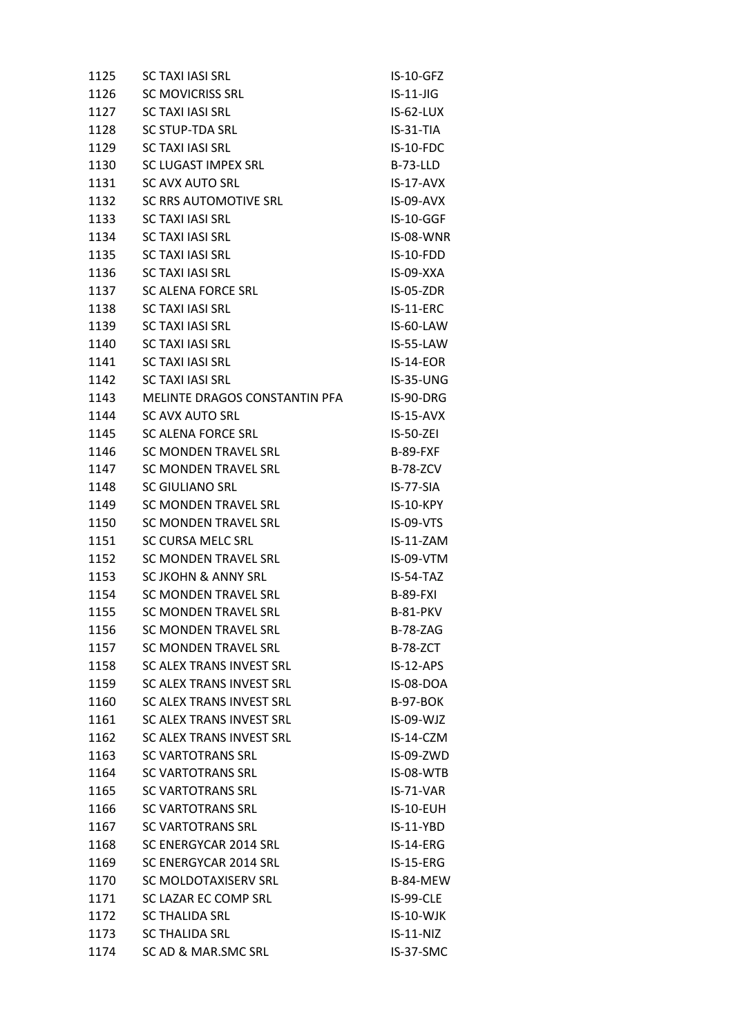| | | |
|---|---|---|
| 1125 | SC TAXI IASI SRL | IS-10-GFZ |
| 1126 | SC MOVICRISS SRL | IS-11-JIG |
| 1127 | SC TAXI IASI SRL | IS-62-LUX |
| 1128 | SC STUP-TDA SRL | IS-31-TIA |
| 1129 | SC TAXI IASI SRL | IS-10-FDC |
| 1130 | SC LUGAST IMPEX SRL | B-73-LLD |
| 1131 | SC AVX AUTO SRL | IS-17-AVX |
| 1132 | SC RRS AUTOMOTIVE SRL | IS-09-AVX |
| 1133 | SC TAXI IASI SRL | IS-10-GGF |
| 1134 | SC TAXI IASI SRL | IS-08-WNR |
| 1135 | SC TAXI IASI SRL | IS-10-FDD |
| 1136 | SC TAXI IASI SRL | IS-09-XXA |
| 1137 | SC ALENA FORCE SRL | IS-05-ZDR |
| 1138 | SC TAXI IASI SRL | IS-11-ERC |
| 1139 | SC TAXI IASI SRL | IS-60-LAW |
| 1140 | SC TAXI IASI SRL | IS-55-LAW |
| 1141 | SC TAXI IASI SRL | IS-14-EOR |
| 1142 | SC TAXI IASI SRL | IS-35-UNG |
| 1143 | MELINTE DRAGOS CONSTANTIN PFA | IS-90-DRG |
| 1144 | SC AVX AUTO SRL | IS-15-AVX |
| 1145 | SC ALENA FORCE SRL | IS-50-ZEI |
| 1146 | SC MONDEN TRAVEL SRL | B-89-FXF |
| 1147 | SC MONDEN TRAVEL SRL | B-78-ZCV |
| 1148 | SC GIULIANO SRL | IS-77-SIA |
| 1149 | SC MONDEN TRAVEL SRL | IS-10-KPY |
| 1150 | SC MONDEN TRAVEL SRL | IS-09-VTS |
| 1151 | SC CURSA MELC SRL | IS-11-ZAM |
| 1152 | SC MONDEN TRAVEL SRL | IS-09-VTM |
| 1153 | SC JKOHN & ANNY SRL | IS-54-TAZ |
| 1154 | SC MONDEN TRAVEL SRL | B-89-FXI |
| 1155 | SC MONDEN TRAVEL SRL | B-81-PKV |
| 1156 | SC MONDEN TRAVEL SRL | B-78-ZAG |
| 1157 | SC MONDEN TRAVEL SRL | B-78-ZCT |
| 1158 | SC ALEX TRANS INVEST SRL | IS-12-APS |
| 1159 | SC ALEX TRANS INVEST SRL | IS-08-DOA |
| 1160 | SC ALEX TRANS INVEST SRL | B-97-BOK |
| 1161 | SC ALEX TRANS INVEST SRL | IS-09-WJZ |
| 1162 | SC ALEX TRANS INVEST SRL | IS-14-CZM |
| 1163 | SC VARTOTRANS SRL | IS-09-ZWD |
| 1164 | SC VARTOTRANS SRL | IS-08-WTB |
| 1165 | SC VARTOTRANS SRL | IS-71-VAR |
| 1166 | SC VARTOTRANS SRL | IS-10-EUH |
| 1167 | SC VARTOTRANS SRL | IS-11-YBD |
| 1168 | SC ENERGYCAR 2014 SRL | IS-14-ERG |
| 1169 | SC ENERGYCAR 2014 SRL | IS-15-ERG |
| 1170 | SC MOLDOTAXISERV SRL | B-84-MEW |
| 1171 | SC LAZAR EC COMP SRL | IS-99-CLE |
| 1172 | SC THALIDA SRL | IS-10-WJK |
| 1173 | SC THALIDA SRL | IS-11-NIZ |
| 1174 | SC AD & MAR.SMC SRL | IS-37-SMC |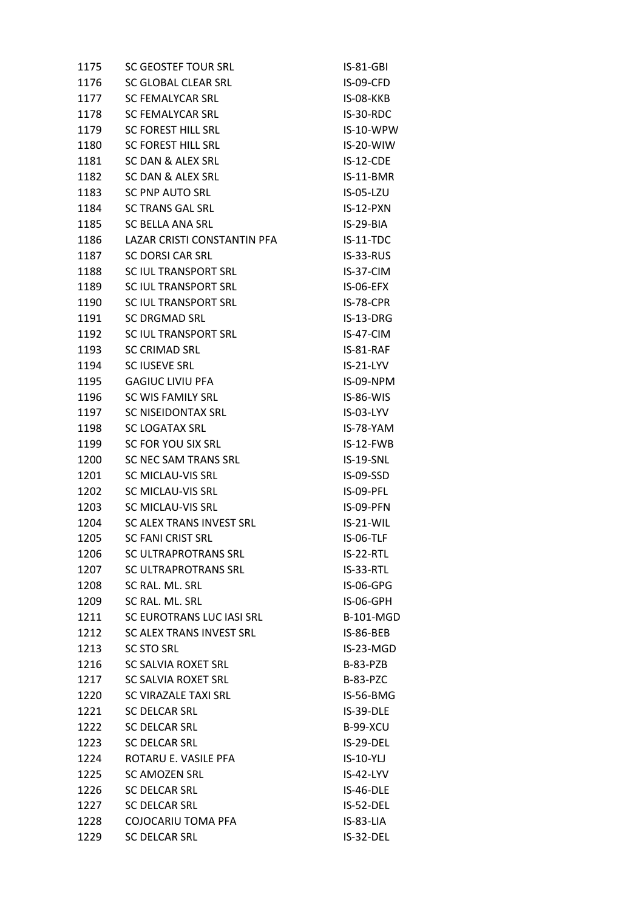| | | |
|---|---|---|
| 1175 | SC GEOSTEF TOUR SRL | IS-81-GBI |
| 1176 | SC GLOBAL CLEAR SRL | IS-09-CFD |
| 1177 | SC FEMALYCAR SRL | IS-08-KKB |
| 1178 | SC FEMALYCAR SRL | IS-30-RDC |
| 1179 | SC FOREST HILL SRL | IS-10-WPW |
| 1180 | SC FOREST HILL SRL | IS-20-WIW |
| 1181 | SC DAN & ALEX SRL | IS-12-CDE |
| 1182 | SC DAN & ALEX SRL | IS-11-BMR |
| 1183 | SC PNP AUTO SRL | IS-05-LZU |
| 1184 | SC TRANS GAL SRL | IS-12-PXN |
| 1185 | SC BELLA ANA SRL | IS-29-BIA |
| 1186 | LAZAR CRISTI CONSTANTIN PFA | IS-11-TDC |
| 1187 | SC DORSI CAR SRL | IS-33-RUS |
| 1188 | SC IUL TRANSPORT SRL | IS-37-CIM |
| 1189 | SC IUL TRANSPORT SRL | IS-06-EFX |
| 1190 | SC IUL TRANSPORT SRL | IS-78-CPR |
| 1191 | SC DRGMAD SRL | IS-13-DRG |
| 1192 | SC IUL TRANSPORT SRL | IS-47-CIM |
| 1193 | SC CRIMAD SRL | IS-81-RAF |
| 1194 | SC IUSEVE SRL | IS-21-LYV |
| 1195 | GAGIUC LIVIU PFA | IS-09-NPM |
| 1196 | SC WIS FAMILY SRL | IS-86-WIS |
| 1197 | SC NISEIDONTAX SRL | IS-03-LYV |
| 1198 | SC LOGATAX SRL | IS-78-YAM |
| 1199 | SC FOR YOU SIX SRL | IS-12-FWB |
| 1200 | SC NEC SAM TRANS SRL | IS-19-SNL |
| 1201 | SC MICLAU-VIS SRL | IS-09-SSD |
| 1202 | SC MICLAU-VIS SRL | IS-09-PFL |
| 1203 | SC MICLAU-VIS SRL | IS-09-PFN |
| 1204 | SC ALEX TRANS INVEST SRL | IS-21-WIL |
| 1205 | SC FANI CRIST SRL | IS-06-TLF |
| 1206 | SC ULTRAPROTRANS SRL | IS-22-RTL |
| 1207 | SC ULTRAPROTRANS SRL | IS-33-RTL |
| 1208 | SC RAL. ML. SRL | IS-06-GPG |
| 1209 | SC RAL. ML. SRL | IS-06-GPH |
| 1211 | SC EUROTRANS LUC IASI SRL | B-101-MGD |
| 1212 | SC ALEX TRANS INVEST SRL | IS-86-BEB |
| 1213 | SC STO SRL | IS-23-MGD |
| 1216 | SC SALVIA ROXET SRL | B-83-PZB |
| 1217 | SC SALVIA ROXET SRL | B-83-PZC |
| 1220 | SC VIRAZALE TAXI SRL | IS-56-BMG |
| 1221 | SC DELCAR SRL | IS-39-DLE |
| 1222 | SC DELCAR SRL | B-99-XCU |
| 1223 | SC DELCAR SRL | IS-29-DEL |
| 1224 | ROTARU E. VASILE PFA | IS-10-YLJ |
| 1225 | SC AMOZEN SRL | IS-42-LYV |
| 1226 | SC DELCAR SRL | IS-46-DLE |
| 1227 | SC DELCAR SRL | IS-52-DEL |
| 1228 | COJOCARIU TOMA PFA | IS-83-LIA |
| 1229 | SC DELCAR SRL | IS-32-DEL |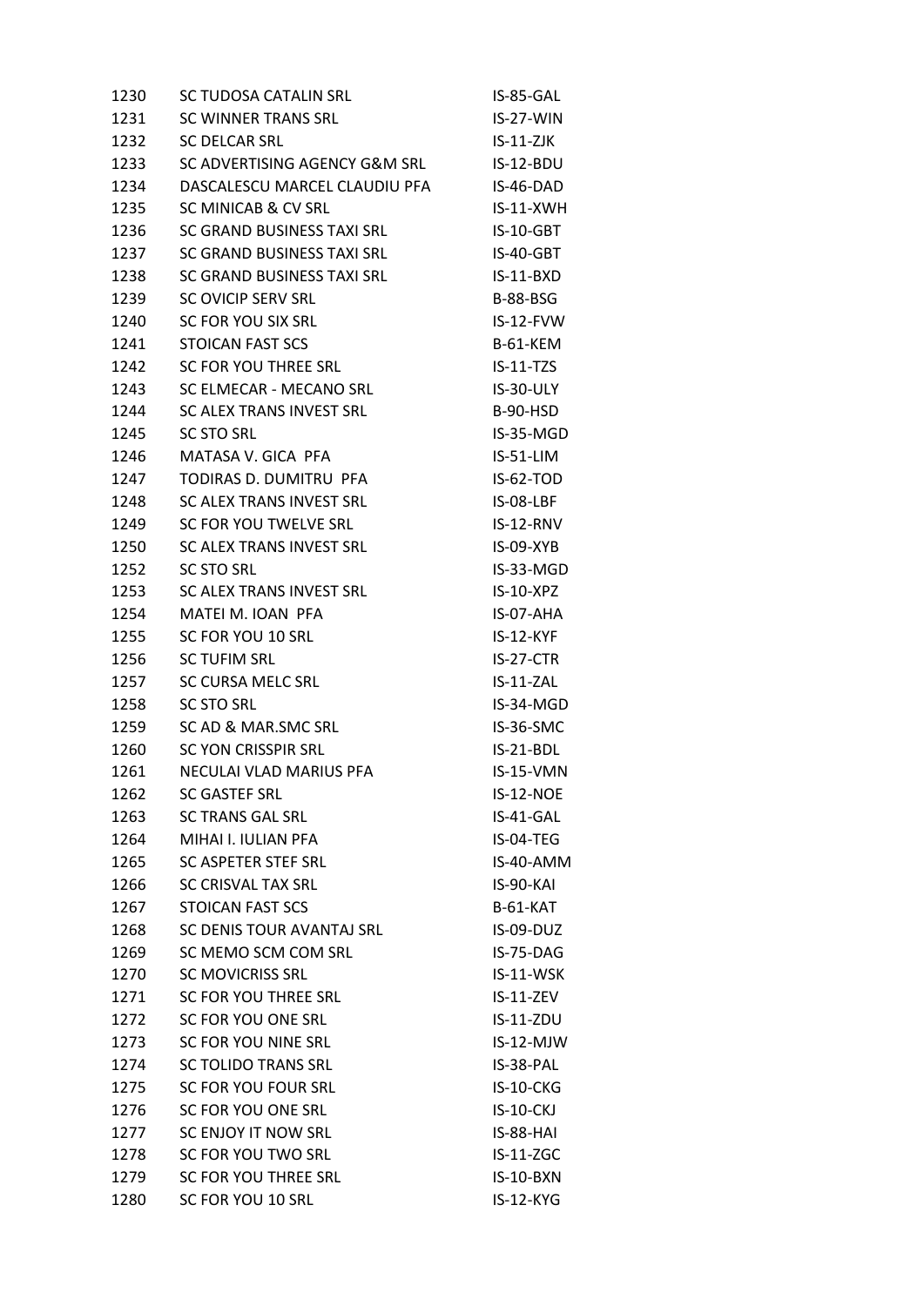| | | |
|---|---|---|
| 1230 | SC TUDOSA CATALIN SRL | IS-85-GAL |
| 1231 | SC WINNER TRANS SRL | IS-27-WIN |
| 1232 | SC DELCAR SRL | IS-11-ZJK |
| 1233 | SC ADVERTISING AGENCY G&M SRL | IS-12-BDU |
| 1234 | DASCALESCU MARCEL CLAUDIU PFA | IS-46-DAD |
| 1235 | SC MINICAB & CV SRL | IS-11-XWH |
| 1236 | SC GRAND BUSINESS TAXI SRL | IS-10-GBT |
| 1237 | SC GRAND BUSINESS TAXI SRL | IS-40-GBT |
| 1238 | SC GRAND BUSINESS TAXI SRL | IS-11-BXD |
| 1239 | SC OVICIP SERV SRL | B-88-BSG |
| 1240 | SC FOR YOU SIX SRL | IS-12-FVW |
| 1241 | STOICAN FAST SCS | B-61-KEM |
| 1242 | SC FOR YOU THREE SRL | IS-11-TZS |
| 1243 | SC ELMECAR - MECANO SRL | IS-30-ULY |
| 1244 | SC ALEX TRANS INVEST SRL | B-90-HSD |
| 1245 | SC STO SRL | IS-35-MGD |
| 1246 | MATASA V. GICA PFA | IS-51-LIM |
| 1247 | TODIRAS D. DUMITRU PFA | IS-62-TOD |
| 1248 | SC ALEX TRANS INVEST SRL | IS-08-LBF |
| 1249 | SC FOR YOU TWELVE SRL | IS-12-RNV |
| 1250 | SC ALEX TRANS INVEST SRL | IS-09-XYB |
| 1252 | SC STO SRL | IS-33-MGD |
| 1253 | SC ALEX TRANS INVEST SRL | IS-10-XPZ |
| 1254 | MATEI M. IOAN PFA | IS-07-AHA |
| 1255 | SC FOR YOU 10 SRL | IS-12-KYF |
| 1256 | SC TUFIM SRL | IS-27-CTR |
| 1257 | SC CURSA MELC SRL | IS-11-ZAL |
| 1258 | SC STO SRL | IS-34-MGD |
| 1259 | SC AD & MAR.SMC SRL | IS-36-SMC |
| 1260 | SC YON CRISSPIR SRL | IS-21-BDL |
| 1261 | NECULAI VLAD MARIUS PFA | IS-15-VMN |
| 1262 | SC GASTEF SRL | IS-12-NOE |
| 1263 | SC TRANS GAL SRL | IS-41-GAL |
| 1264 | MIHAI I. IULIAN PFA | IS-04-TEG |
| 1265 | SC ASPETER STEF SRL | IS-40-AMM |
| 1266 | SC CRISVAL TAX SRL | IS-90-KAI |
| 1267 | STOICAN FAST SCS | B-61-KAT |
| 1268 | SC DENIS TOUR AVANTAJ SRL | IS-09-DUZ |
| 1269 | SC MEMO SCM COM SRL | IS-75-DAG |
| 1270 | SC MOVICRISS SRL | IS-11-WSK |
| 1271 | SC FOR YOU THREE SRL | IS-11-ZEV |
| 1272 | SC FOR YOU ONE SRL | IS-11-ZDU |
| 1273 | SC FOR YOU NINE SRL | IS-12-MJW |
| 1274 | SC TOLIDO TRANS SRL | IS-38-PAL |
| 1275 | SC FOR YOU FOUR SRL | IS-10-CKG |
| 1276 | SC FOR YOU ONE SRL | IS-10-CKJ |
| 1277 | SC ENJOY IT NOW SRL | IS-88-HAI |
| 1278 | SC FOR YOU TWO SRL | IS-11-ZGC |
| 1279 | SC FOR YOU THREE SRL | IS-10-BXN |
| 1280 | SC FOR YOU 10 SRL | IS-12-KYG |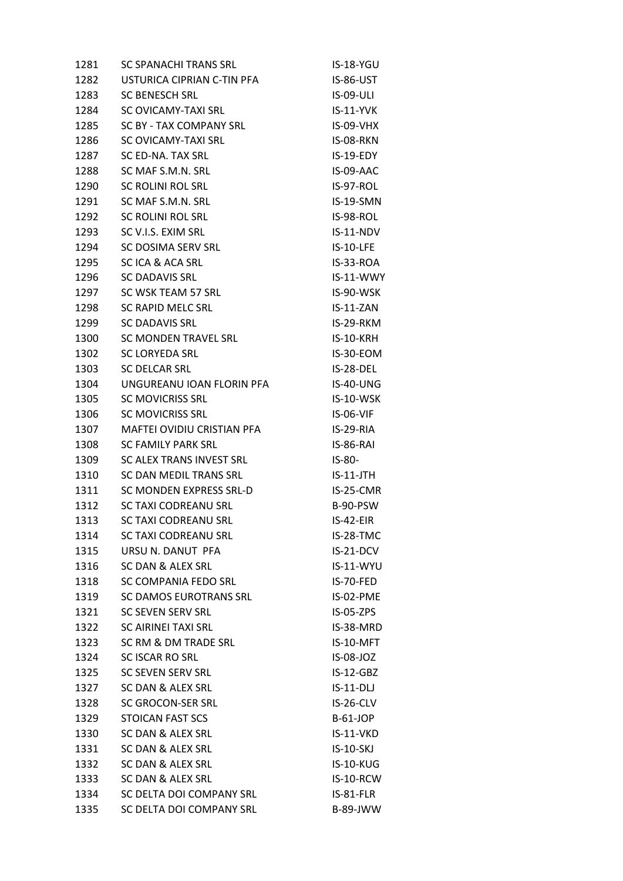| | | |
|---|---|---|
| 1281 | SC SPANACHI TRANS SRL | IS-18-YGU |
| 1282 | USTURICA CIPRIAN C-TIN PFA | IS-86-UST |
| 1283 | SC BENESCH SRL | IS-09-ULI |
| 1284 | SC OVICAMY-TAXI SRL | IS-11-YVK |
| 1285 | SC BY - TAX COMPANY SRL | IS-09-VHX |
| 1286 | SC OVICAMY-TAXI SRL | IS-08-RKN |
| 1287 | SC ED-NA. TAX SRL | IS-19-EDY |
| 1288 | SC MAF S.M.N. SRL | IS-09-AAC |
| 1290 | SC ROLINI ROL SRL | IS-97-ROL |
| 1291 | SC MAF S.M.N. SRL | IS-19-SMN |
| 1292 | SC ROLINI ROL SRL | IS-98-ROL |
| 1293 | SC V.I.S. EXIM SRL | IS-11-NDV |
| 1294 | SC DOSIMA SERV SRL | IS-10-LFE |
| 1295 | SC ICA & ACA SRL | IS-33-ROA |
| 1296 | SC DADAVIS SRL | IS-11-WWY |
| 1297 | SC WSK TEAM 57 SRL | IS-90-WSK |
| 1298 | SC RAPID MELC SRL | IS-11-ZAN |
| 1299 | SC DADAVIS SRL | IS-29-RKM |
| 1300 | SC MONDEN TRAVEL SRL | IS-10-KRH |
| 1302 | SC LORYEDA SRL | IS-30-EOM |
| 1303 | SC DELCAR SRL | IS-28-DEL |
| 1304 | UNGUREANU IOAN FLORIN PFA | IS-40-UNG |
| 1305 | SC MOVICRISS SRL | IS-10-WSK |
| 1306 | SC MOVICRISS SRL | IS-06-VIF |
| 1307 | MAFTEI OVIDIU CRISTIAN PFA | IS-29-RIA |
| 1308 | SC FAMILY PARK SRL | IS-86-RAI |
| 1309 | SC ALEX TRANS INVEST SRL | IS-80- |
| 1310 | SC DAN MEDIL TRANS SRL | IS-11-JTH |
| 1311 | SC MONDEN EXPRESS SRL-D | IS-25-CMR |
| 1312 | SC TAXI CODREANU SRL | B-90-PSW |
| 1313 | SC TAXI CODREANU SRL | IS-42-EIR |
| 1314 | SC TAXI CODREANU SRL | IS-28-TMC |
| 1315 | URSU N. DANUT PFA | IS-21-DCV |
| 1316 | SC DAN & ALEX SRL | IS-11-WYU |
| 1318 | SC COMPANIA FEDO SRL | IS-70-FED |
| 1319 | SC DAMOS EUROTRANS SRL | IS-02-PME |
| 1321 | SC SEVEN SERV SRL | IS-05-ZPS |
| 1322 | SC AIRINEI TAXI SRL | IS-38-MRD |
| 1323 | SC RM & DM TRADE SRL | IS-10-MFT |
| 1324 | SC ISCAR RO SRL | IS-08-JOZ |
| 1325 | SC SEVEN SERV SRL | IS-12-GBZ |
| 1327 | SC DAN & ALEX SRL | IS-11-DLJ |
| 1328 | SC GROCON-SER SRL | IS-26-CLV |
| 1329 | STOICAN FAST SCS | B-61-JOP |
| 1330 | SC DAN & ALEX SRL | IS-11-VKD |
| 1331 | SC DAN & ALEX SRL | IS-10-SKJ |
| 1332 | SC DAN & ALEX SRL | IS-10-KUG |
| 1333 | SC DAN & ALEX SRL | IS-10-RCW |
| 1334 | SC DELTA DOI COMPANY SRL | IS-81-FLR |
| 1335 | SC DELTA DOI COMPANY SRL | B-89-JWW |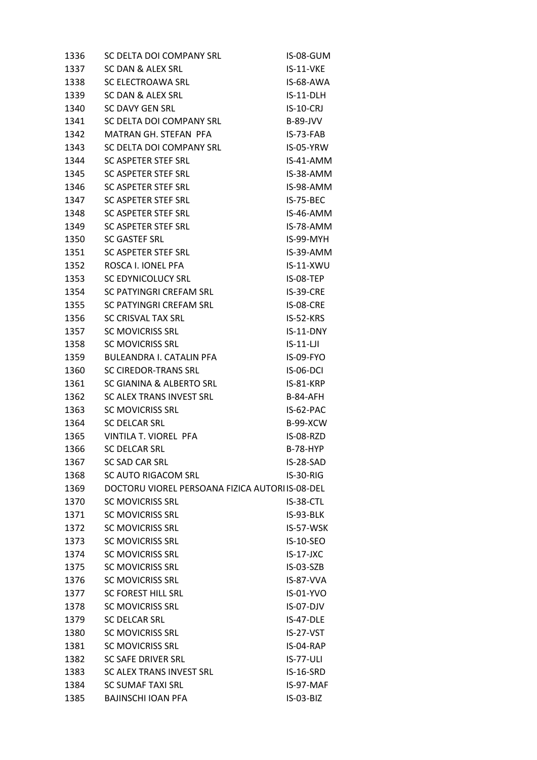| | | |
|---|---|---|
| 1336 | SC DELTA DOI COMPANY SRL | IS-08-GUM |
| 1337 | SC DAN & ALEX SRL | IS-11-VKE |
| 1338 | SC ELECTROAWA SRL | IS-68-AWA |
| 1339 | SC DAN & ALEX SRL | IS-11-DLH |
| 1340 | SC DAVY GEN SRL | IS-10-CRJ |
| 1341 | SC DELTA DOI COMPANY SRL | B-89-JVV |
| 1342 | MATRAN GH. STEFAN PFA | IS-73-FAB |
| 1343 | SC DELTA DOI COMPANY SRL | IS-05-YRW |
| 1344 | SC ASPETER STEF SRL | IS-41-AMM |
| 1345 | SC ASPETER STEF SRL | IS-38-AMM |
| 1346 | SC ASPETER STEF SRL | IS-98-AMM |
| 1347 | SC ASPETER STEF SRL | IS-75-BEC |
| 1348 | SC ASPETER STEF SRL | IS-46-AMM |
| 1349 | SC ASPETER STEF SRL | IS-78-AMM |
| 1350 | SC GASTEF SRL | IS-99-MYH |
| 1351 | SC ASPETER STEF SRL | IS-39-AMM |
| 1352 | ROSCA I. IONEL PFA | IS-11-XWU |
| 1353 | SC EDYNICOLUCY SRL | IS-08-TEP |
| 1354 | SC PATYINGRI CREFAM SRL | IS-39-CRE |
| 1355 | SC PATYINGRI CREFAM SRL | IS-08-CRE |
| 1356 | SC CRISVAL TAX SRL | IS-52-KRS |
| 1357 | SC MOVICRISS SRL | IS-11-DNY |
| 1358 | SC MOVICRISS SRL | IS-11-LJI |
| 1359 | BULEANDRA I. CATALIN PFA | IS-09-FYO |
| 1360 | SC CIREDOR-TRANS SRL | IS-06-DCI |
| 1361 | SC GIANINA & ALBERTO SRL | IS-81-KRP |
| 1362 | SC ALEX TRANS INVEST SRL | B-84-AFH |
| 1363 | SC MOVICRISS SRL | IS-62-PAC |
| 1364 | SC DELCAR SRL | B-99-XCW |
| 1365 | VINTILA T. VIOREL PFA | IS-08-RZD |
| 1366 | SC DELCAR SRL | B-78-HYP |
| 1367 | SC SAD CAR SRL | IS-28-SAD |
| 1368 | SC AUTO RIGACOM SRL | IS-30-RIG |
| 1369 | DOCTORU VIOREL PERSOANA FIZICA AUTORI | IS-08-DEL |
| 1370 | SC MOVICRISS SRL | IS-38-CTL |
| 1371 | SC MOVICRISS SRL | IS-93-BLK |
| 1372 | SC MOVICRISS SRL | IS-57-WSK |
| 1373 | SC MOVICRISS SRL | IS-10-SEO |
| 1374 | SC MOVICRISS SRL | IS-17-JXC |
| 1375 | SC MOVICRISS SRL | IS-03-SZB |
| 1376 | SC MOVICRISS SRL | IS-87-VVA |
| 1377 | SC FOREST HILL SRL | IS-01-YVO |
| 1378 | SC MOVICRISS SRL | IS-07-DJV |
| 1379 | SC DELCAR SRL | IS-47-DLE |
| 1380 | SC MOVICRISS SRL | IS-27-VST |
| 1381 | SC MOVICRISS SRL | IS-04-RAP |
| 1382 | SC SAFE DRIVER SRL | IS-77-ULI |
| 1383 | SC ALEX TRANS INVEST SRL | IS-16-SRD |
| 1384 | SC SUMAF TAXI SRL | IS-97-MAF |
| 1385 | BAJINSCHI IOAN PFA | IS-03-BIZ |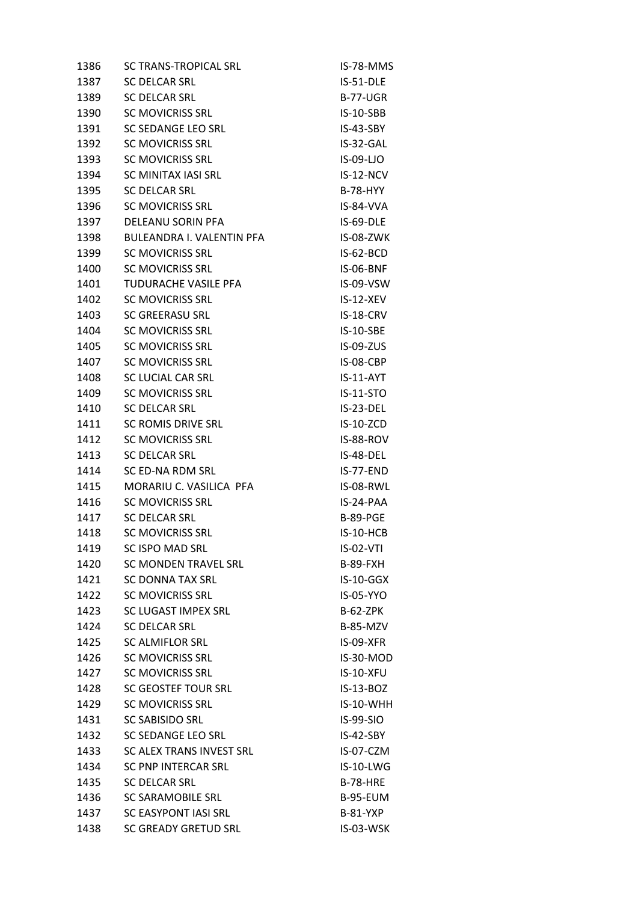| | | |
|---|---|---|
| 1386 | SC TRANS-TROPICAL SRL | IS-78-MMS |
| 1387 | SC DELCAR SRL | IS-51-DLE |
| 1389 | SC DELCAR SRL | B-77-UGR |
| 1390 | SC MOVICRISS SRL | IS-10-SBB |
| 1391 | SC SEDANGE LEO SRL | IS-43-SBY |
| 1392 | SC MOVICRISS SRL | IS-32-GAL |
| 1393 | SC MOVICRISS SRL | IS-09-LJO |
| 1394 | SC MINITAX IASI SRL | IS-12-NCV |
| 1395 | SC DELCAR SRL | B-78-HYY |
| 1396 | SC MOVICRISS SRL | IS-84-VVA |
| 1397 | DELEANU SORIN PFA | IS-69-DLE |
| 1398 | BULEANDRA I. VALENTIN PFA | IS-08-ZWK |
| 1399 | SC MOVICRISS SRL | IS-62-BCD |
| 1400 | SC MOVICRISS SRL | IS-06-BNF |
| 1401 | TUDURACHE VASILE PFA | IS-09-VSW |
| 1402 | SC MOVICRISS SRL | IS-12-XEV |
| 1403 | SC GREERASU SRL | IS-18-CRV |
| 1404 | SC MOVICRISS SRL | IS-10-SBE |
| 1405 | SC MOVICRISS SRL | IS-09-ZUS |
| 1407 | SC MOVICRISS SRL | IS-08-CBP |
| 1408 | SC LUCIAL CAR SRL | IS-11-AYT |
| 1409 | SC MOVICRISS SRL | IS-11-STO |
| 1410 | SC DELCAR SRL | IS-23-DEL |
| 1411 | SC ROMIS DRIVE SRL | IS-10-ZCD |
| 1412 | SC MOVICRISS SRL | IS-88-ROV |
| 1413 | SC DELCAR SRL | IS-48-DEL |
| 1414 | SC ED-NA RDM SRL | IS-77-END |
| 1415 | MORARIU C. VASILICA PFA | IS-08-RWL |
| 1416 | SC MOVICRISS SRL | IS-24-PAA |
| 1417 | SC DELCAR SRL | B-89-PGE |
| 1418 | SC MOVICRISS SRL | IS-10-HCB |
| 1419 | SC ISPO MAD SRL | IS-02-VTI |
| 1420 | SC MONDEN TRAVEL SRL | B-89-FXH |
| 1421 | SC DONNA TAX SRL | IS-10-GGX |
| 1422 | SC MOVICRISS SRL | IS-05-YYO |
| 1423 | SC LUGAST IMPEX SRL | B-62-ZPK |
| 1424 | SC DELCAR SRL | B-85-MZV |
| 1425 | SC ALMIFLOR SRL | IS-09-XFR |
| 1426 | SC MOVICRISS SRL | IS-30-MOD |
| 1427 | SC MOVICRISS SRL | IS-10-XFU |
| 1428 | SC GEOSTEF TOUR SRL | IS-13-BOZ |
| 1429 | SC MOVICRISS SRL | IS-10-WHH |
| 1431 | SC SABISIDO SRL | IS-99-SIO |
| 1432 | SC SEDANGE LEO SRL | IS-42-SBY |
| 1433 | SC ALEX TRANS INVEST SRL | IS-07-CZM |
| 1434 | SC PNP INTERCAR SRL | IS-10-LWG |
| 1435 | SC DELCAR SRL | B-78-HRE |
| 1436 | SC SARAMOBILE SRL | B-95-EUM |
| 1437 | SC EASYPONT IASI SRL | B-81-YXP |
| 1438 | SC GREADY GRETUD SRL | IS-03-WSK |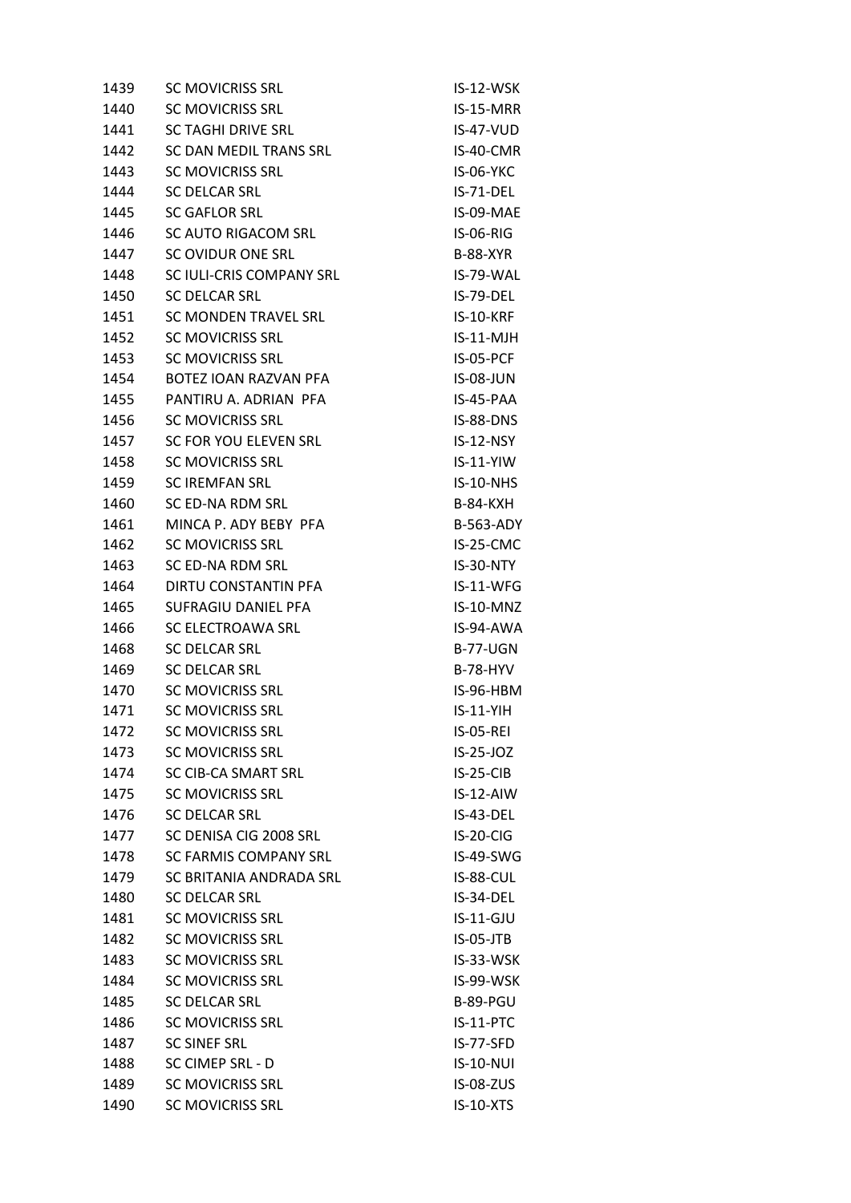| | | |
|---|---|---|
| 1439 | SC MOVICRISS SRL | IS-12-WSK |
| 1440 | SC MOVICRISS SRL | IS-15-MRR |
| 1441 | SC TAGHI DRIVE SRL | IS-47-VUD |
| 1442 | SC DAN MEDIL TRANS SRL | IS-40-CMR |
| 1443 | SC MOVICRISS SRL | IS-06-YKC |
| 1444 | SC DELCAR SRL | IS-71-DEL |
| 1445 | SC GAFLOR SRL | IS-09-MAE |
| 1446 | SC AUTO RIGACOM SRL | IS-06-RIG |
| 1447 | SC OVIDUR ONE SRL | B-88-XYR |
| 1448 | SC IULI-CRIS COMPANY SRL | IS-79-WAL |
| 1450 | SC DELCAR SRL | IS-79-DEL |
| 1451 | SC MONDEN TRAVEL SRL | IS-10-KRF |
| 1452 | SC MOVICRISS SRL | IS-11-MJH |
| 1453 | SC MOVICRISS SRL | IS-05-PCF |
| 1454 | BOTEZ IOAN RAZVAN PFA | IS-08-JUN |
| 1455 | PANTIRU A. ADRIAN PFA | IS-45-PAA |
| 1456 | SC MOVICRISS SRL | IS-88-DNS |
| 1457 | SC FOR YOU ELEVEN SRL | IS-12-NSY |
| 1458 | SC MOVICRISS SRL | IS-11-YIW |
| 1459 | SC IREMFAN SRL | IS-10-NHS |
| 1460 | SC ED-NA RDM SRL | B-84-KXH |
| 1461 | MINCA P. ADY BEBY PFA | B-563-ADY |
| 1462 | SC MOVICRISS SRL | IS-25-CMC |
| 1463 | SC ED-NA RDM SRL | IS-30-NTY |
| 1464 | DIRTU CONSTANTIN PFA | IS-11-WFG |
| 1465 | SUFRAGIU DANIEL PFA | IS-10-MNZ |
| 1466 | SC ELECTROAWA SRL | IS-94-AWA |
| 1468 | SC DELCAR SRL | B-77-UGN |
| 1469 | SC DELCAR SRL | B-78-HYV |
| 1470 | SC MOVICRISS SRL | IS-96-HBM |
| 1471 | SC MOVICRISS SRL | IS-11-YIH |
| 1472 | SC MOVICRISS SRL | IS-05-REI |
| 1473 | SC MOVICRISS SRL | IS-25-JOZ |
| 1474 | SC CIB-CA SMART SRL | IS-25-CIB |
| 1475 | SC MOVICRISS SRL | IS-12-AIW |
| 1476 | SC DELCAR SRL | IS-43-DEL |
| 1477 | SC DENISA CIG 2008 SRL | IS-20-CIG |
| 1478 | SC FARMIS COMPANY SRL | IS-49-SWG |
| 1479 | SC BRITANIA ANDRADA SRL | IS-88-CUL |
| 1480 | SC DELCAR SRL | IS-34-DEL |
| 1481 | SC MOVICRISS SRL | IS-11-GJU |
| 1482 | SC MOVICRISS SRL | IS-05-JTB |
| 1483 | SC MOVICRISS SRL | IS-33-WSK |
| 1484 | SC MOVICRISS SRL | IS-99-WSK |
| 1485 | SC DELCAR SRL | B-89-PGU |
| 1486 | SC MOVICRISS SRL | IS-11-PTC |
| 1487 | SC SINEF SRL | IS-77-SFD |
| 1488 | SC CIMEP SRL - D | IS-10-NUI |
| 1489 | SC MOVICRISS SRL | IS-08-ZUS |
| 1490 | SC MOVICRISS SRL | IS-10-XTS |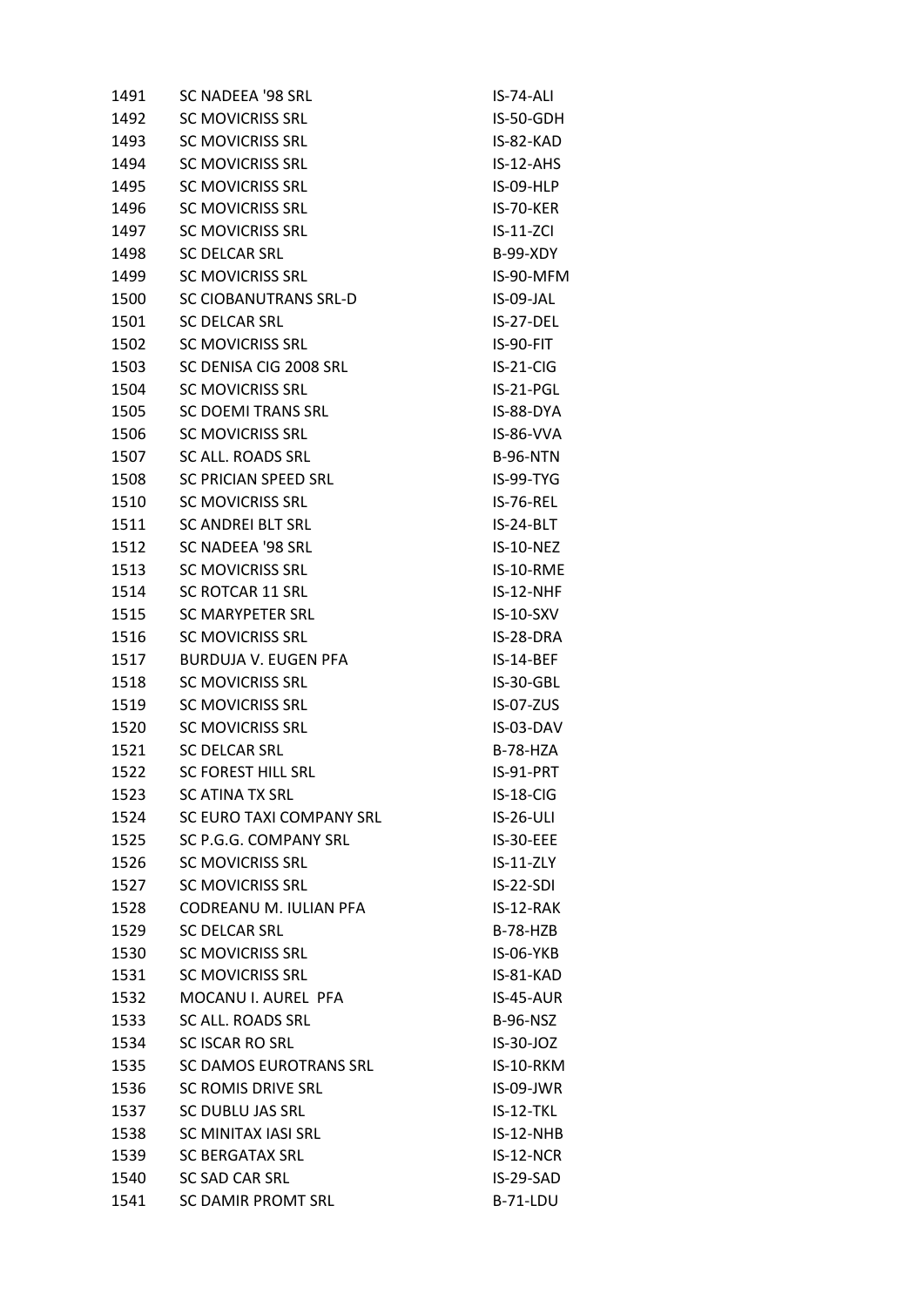| | | |
|---|---|---|
| 1491 | SC NADEEA '98 SRL | IS-74-ALI |
| 1492 | SC MOVICRISS SRL | IS-50-GDH |
| 1493 | SC MOVICRISS SRL | IS-82-KAD |
| 1494 | SC MOVICRISS SRL | IS-12-AHS |
| 1495 | SC MOVICRISS SRL | IS-09-HLP |
| 1496 | SC MOVICRISS SRL | IS-70-KER |
| 1497 | SC MOVICRISS SRL | IS-11-ZCI |
| 1498 | SC DELCAR SRL | B-99-XDY |
| 1499 | SC MOVICRISS SRL | IS-90-MFM |
| 1500 | SC CIOBANUTRANS SRL-D | IS-09-JAL |
| 1501 | SC DELCAR SRL | IS-27-DEL |
| 1502 | SC MOVICRISS SRL | IS-90-FIT |
| 1503 | SC DENISA CIG 2008 SRL | IS-21-CIG |
| 1504 | SC MOVICRISS SRL | IS-21-PGL |
| 1505 | SC DOEMI TRANS SRL | IS-88-DYA |
| 1506 | SC MOVICRISS SRL | IS-86-VVA |
| 1507 | SC ALL. ROADS SRL | B-96-NTN |
| 1508 | SC PRICIAN SPEED SRL | IS-99-TYG |
| 1510 | SC MOVICRISS SRL | IS-76-REL |
| 1511 | SC ANDREI BLT SRL | IS-24-BLT |
| 1512 | SC NADEEA '98 SRL | IS-10-NEZ |
| 1513 | SC MOVICRISS SRL | IS-10-RME |
| 1514 | SC ROTCAR 11 SRL | IS-12-NHF |
| 1515 | SC MARYPETER SRL | IS-10-SXV |
| 1516 | SC MOVICRISS SRL | IS-28-DRA |
| 1517 | BURDUJA V. EUGEN PFA | IS-14-BEF |
| 1518 | SC MOVICRISS SRL | IS-30-GBL |
| 1519 | SC MOVICRISS SRL | IS-07-ZUS |
| 1520 | SC MOVICRISS SRL | IS-03-DAV |
| 1521 | SC DELCAR SRL | B-78-HZA |
| 1522 | SC FOREST HILL SRL | IS-91-PRT |
| 1523 | SC ATINA TX SRL | IS-18-CIG |
| 1524 | SC EURO TAXI COMPANY SRL | IS-26-ULI |
| 1525 | SC P.G.G. COMPANY SRL | IS-30-EEE |
| 1526 | SC MOVICRISS SRL | IS-11-ZLY |
| 1527 | SC MOVICRISS SRL | IS-22-SDI |
| 1528 | CODREANU M. IULIAN PFA | IS-12-RAK |
| 1529 | SC DELCAR SRL | B-78-HZB |
| 1530 | SC MOVICRISS SRL | IS-06-YKB |
| 1531 | SC MOVICRISS SRL | IS-81-KAD |
| 1532 | MOCANU I. AUREL PFA | IS-45-AUR |
| 1533 | SC ALL. ROADS SRL | B-96-NSZ |
| 1534 | SC ISCAR RO SRL | IS-30-JOZ |
| 1535 | SC DAMOS EUROTRANS SRL | IS-10-RKM |
| 1536 | SC ROMIS DRIVE SRL | IS-09-JWR |
| 1537 | SC DUBLU JAS SRL | IS-12-TKL |
| 1538 | SC MINITAX IASI SRL | IS-12-NHB |
| 1539 | SC BERGATAX SRL | IS-12-NCR |
| 1540 | SC SAD CAR SRL | IS-29-SAD |
| 1541 | SC DAMIR PROMT SRL | B-71-LDU |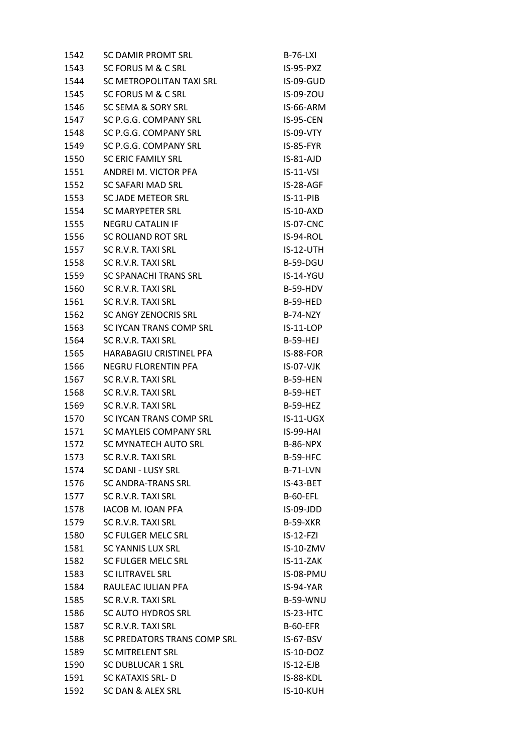| | | |
|---|---|---|
| 1542 | SC DAMIR PROMT SRL | B-76-LXI |
| 1543 | SC FORUS M & C SRL | IS-95-PXZ |
| 1544 | SC METROPOLITAN TAXI SRL | IS-09-GUD |
| 1545 | SC FORUS M & C SRL | IS-09-ZOU |
| 1546 | SC SEMA & SORY SRL | IS-66-ARM |
| 1547 | SC P.G.G. COMPANY SRL | IS-95-CEN |
| 1548 | SC P.G.G. COMPANY SRL | IS-09-VTY |
| 1549 | SC P.G.G. COMPANY SRL | IS-85-FYR |
| 1550 | SC ERIC FAMILY SRL | IS-81-AJD |
| 1551 | ANDREI M. VICTOR PFA | IS-11-VSI |
| 1552 | SC SAFARI MAD SRL | IS-28-AGF |
| 1553 | SC JADE METEOR SRL | IS-11-PIB |
| 1554 | SC MARYPETER SRL | IS-10-AXD |
| 1555 | NEGRU CATALIN IF | IS-07-CNC |
| 1556 | SC ROLIAND ROT SRL | IS-94-ROL |
| 1557 | SC R.V.R. TAXI SRL | IS-12-UTH |
| 1558 | SC R.V.R. TAXI SRL | B-59-DGU |
| 1559 | SC SPANACHI TRANS SRL | IS-14-YGU |
| 1560 | SC R.V.R. TAXI SRL | B-59-HDV |
| 1561 | SC R.V.R. TAXI SRL | B-59-HED |
| 1562 | SC ANGY ZENOCRIS SRL | B-74-NZY |
| 1563 | SC IYCAN TRANS COMP SRL | IS-11-LOP |
| 1564 | SC R.V.R. TAXI SRL | B-59-HEJ |
| 1565 | HARABAGIU CRISTINEL PFA | IS-88-FOR |
| 1566 | NEGRU FLORENTIN PFA | IS-07-VJK |
| 1567 | SC R.V.R. TAXI SRL | B-59-HEN |
| 1568 | SC R.V.R. TAXI SRL | B-59-HET |
| 1569 | SC R.V.R. TAXI SRL | B-59-HEZ |
| 1570 | SC IYCAN TRANS COMP SRL | IS-11-UGX |
| 1571 | SC MAYLEIS COMPANY SRL | IS-99-HAI |
| 1572 | SC MYNATECH AUTO SRL | B-86-NPX |
| 1573 | SC R.V.R. TAXI SRL | B-59-HFC |
| 1574 | SC DANI - LUSY SRL | B-71-LVN |
| 1576 | SC ANDRA-TRANS SRL | IS-43-BET |
| 1577 | SC R.V.R. TAXI SRL | B-60-EFL |
| 1578 | IACOB M. IOAN PFA | IS-09-JDD |
| 1579 | SC R.V.R. TAXI SRL | B-59-XKR |
| 1580 | SC FULGER MELC SRL | IS-12-FZI |
| 1581 | SC YANNIS LUX SRL | IS-10-ZMV |
| 1582 | SC FULGER MELC SRL | IS-11-ZAK |
| 1583 | SC ILITRAVEL SRL | IS-08-PMU |
| 1584 | RAULEAC IULIAN PFA | IS-94-YAR |
| 1585 | SC R.V.R. TAXI SRL | B-59-WNU |
| 1586 | SC AUTO HYDROS SRL | IS-23-HTC |
| 1587 | SC R.V.R. TAXI SRL | B-60-EFR |
| 1588 | SC PREDATORS TRANS COMP SRL | IS-67-BSV |
| 1589 | SC MITRELENT SRL | IS-10-DOZ |
| 1590 | SC DUBLUCAR 1 SRL | IS-12-EJB |
| 1591 | SC KATAXIS SRL- D | IS-88-KDL |
| 1592 | SC DAN & ALEX SRL | IS-10-KUH |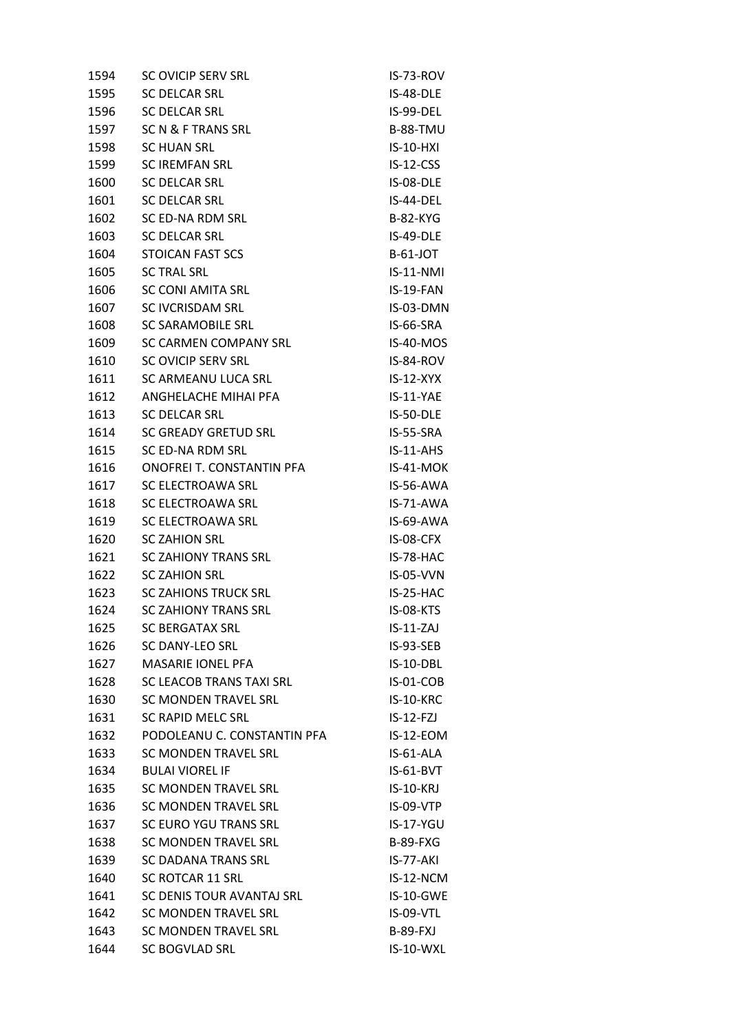| | | |
|---|---|---|
| 1594 | SC OVICIP SERV SRL | IS-73-ROV |
| 1595 | SC DELCAR SRL | IS-48-DLE |
| 1596 | SC DELCAR SRL | IS-99-DEL |
| 1597 | SC N & F TRANS SRL | B-88-TMU |
| 1598 | SC HUAN SRL | IS-10-HXI |
| 1599 | SC IREMFAN SRL | IS-12-CSS |
| 1600 | SC DELCAR SRL | IS-08-DLE |
| 1601 | SC DELCAR SRL | IS-44-DEL |
| 1602 | SC ED-NA RDM SRL | B-82-KYG |
| 1603 | SC DELCAR SRL | IS-49-DLE |
| 1604 | STOICAN FAST SCS | B-61-JOT |
| 1605 | SC TRAL SRL | IS-11-NMI |
| 1606 | SC CONI AMITA SRL | IS-19-FAN |
| 1607 | SC IVCRISDAM SRL | IS-03-DMN |
| 1608 | SC SARAMOBILE SRL | IS-66-SRA |
| 1609 | SC CARMEN COMPANY SRL | IS-40-MOS |
| 1610 | SC OVICIP SERV SRL | IS-84-ROV |
| 1611 | SC ARMEANU LUCA SRL | IS-12-XYX |
| 1612 | ANGHELACHE MIHAI PFA | IS-11-YAE |
| 1613 | SC DELCAR SRL | IS-50-DLE |
| 1614 | SC GREADY GRETUD SRL | IS-55-SRA |
| 1615 | SC ED-NA RDM SRL | IS-11-AHS |
| 1616 | ONOFREI T. CONSTANTIN PFA | IS-41-MOK |
| 1617 | SC ELECTROAWA SRL | IS-56-AWA |
| 1618 | SC ELECTROAWA SRL | IS-71-AWA |
| 1619 | SC ELECTROAWA SRL | IS-69-AWA |
| 1620 | SC ZAHION SRL | IS-08-CFX |
| 1621 | SC ZAHIONY TRANS SRL | IS-78-HAC |
| 1622 | SC ZAHION SRL | IS-05-VVN |
| 1623 | SC ZAHIONS TRUCK SRL | IS-25-HAC |
| 1624 | SC ZAHIONY TRANS SRL | IS-08-KTS |
| 1625 | SC BERGATAX SRL | IS-11-ZAJ |
| 1626 | SC DANY-LEO SRL | IS-93-SEB |
| 1627 | MASARIE IONEL PFA | IS-10-DBL |
| 1628 | SC LEACOB TRANS TAXI SRL | IS-01-COB |
| 1630 | SC MONDEN TRAVEL SRL | IS-10-KRC |
| 1631 | SC RAPID MELC SRL | IS-12-FZJ |
| 1632 | PODOLEANU C. CONSTANTIN PFA | IS-12-EOM |
| 1633 | SC MONDEN TRAVEL SRL | IS-61-ALA |
| 1634 | BULAI VIOREL IF | IS-61-BVT |
| 1635 | SC MONDEN TRAVEL SRL | IS-10-KRJ |
| 1636 | SC MONDEN TRAVEL SRL | IS-09-VTP |
| 1637 | SC EURO YGU TRANS SRL | IS-17-YGU |
| 1638 | SC MONDEN TRAVEL SRL | B-89-FXG |
| 1639 | SC DADANA TRANS SRL | IS-77-AKI |
| 1640 | SC ROTCAR 11 SRL | IS-12-NCM |
| 1641 | SC DENIS TOUR AVANTAJ SRL | IS-10-GWE |
| 1642 | SC MONDEN TRAVEL SRL | IS-09-VTL |
| 1643 | SC MONDEN TRAVEL SRL | B-89-FXJ |
| 1644 | SC BOGVLAD SRL | IS-10-WXL |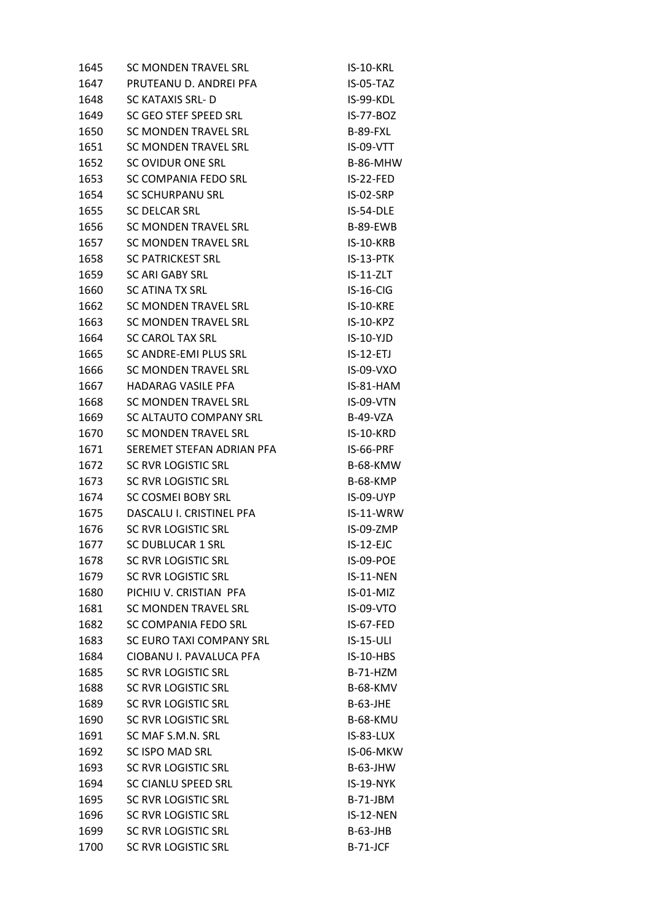| | | |
|---|---|---|
| 1645 | SC MONDEN TRAVEL SRL | IS-10-KRL |
| 1647 | PRUTEANU D. ANDREI PFA | IS-05-TAZ |
| 1648 | SC KATAXIS SRL- D | IS-99-KDL |
| 1649 | SC GEO STEF SPEED SRL | IS-77-BOZ |
| 1650 | SC MONDEN TRAVEL SRL | B-89-FXL |
| 1651 | SC MONDEN TRAVEL SRL | IS-09-VTT |
| 1652 | SC OVIDUR ONE SRL | B-86-MHW |
| 1653 | SC COMPANIA FEDO SRL | IS-22-FED |
| 1654 | SC SCHURPANU SRL | IS-02-SRP |
| 1655 | SC DELCAR SRL | IS-54-DLE |
| 1656 | SC MONDEN TRAVEL SRL | B-89-EWB |
| 1657 | SC MONDEN TRAVEL SRL | IS-10-KRB |
| 1658 | SC PATRICKEST SRL | IS-13-PTK |
| 1659 | SC ARI GABY SRL | IS-11-ZLT |
| 1660 | SC ATINA TX SRL | IS-16-CIG |
| 1662 | SC MONDEN TRAVEL SRL | IS-10-KRE |
| 1663 | SC MONDEN TRAVEL SRL | IS-10-KPZ |
| 1664 | SC CAROL TAX SRL | IS-10-YJD |
| 1665 | SC ANDRE-EMI PLUS SRL | IS-12-ETJ |
| 1666 | SC MONDEN TRAVEL SRL | IS-09-VXO |
| 1667 | HADARAG VASILE PFA | IS-81-HAM |
| 1668 | SC MONDEN TRAVEL SRL | IS-09-VTN |
| 1669 | SC ALTAUTO COMPANY SRL | B-49-VZA |
| 1670 | SC MONDEN TRAVEL SRL | IS-10-KRD |
| 1671 | SEREMET STEFAN ADRIAN PFA | IS-66-PRF |
| 1672 | SC RVR LOGISTIC SRL | B-68-KMW |
| 1673 | SC RVR LOGISTIC SRL | B-68-KMP |
| 1674 | SC COSMEI BOBY SRL | IS-09-UYP |
| 1675 | DASCALU I. CRISTINEL PFA | IS-11-WRW |
| 1676 | SC RVR LOGISTIC SRL | IS-09-ZMP |
| 1677 | SC DUBLUCAR 1 SRL | IS-12-EJC |
| 1678 | SC RVR LOGISTIC SRL | IS-09-POE |
| 1679 | SC RVR LOGISTIC SRL | IS-11-NEN |
| 1680 | PICHIU V. CRISTIAN PFA | IS-01-MIZ |
| 1681 | SC MONDEN TRAVEL SRL | IS-09-VTO |
| 1682 | SC COMPANIA FEDO SRL | IS-67-FED |
| 1683 | SC EURO TAXI COMPANY SRL | IS-15-ULI |
| 1684 | CIOBANU I. PAVALUCA PFA | IS-10-HBS |
| 1685 | SC RVR LOGISTIC SRL | B-71-HZM |
| 1688 | SC RVR LOGISTIC SRL | B-68-KMV |
| 1689 | SC RVR LOGISTIC SRL | B-63-JHE |
| 1690 | SC RVR LOGISTIC SRL | B-68-KMU |
| 1691 | SC MAF S.M.N. SRL | IS-83-LUX |
| 1692 | SC ISPO MAD SRL | IS-06-MKW |
| 1693 | SC RVR LOGISTIC SRL | B-63-JHW |
| 1694 | SC CIANLU SPEED SRL | IS-19-NYK |
| 1695 | SC RVR LOGISTIC SRL | B-71-JBM |
| 1696 | SC RVR LOGISTIC SRL | IS-12-NEN |
| 1699 | SC RVR LOGISTIC SRL | B-63-JHB |
| 1700 | SC RVR LOGISTIC SRL | B-71-JCF |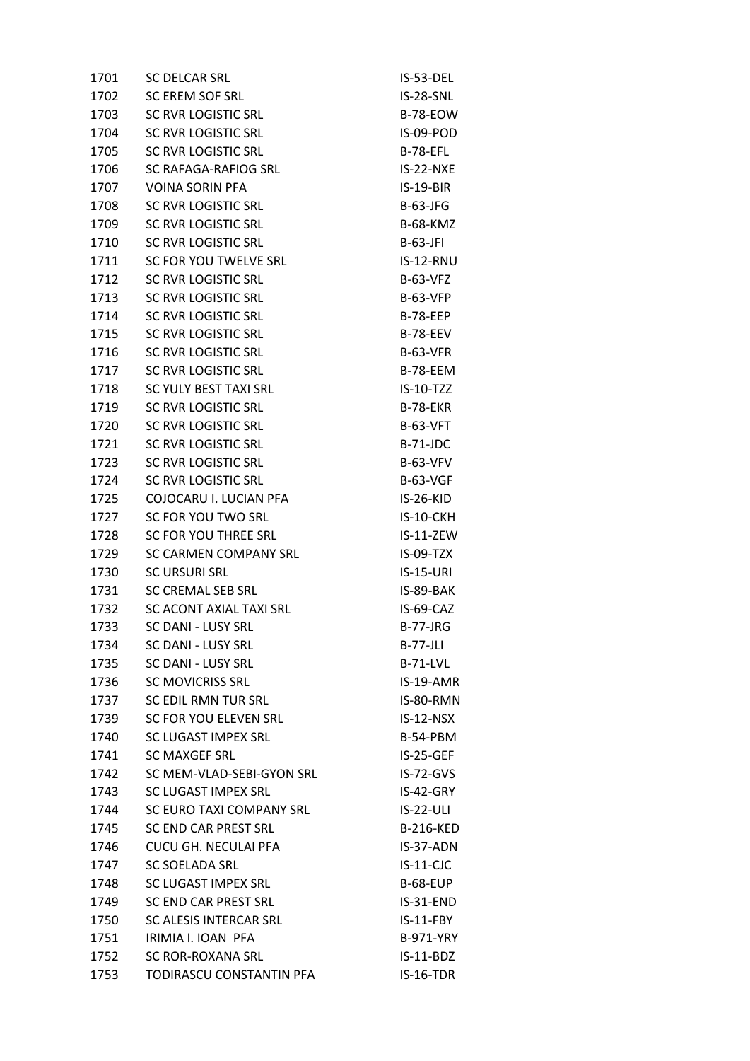| | | |
|---|---|---|
| 1701 | SC DELCAR SRL | IS-53-DEL |
| 1702 | SC EREM SOF SRL | IS-28-SNL |
| 1703 | SC RVR LOGISTIC SRL | B-78-EOW |
| 1704 | SC RVR LOGISTIC SRL | IS-09-POD |
| 1705 | SC RVR LOGISTIC SRL | B-78-EFL |
| 1706 | SC RAFAGA-RAFIOG SRL | IS-22-NXE |
| 1707 | VOINA SORIN PFA | IS-19-BIR |
| 1708 | SC RVR LOGISTIC SRL | B-63-JFG |
| 1709 | SC RVR LOGISTIC SRL | B-68-KMZ |
| 1710 | SC RVR LOGISTIC SRL | B-63-JFI |
| 1711 | SC FOR YOU TWELVE SRL | IS-12-RNU |
| 1712 | SC RVR LOGISTIC SRL | B-63-VFZ |
| 1713 | SC RVR LOGISTIC SRL | B-63-VFP |
| 1714 | SC RVR LOGISTIC SRL | B-78-EEP |
| 1715 | SC RVR LOGISTIC SRL | B-78-EEV |
| 1716 | SC RVR LOGISTIC SRL | B-63-VFR |
| 1717 | SC RVR LOGISTIC SRL | B-78-EEM |
| 1718 | SC YULY BEST TAXI SRL | IS-10-TZZ |
| 1719 | SC RVR LOGISTIC SRL | B-78-EKR |
| 1720 | SC RVR LOGISTIC SRL | B-63-VFT |
| 1721 | SC RVR LOGISTIC SRL | B-71-JDC |
| 1723 | SC RVR LOGISTIC SRL | B-63-VFV |
| 1724 | SC RVR LOGISTIC SRL | B-63-VGF |
| 1725 | COJOCARU I. LUCIAN PFA | IS-26-KID |
| 1727 | SC FOR YOU TWO SRL | IS-10-CKH |
| 1728 | SC FOR YOU THREE SRL | IS-11-ZEW |
| 1729 | SC CARMEN COMPANY SRL | IS-09-TZX |
| 1730 | SC URSURI SRL | IS-15-URI |
| 1731 | SC CREMAL SEB SRL | IS-89-BAK |
| 1732 | SC ACONT AXIAL TAXI SRL | IS-69-CAZ |
| 1733 | SC DANI - LUSY SRL | B-77-JRG |
| 1734 | SC DANI - LUSY SRL | B-77-JLI |
| 1735 | SC DANI - LUSY SRL | B-71-LVL |
| 1736 | SC MOVICRISS SRL | IS-19-AMR |
| 1737 | SC EDIL RMN TUR SRL | IS-80-RMN |
| 1739 | SC FOR YOU ELEVEN SRL | IS-12-NSX |
| 1740 | SC LUGAST IMPEX SRL | B-54-PBM |
| 1741 | SC MAXGEF SRL | IS-25-GEF |
| 1742 | SC MEM-VLAD-SEBI-GYON SRL | IS-72-GVS |
| 1743 | SC LUGAST IMPEX SRL | IS-42-GRY |
| 1744 | SC EURO TAXI COMPANY SRL | IS-22-ULI |
| 1745 | SC END CAR PREST SRL | B-216-KED |
| 1746 | CUCU GH. NECULAI PFA | IS-37-ADN |
| 1747 | SC SOELADA SRL | IS-11-CJC |
| 1748 | SC LUGAST IMPEX SRL | B-68-EUP |
| 1749 | SC END CAR PREST SRL | IS-31-END |
| 1750 | SC ALESIS INTERCAR SRL | IS-11-FBY |
| 1751 | IRIMIA I. IOAN PFA | B-971-YRY |
| 1752 | SC ROR-ROXANA SRL | IS-11-BDZ |
| 1753 | TODIRASCU CONSTANTIN PFA | IS-16-TDR |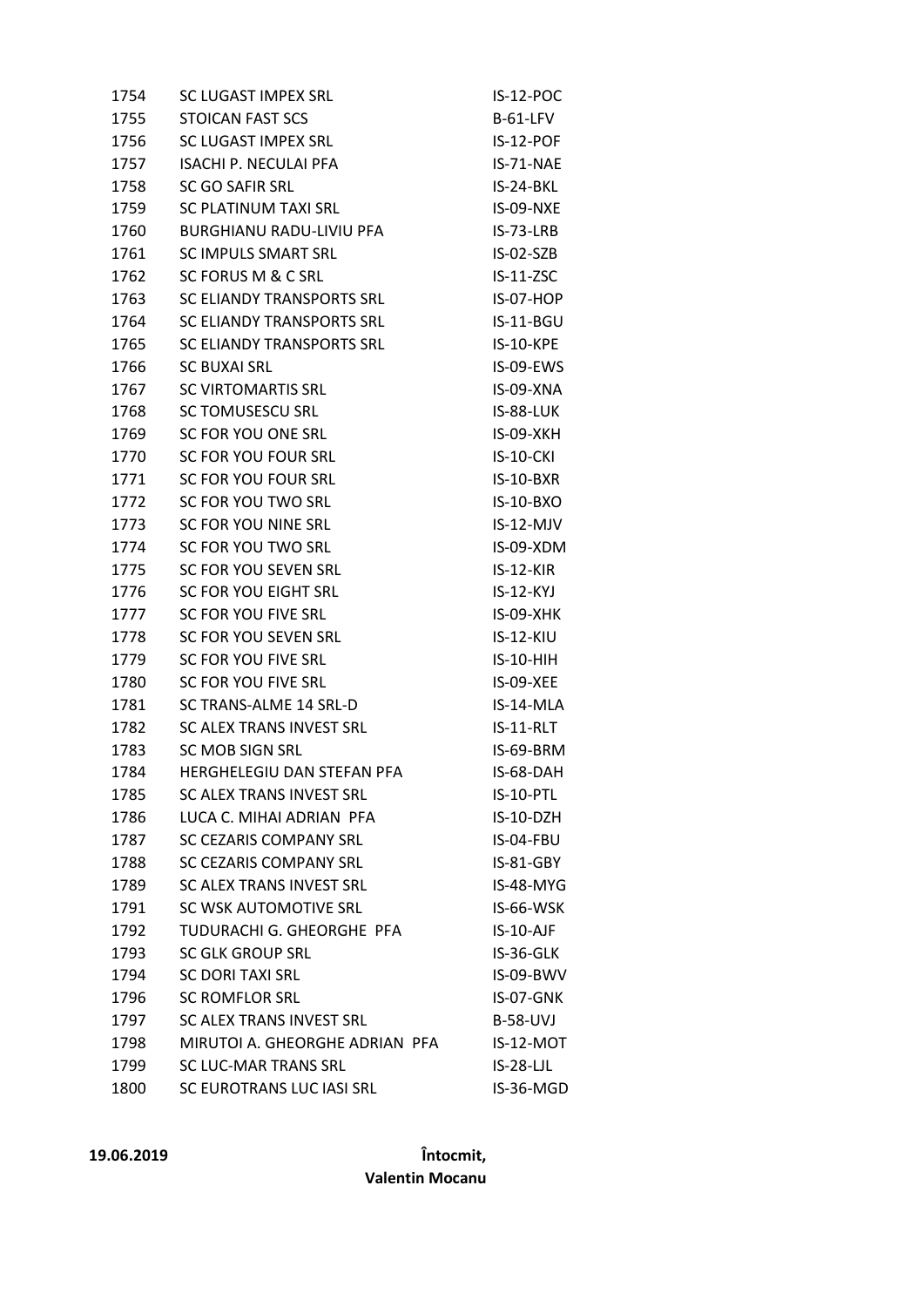| | | |
|---|---|---|
| 1754 | SC LUGAST IMPEX SRL | IS-12-POC |
| 1755 | STOICAN FAST SCS | B-61-LFV |
| 1756 | SC LUGAST IMPEX SRL | IS-12-POF |
| 1757 | ISACHI P. NECULAI PFA | IS-71-NAE |
| 1758 | SC GO SAFIR SRL | IS-24-BKL |
| 1759 | SC PLATINUM TAXI SRL | IS-09-NXE |
| 1760 | BURGHIANU RADU-LIVIU PFA | IS-73-LRB |
| 1761 | SC IMPULS SMART SRL | IS-02-SZB |
| 1762 | SC FORUS M & C SRL | IS-11-ZSC |
| 1763 | SC ELIANDY TRANSPORTS SRL | IS-07-HOP |
| 1764 | SC ELIANDY TRANSPORTS SRL | IS-11-BGU |
| 1765 | SC ELIANDY TRANSPORTS SRL | IS-10-KPE |
| 1766 | SC BUXAI SRL | IS-09-EWS |
| 1767 | SC VIRTOMARTIS SRL | IS-09-XNA |
| 1768 | SC TOMUSESCU SRL | IS-88-LUK |
| 1769 | SC FOR YOU ONE SRL | IS-09-XKH |
| 1770 | SC FOR YOU FOUR SRL | IS-10-CKI |
| 1771 | SC FOR YOU FOUR SRL | IS-10-BXR |
| 1772 | SC FOR YOU TWO SRL | IS-10-BXO |
| 1773 | SC FOR YOU NINE SRL | IS-12-MJV |
| 1774 | SC FOR YOU TWO SRL | IS-09-XDM |
| 1775 | SC FOR YOU SEVEN SRL | IS-12-KIR |
| 1776 | SC FOR YOU EIGHT SRL | IS-12-KYJ |
| 1777 | SC FOR YOU FIVE SRL | IS-09-XHK |
| 1778 | SC FOR YOU SEVEN SRL | IS-12-KIU |
| 1779 | SC FOR YOU FIVE SRL | IS-10-HIH |
| 1780 | SC FOR YOU FIVE SRL | IS-09-XEE |
| 1781 | SC TRANS-ALME 14 SRL-D | IS-14-MLA |
| 1782 | SC ALEX TRANS INVEST SRL | IS-11-RLT |
| 1783 | SC MOB SIGN SRL | IS-69-BRM |
| 1784 | HERGHELEGIU DAN STEFAN PFA | IS-68-DAH |
| 1785 | SC ALEX TRANS INVEST SRL | IS-10-PTL |
| 1786 | LUCA C. MIHAI ADRIAN PFA | IS-10-DZH |
| 1787 | SC CEZARIS COMPANY SRL | IS-04-FBU |
| 1788 | SC CEZARIS COMPANY SRL | IS-81-GBY |
| 1789 | SC ALEX TRANS INVEST SRL | IS-48-MYG |
| 1791 | SC WSK AUTOMOTIVE SRL | IS-66-WSK |
| 1792 | TUDURACHI G. GHEORGHE PFA | IS-10-AJF |
| 1793 | SC GLK GROUP SRL | IS-36-GLK |
| 1794 | SC DORI TAXI SRL | IS-09-BWV |
| 1796 | SC ROMFLOR SRL | IS-07-GNK |
| 1797 | SC ALEX TRANS INVEST SRL | B-58-UVJ |
| 1798 | MIRUTOI A. GHEORGHE ADRIAN PFA | IS-12-MOT |
| 1799 | SC LUC-MAR TRANS SRL | IS-28-LJL |
| 1800 | SC EUROTRANS LUC IASI SRL | IS-36-MGD |

**19.06.2019**

**Întocmit,**
**Valentin Mocanu**